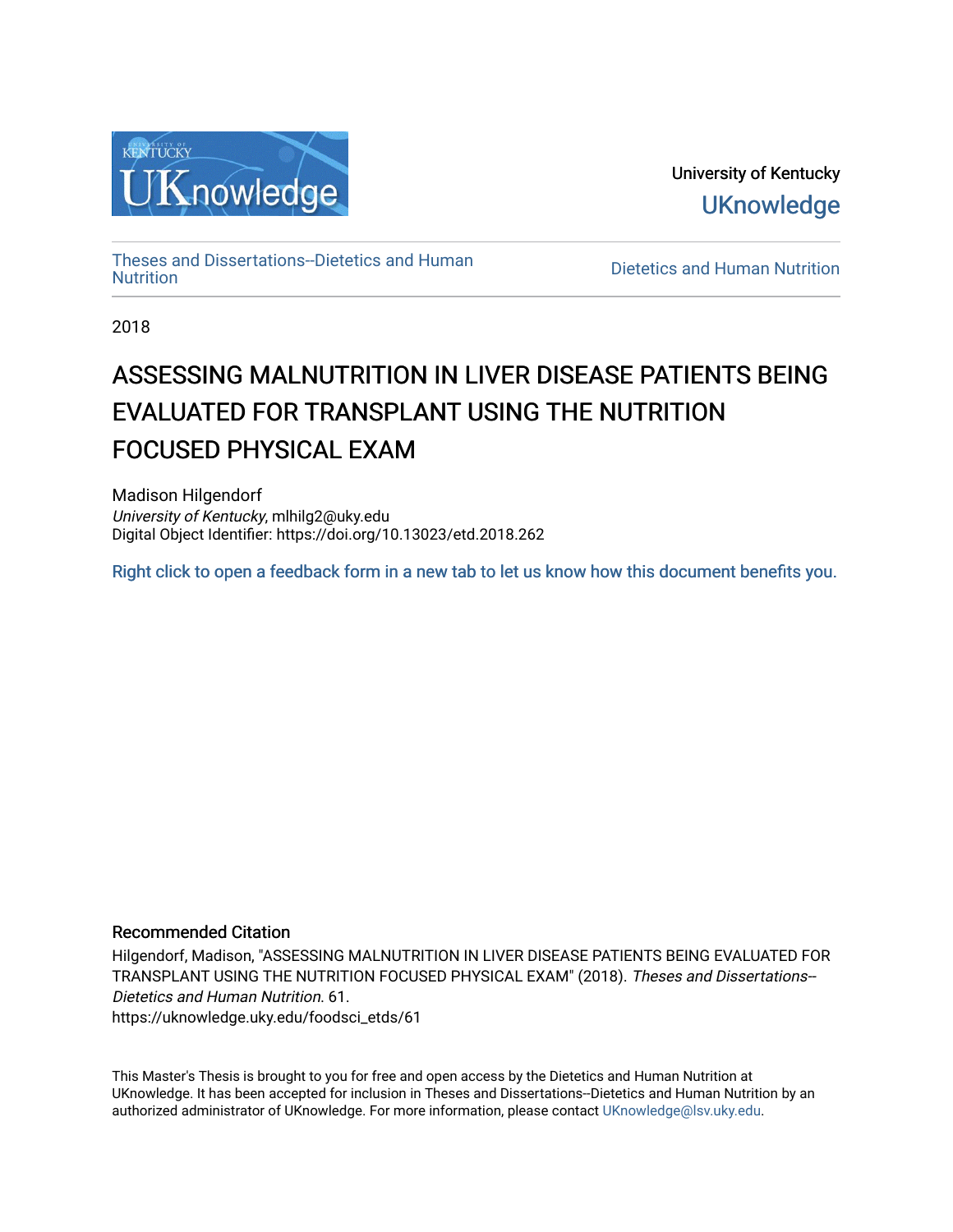University of Kentucky

UKnowledge

Theses and Dissertations--Dietetics and Human Nutrition

Dietetics and Human Nutrition

2018

# ASSESSING MALNUTRITION IN LIVER DISEASE PATIENTS BEING EVALUATED FOR TRANSPLANT USING THE NUTRITION FOCUSED PHYSICAL EXAM

Madison Hilgendorf
*University of Kentucky*, mlhilg2@uky.edu
Digital Object Identifier: https://doi.org/10.13023/etd.2018.262

Right click to open a feedback form in a new tab to let us know how this document benefits you.

## Recommended Citation

Hilgendorf, Madison, "ASSESSING MALNUTRITION IN LIVER DISEASE PATIENTS BEING EVALUATED FOR TRANSPLANT USING THE NUTRITION FOCUSED PHYSICAL EXAM" (2018). *Theses and Dissertations--Dietetics and Human Nutrition*. 61.
https://uknowledge.uky.edu/foodsci_etds/61

This Master's Thesis is brought to you for free and open access by the Dietetics and Human Nutrition at UKnowledge. It has been accepted for inclusion in Theses and Dissertations--Dietetics and Human Nutrition by an authorized administrator of UKnowledge. For more information, please contact UKnowledge@lsv.uky.edu.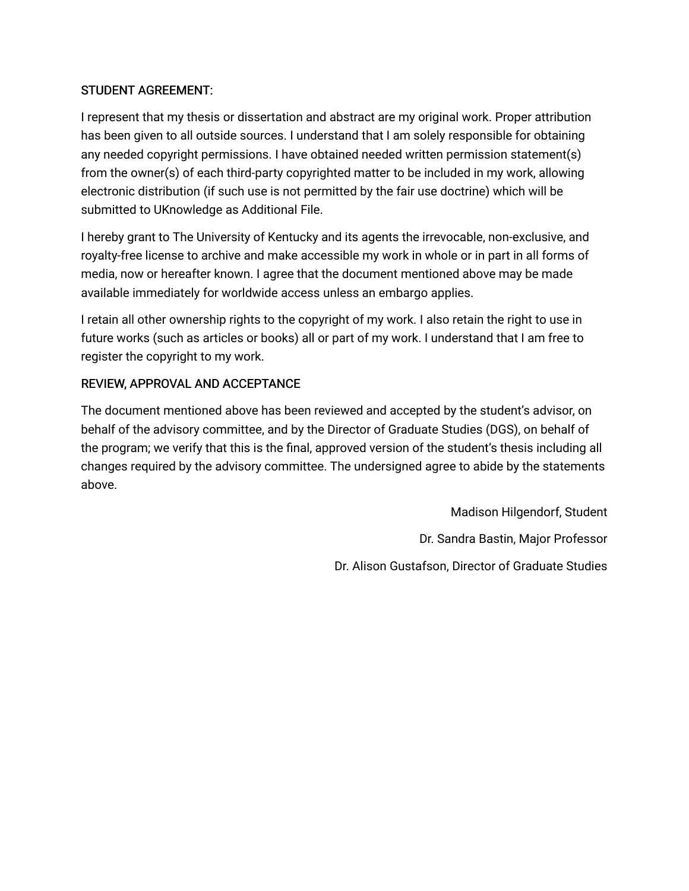STUDENT AGREEMENT:

I represent that my thesis or dissertation and abstract are my original work. Proper attribution has been given to all outside sources. I understand that I am solely responsible for obtaining any needed copyright permissions. I have obtained needed written permission statement(s) from the owner(s) of each third-party copyrighted matter to be included in my work, allowing electronic distribution (if such use is not permitted by the fair use doctrine) which will be submitted to UKnowledge as Additional File.

I hereby grant to The University of Kentucky and its agents the irrevocable, non-exclusive, and royalty-free license to archive and make accessible my work in whole or in part in all forms of media, now or hereafter known. I agree that the document mentioned above may be made available immediately for worldwide access unless an embargo applies.

I retain all other ownership rights to the copyright of my work. I also retain the right to use in future works (such as articles or books) all or part of my work. I understand that I am free to register the copyright to my work.

REVIEW, APPROVAL AND ACCEPTANCE

The document mentioned above has been reviewed and accepted by the student's advisor, on behalf of the advisory committee, and by the Director of Graduate Studies (DGS), on behalf of the program; we verify that this is the final, approved version of the student's thesis including all changes required by the advisory committee. The undersigned agree to abide by the statements above.

Madison Hilgendorf, Student

Dr. Sandra Bastin, Major Professor

Dr. Alison Gustafson, Director of Graduate Studies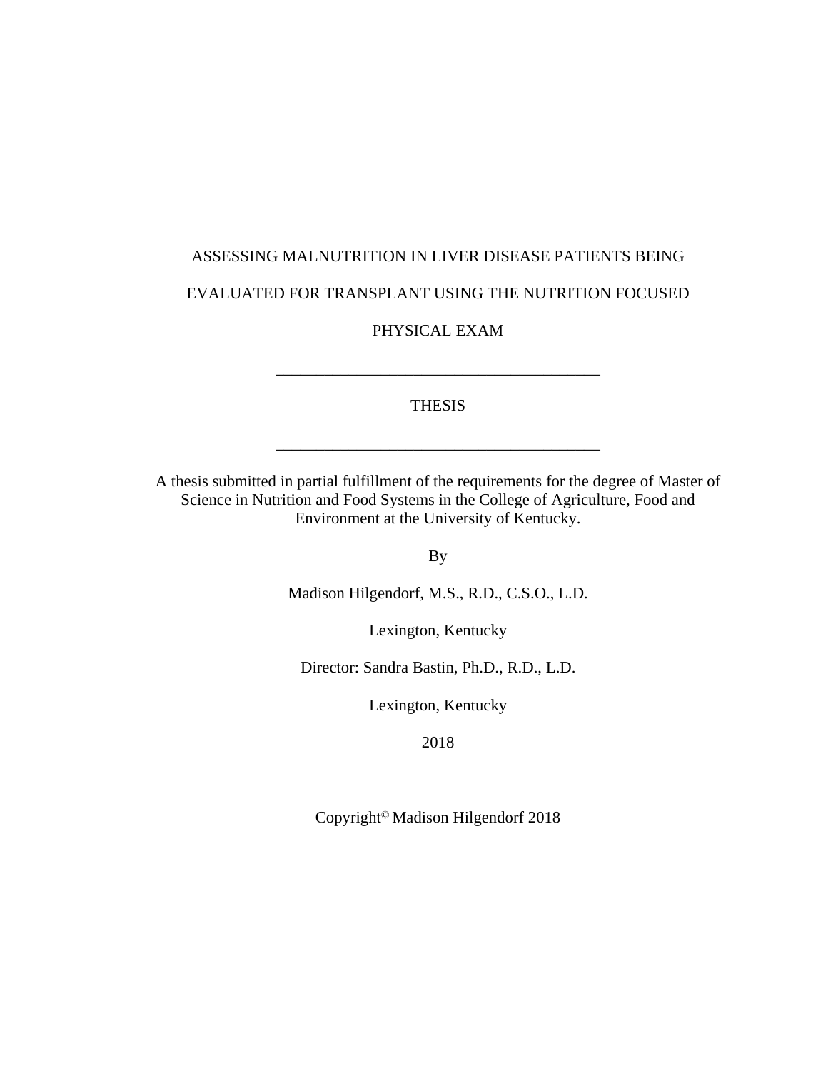ASSESSING MALNUTRITION IN LIVER DISEASE PATIENTS BEING

EVALUATED FOR TRANSPLANT USING THE NUTRITION FOCUSED

PHYSICAL EXAM

---

THESIS

---

A thesis submitted in partial fulfillment of the requirements for the degree of Master of Science in Nutrition and Food Systems in the College of Agriculture, Food and Environment at the University of Kentucky.

By

Madison Hilgendorf, M.S., R.D., C.S.O., L.D.

Lexington, Kentucky

Director: Sandra Bastin, Ph.D., R.D., L.D.

Lexington, Kentucky

2018

Copyright© Madison Hilgendorf 2018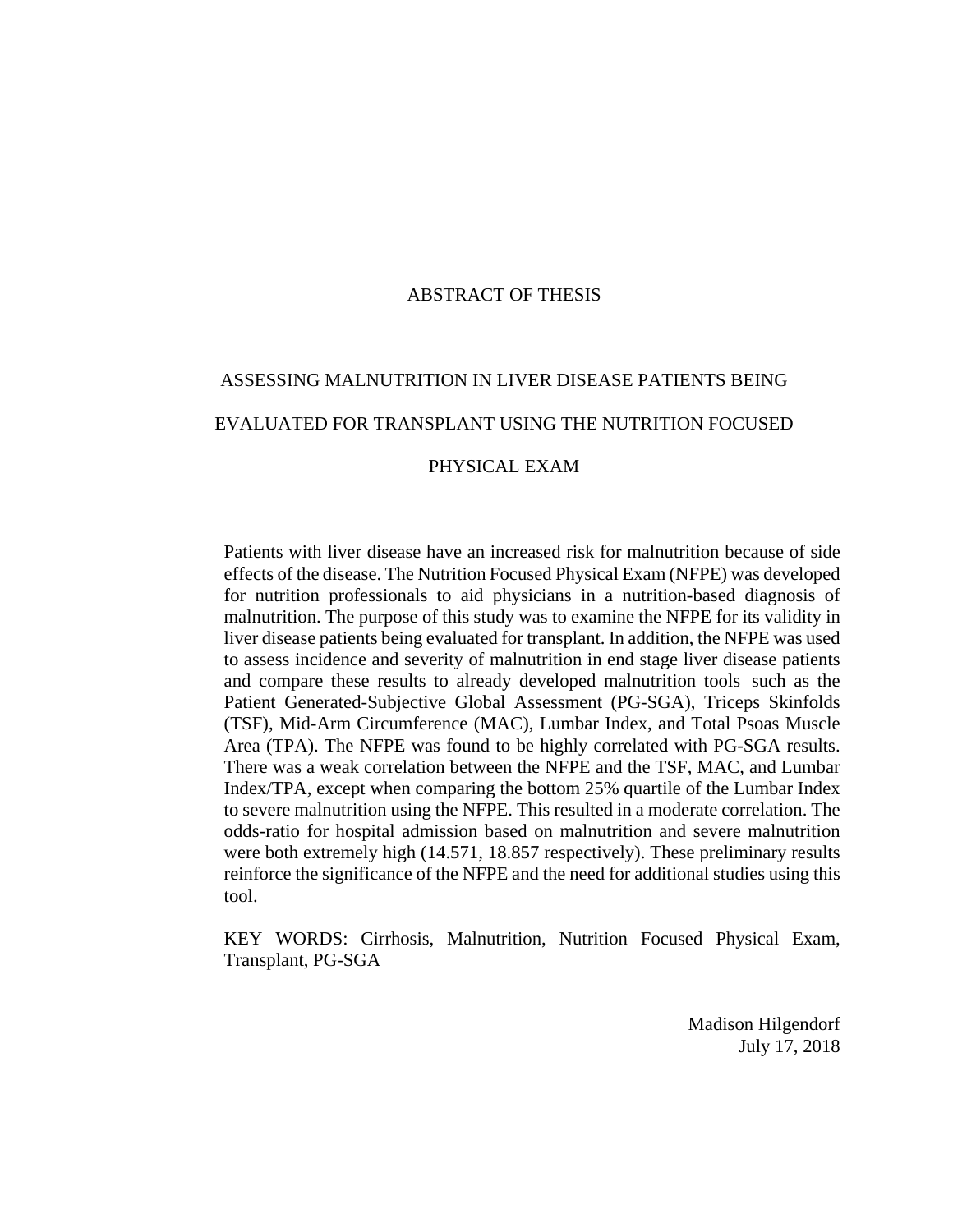# ABSTRACT OF THESIS

## ASSESSING MALNUTRITION IN LIVER DISEASE PATIENTS BEING EVALUATED FOR TRANSPLANT USING THE NUTRITION FOCUSED PHYSICAL EXAM

Patients with liver disease have an increased risk for malnutrition because of side effects of the disease. The Nutrition Focused Physical Exam (NFPE) was developed for nutrition professionals to aid physicians in a nutrition-based diagnosis of malnutrition. The purpose of this study was to examine the NFPE for its validity in liver disease patients being evaluated for transplant. In addition, the NFPE was used to assess incidence and severity of malnutrition in end stage liver disease patients and compare these results to already developed malnutrition tools such as the Patient Generated-Subjective Global Assessment (PG-SGA), Triceps Skinfolds (TSF), Mid-Arm Circumference (MAC), Lumbar Index, and Total Psoas Muscle Area (TPA). The NFPE was found to be highly correlated with PG-SGA results. There was a weak correlation between the NFPE and the TSF, MAC, and Lumbar Index/TPA, except when comparing the bottom 25% quartile of the Lumbar Index to severe malnutrition using the NFPE. This resulted in a moderate correlation. The odds-ratio for hospital admission based on malnutrition and severe malnutrition were both extremely high (14.571, 18.857 respectively). These preliminary results reinforce the significance of the NFPE and the need for additional studies using this tool.

KEY WORDS: Cirrhosis, Malnutrition, Nutrition Focused Physical Exam, Transplant, PG-SGA

Madison Hilgendorf
July 17, 2018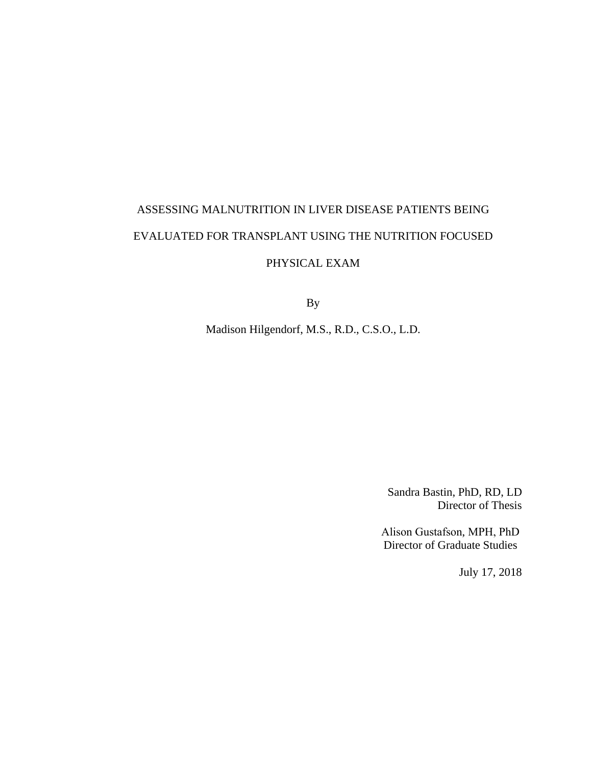ASSESSING MALNUTRITION IN LIVER DISEASE PATIENTS BEING EVALUATED FOR TRANSPLANT USING THE NUTRITION FOCUSED PHYSICAL EXAM

By

Madison Hilgendorf, M.S., R.D., C.S.O., L.D.

Sandra Bastin, PhD, RD, LD
Director of Thesis

Alison Gustafson, MPH, PhD
Director of Graduate Studies

July 17, 2018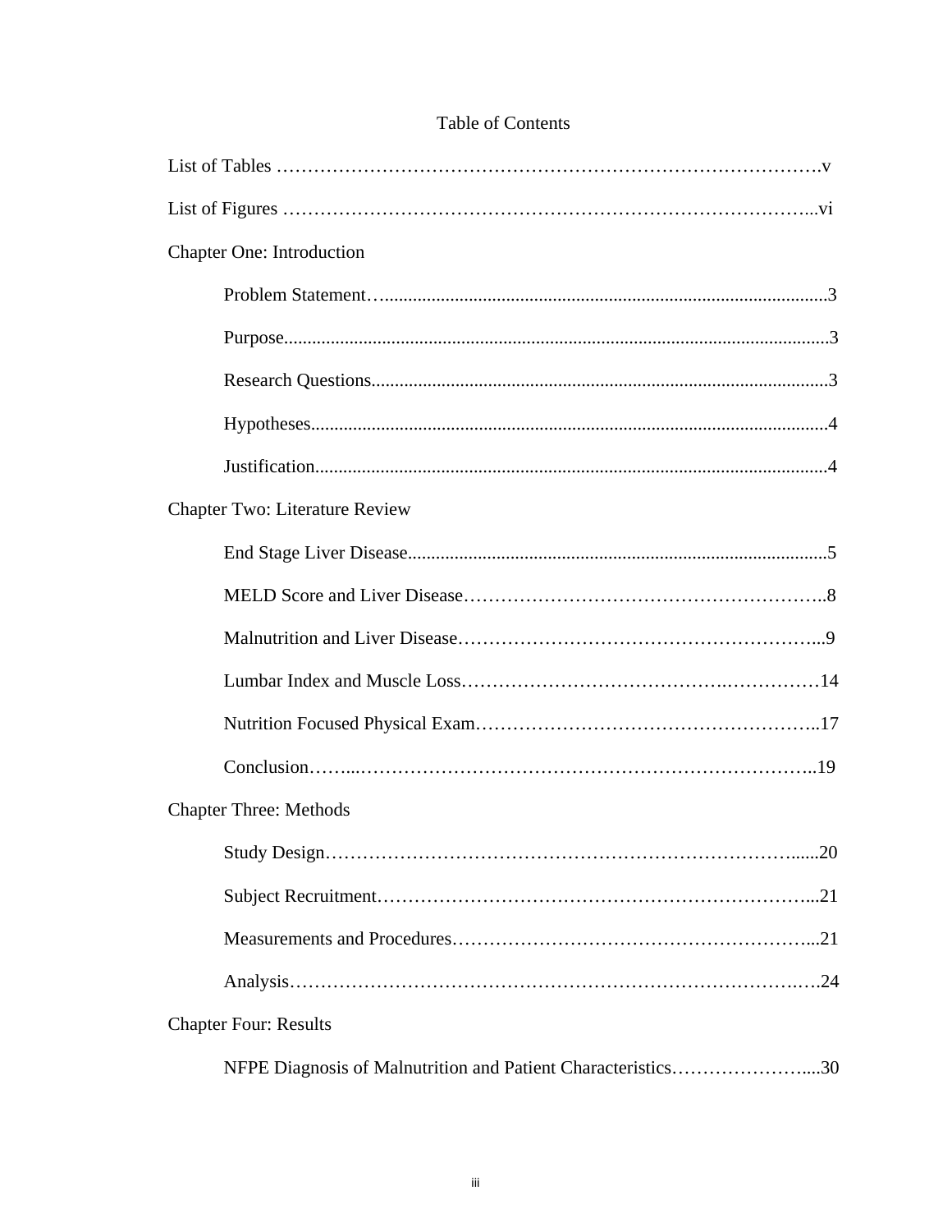# Table of Contents

List of Tables ....................................................................................v

List of Figures ....................................................................................vi

Chapter One: Introduction

- Problem Statement....................................................................................3
- Purpose....................................................................................3
- Research Questions....................................................................................3
- Hypotheses....................................................................................4
- Justification....................................................................................4

Chapter Two: Literature Review

- End Stage Liver Disease....................................................................................5
- MELD Score and Liver Disease....................................................................................8
- Malnutrition and Liver Disease....................................................................................9
- Lumbar Index and Muscle Loss....................................................................................14
- Nutrition Focused Physical Exam....................................................................................17
- Conclusion....................................................................................19

Chapter Three: Methods

- Study Design....................................................................................20
- Subject Recruitment....................................................................................21
- Measurements and Procedures....................................................................................21
- Analysis....................................................................................24

Chapter Four: Results

- NFPE Diagnosis of Malnutrition and Patient Characteristics....................................................................................30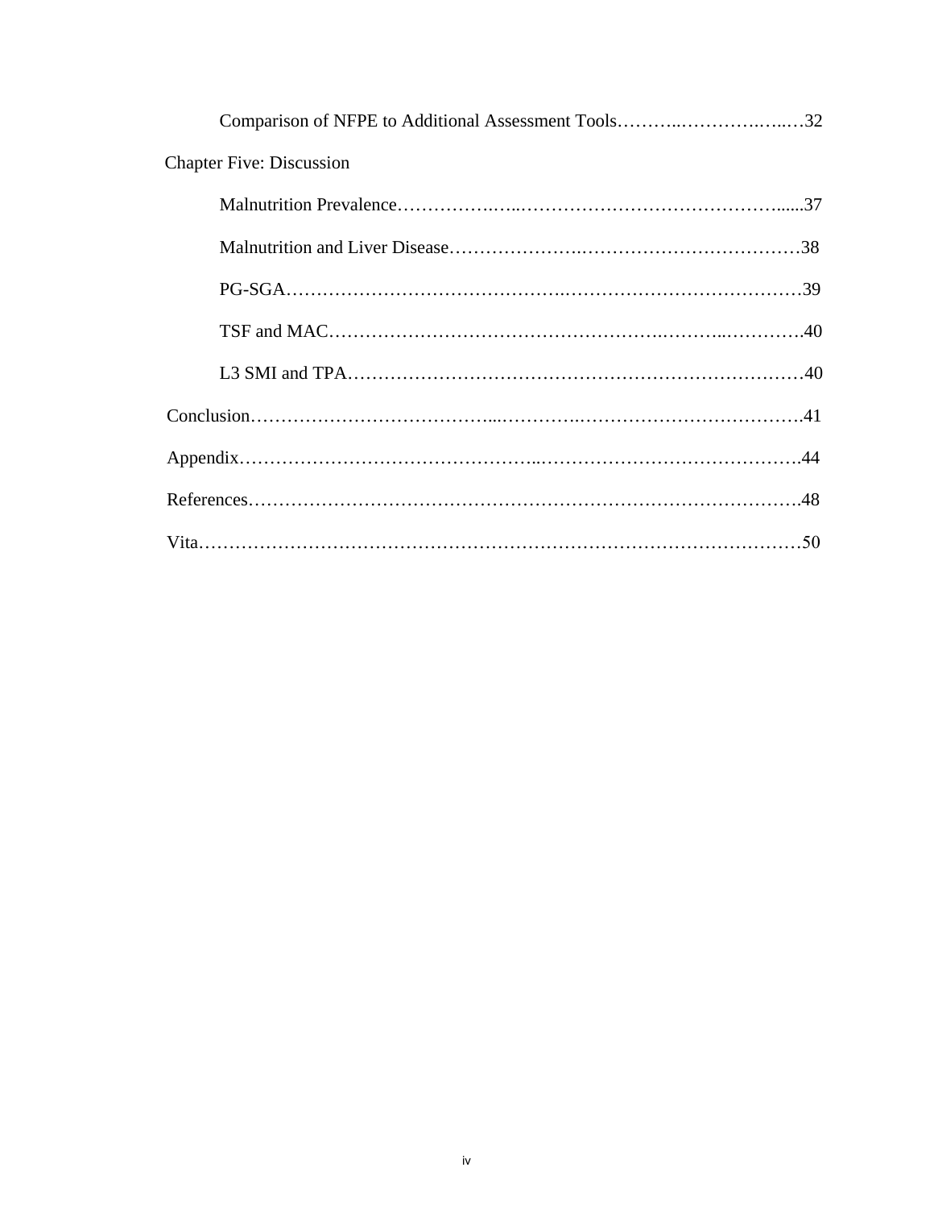Comparison of NFPE to Additional Assessment Tools……….…………….…..…32

Chapter Five: Discussion

Malnutrition Prevalence…………….…..……………………………………......37

Malnutrition and Liver Disease…………………..………………………………38

PG-SGA……………………………………..……………….……………………39

TSF and MAC…………………………………………….………..…………….40

L3 SMI and TPA…………………………………………………………………40

Conclusion………………………………...………….………………………………….41

Appendix………………………………………..…………………………………….44

References……………………………………………………………………………….48

Vita………………………………………………………………………………………50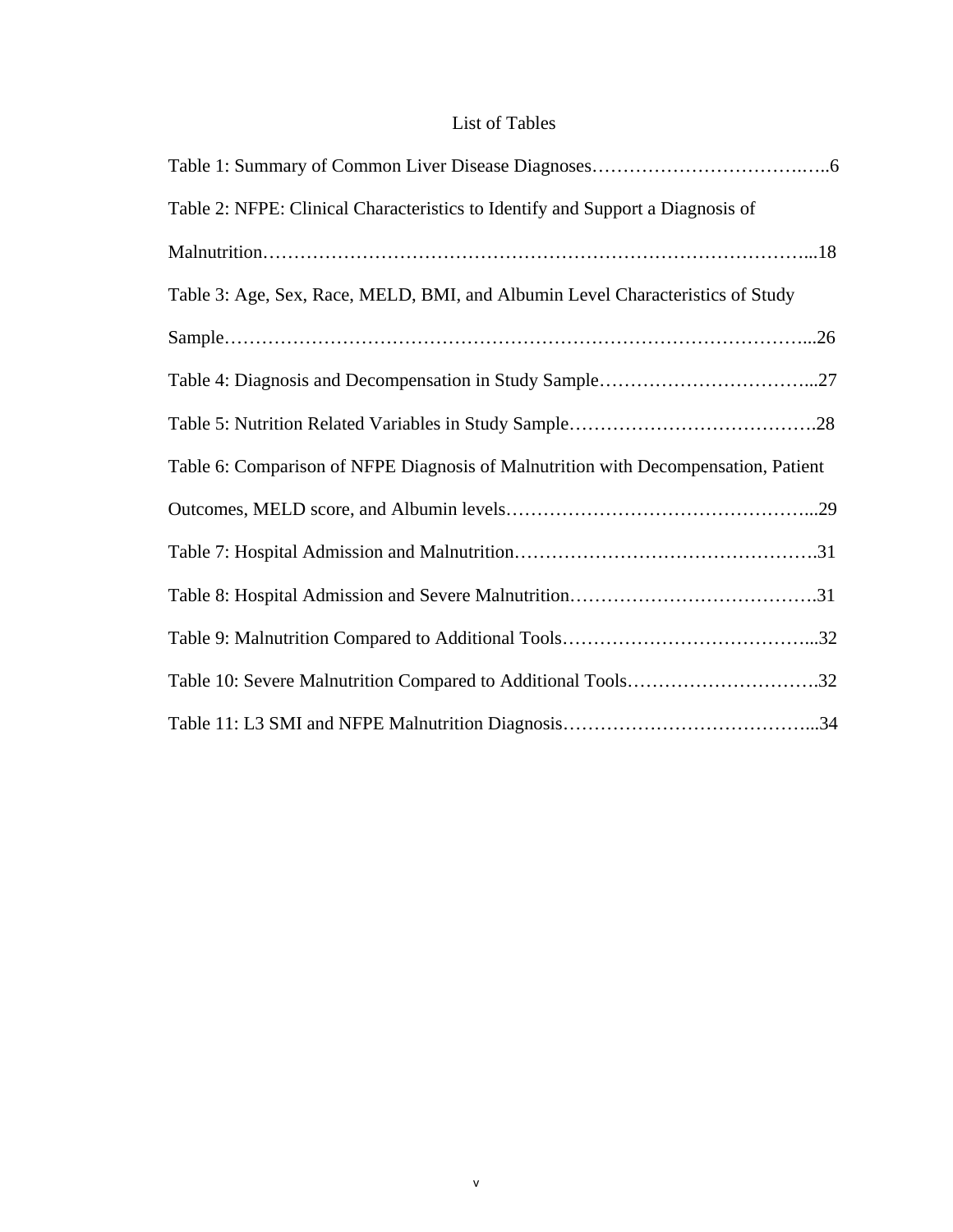# List of Tables

Table 1: Summary of Common Liver Disease Diagnoses……………………………….…..6

Table 2: NFPE: Clinical Characteristics to Identify and Support a Diagnosis of Malnutrition…………………………………………………………………………...18

Table 3: Age, Sex, Race, MELD, BMI, and Albumin Level Characteristics of Study Sample…………………………………………………………………………………...26

Table 4: Diagnosis and Decompensation in Study Sample……………………………...27

Table 5: Nutrition Related Variables in Study Sample………………………………….28

Table 6: Comparison of NFPE Diagnosis of Malnutrition with Decompensation, Patient Outcomes, MELD score, and Albumin levels…………………………………………...29

Table 7: Hospital Admission and Malnutrition………………………………………….31

Table 8: Hospital Admission and Severe Malnutrition………………………………….31

Table 9: Malnutrition Compared to Additional Tools…………………………………...32

Table 10: Severe Malnutrition Compared to Additional Tools………………………….32

Table 11: L3 SMI and NFPE Malnutrition Diagnosis…………………………………...34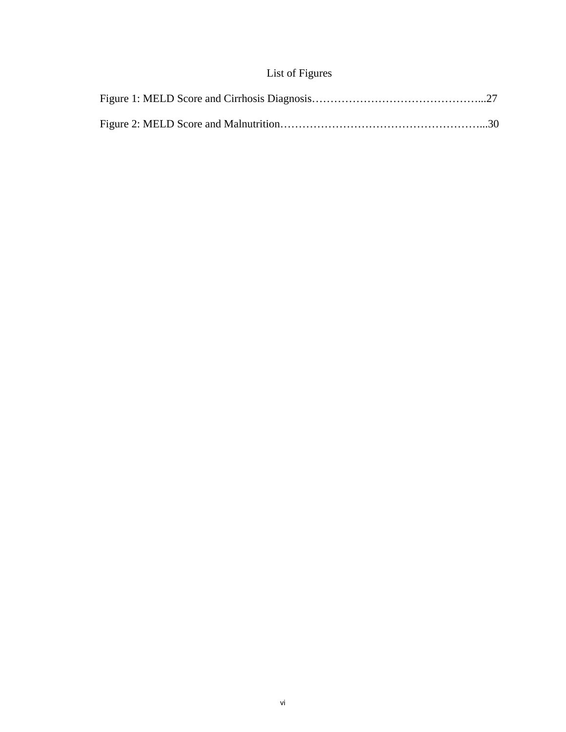# List of Figures

Figure 1: MELD Score and Cirrhosis Diagnosis……………………………………...27

Figure 2: MELD Score and Malnutrition……………………………………………...30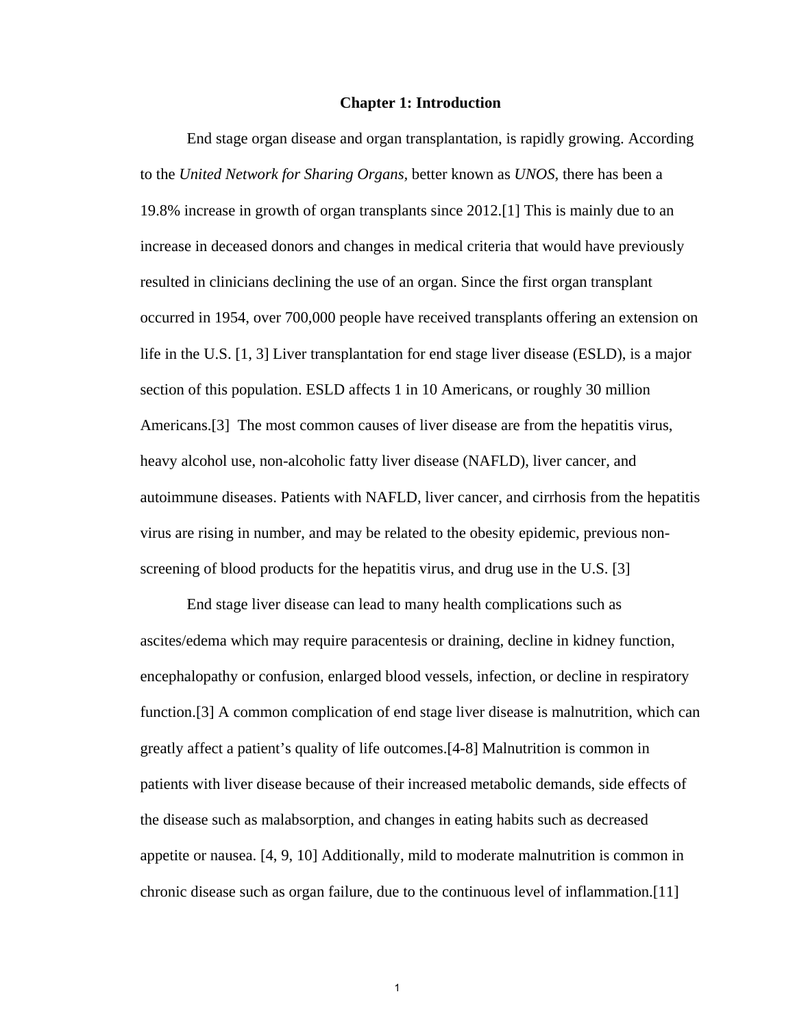# Chapter 1: Introduction

End stage organ disease and organ transplantation, is rapidly growing. According to the *United Network for Sharing Organs*, better known as *UNOS*, there has been a 19.8% increase in growth of organ transplants since 2012.[1] This is mainly due to an increase in deceased donors and changes in medical criteria that would have previously resulted in clinicians declining the use of an organ. Since the first organ transplant occurred in 1954, over 700,000 people have received transplants offering an extension on life in the U.S. [1, 3] Liver transplantation for end stage liver disease (ESLD), is a major section of this population. ESLD affects 1 in 10 Americans, or roughly 30 million Americans.[3] The most common causes of liver disease are from the hepatitis virus, heavy alcohol use, non-alcoholic fatty liver disease (NAFLD), liver cancer, and autoimmune diseases. Patients with NAFLD, liver cancer, and cirrhosis from the hepatitis virus are rising in number, and may be related to the obesity epidemic, previous non-screening of blood products for the hepatitis virus, and drug use in the U.S. [3]

End stage liver disease can lead to many health complications such as ascites/edema which may require paracentesis or draining, decline in kidney function, encephalopathy or confusion, enlarged blood vessels, infection, or decline in respiratory function.[3] A common complication of end stage liver disease is malnutrition, which can greatly affect a patient's quality of life outcomes.[4-8] Malnutrition is common in patients with liver disease because of their increased metabolic demands, side effects of the disease such as malabsorption, and changes in eating habits such as decreased appetite or nausea. [4, 9, 10] Additionally, mild to moderate malnutrition is common in chronic disease such as organ failure, due to the continuous level of inflammation.[11]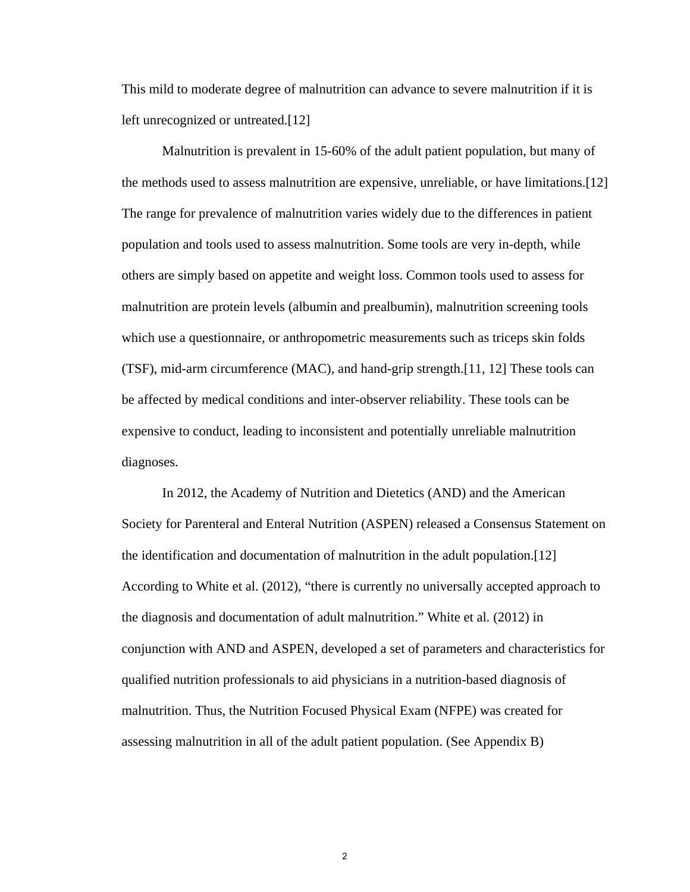This mild to moderate degree of malnutrition can advance to severe malnutrition if it is left unrecognized or untreated.[12]

Malnutrition is prevalent in 15-60% of the adult patient population, but many of the methods used to assess malnutrition are expensive, unreliable, or have limitations.[12] The range for prevalence of malnutrition varies widely due to the differences in patient population and tools used to assess malnutrition. Some tools are very in-depth, while others are simply based on appetite and weight loss. Common tools used to assess for malnutrition are protein levels (albumin and prealbumin), malnutrition screening tools which use a questionnaire, or anthropometric measurements such as triceps skin folds (TSF), mid-arm circumference (MAC), and hand-grip strength.[11, 12] These tools can be affected by medical conditions and inter-observer reliability. These tools can be expensive to conduct, leading to inconsistent and potentially unreliable malnutrition diagnoses.

In 2012, the Academy of Nutrition and Dietetics (AND) and the American Society for Parenteral and Enteral Nutrition (ASPEN) released a Consensus Statement on the identification and documentation of malnutrition in the adult population.[12] According to White et al. (2012), "there is currently no universally accepted approach to the diagnosis and documentation of adult malnutrition." White et al. (2012) in conjunction with AND and ASPEN, developed a set of parameters and characteristics for qualified nutrition professionals to aid physicians in a nutrition-based diagnosis of malnutrition. Thus, the Nutrition Focused Physical Exam (NFPE) was created for assessing malnutrition in all of the adult patient population. (See Appendix B)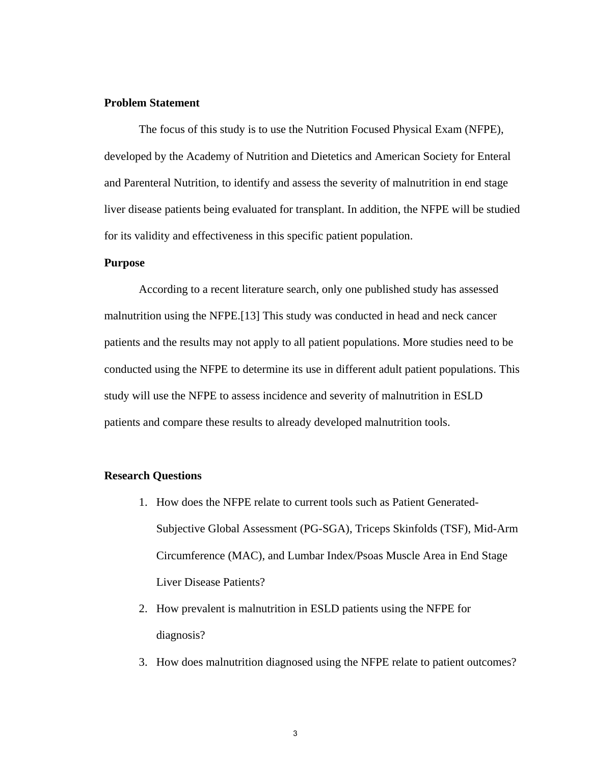**Problem Statement**

The focus of this study is to use the Nutrition Focused Physical Exam (NFPE), developed by the Academy of Nutrition and Dietetics and American Society for Enteral and Parenteral Nutrition, to identify and assess the severity of malnutrition in end stage liver disease patients being evaluated for transplant. In addition, the NFPE will be studied for its validity and effectiveness in this specific patient population.

**Purpose**

According to a recent literature search, only one published study has assessed malnutrition using the NFPE.[13] This study was conducted in head and neck cancer patients and the results may not apply to all patient populations. More studies need to be conducted using the NFPE to determine its use in different adult patient populations. This study will use the NFPE to assess incidence and severity of malnutrition in ESLD patients and compare these results to already developed malnutrition tools.

**Research Questions**

1. How does the NFPE relate to current tools such as Patient Generated-Subjective Global Assessment (PG-SGA), Triceps Skinfolds (TSF), Mid-Arm Circumference (MAC), and Lumbar Index/Psoas Muscle Area in End Stage Liver Disease Patients?
2. How prevalent is malnutrition in ESLD patients using the NFPE for diagnosis?
3. How does malnutrition diagnosed using the NFPE relate to patient outcomes?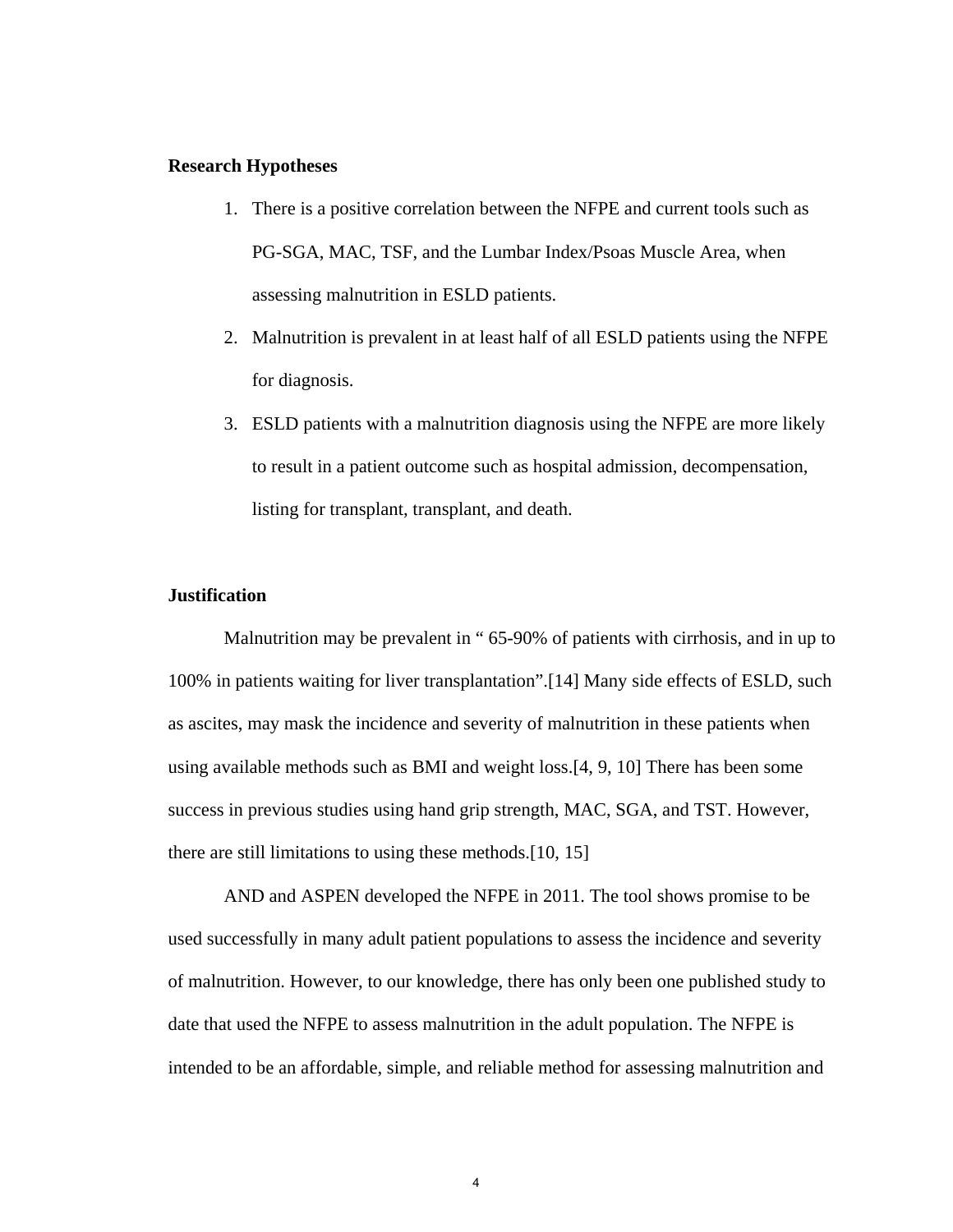**Research Hypotheses**

1. There is a positive correlation between the NFPE and current tools such as PG-SGA, MAC, TSF, and the Lumbar Index/Psoas Muscle Area, when assessing malnutrition in ESLD patients.
2. Malnutrition is prevalent in at least half of all ESLD patients using the NFPE for diagnosis.
3. ESLD patients with a malnutrition diagnosis using the NFPE are more likely to result in a patient outcome such as hospital admission, decompensation, listing for transplant, transplant, and death.

**Justification**

Malnutrition may be prevalent in " 65-90% of patients with cirrhosis, and in up to 100% in patients waiting for liver transplantation".[14] Many side effects of ESLD, such as ascites, may mask the incidence and severity of malnutrition in these patients when using available methods such as BMI and weight loss.[4, 9, 10] There has been some success in previous studies using hand grip strength, MAC, SGA, and TST. However, there are still limitations to using these methods.[10, 15]

AND and ASPEN developed the NFPE in 2011. The tool shows promise to be used successfully in many adult patient populations to assess the incidence and severity of malnutrition. However, to our knowledge, there has only been one published study to date that used the NFPE to assess malnutrition in the adult population. The NFPE is intended to be an affordable, simple, and reliable method for assessing malnutrition and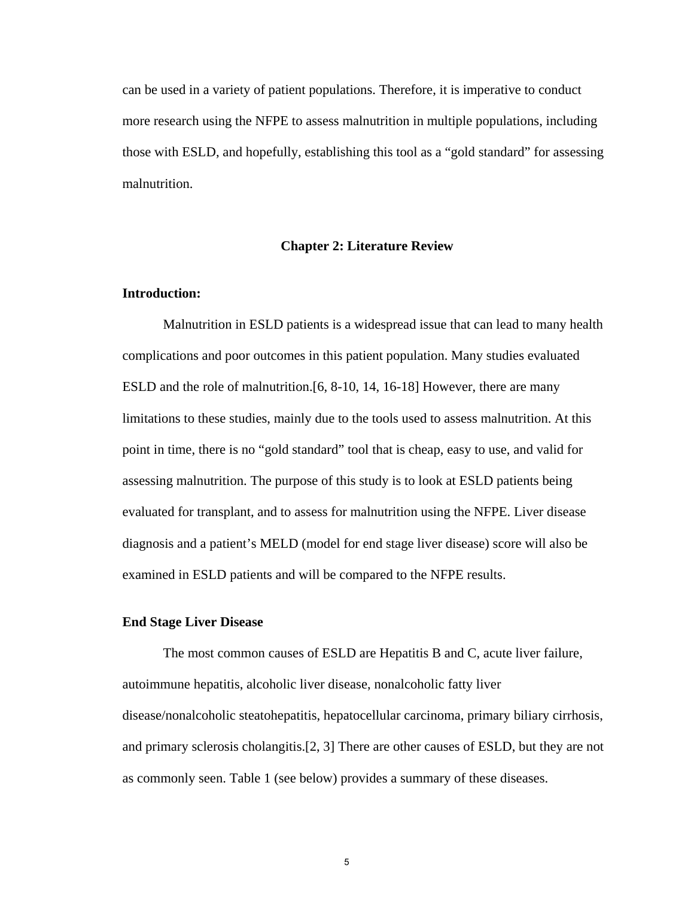can be used in a variety of patient populations. Therefore, it is imperative to conduct more research using the NFPE to assess malnutrition in multiple populations, including those with ESLD, and hopefully, establishing this tool as a "gold standard" for assessing malnutrition.

## Chapter 2: Literature Review

### Introduction:

Malnutrition in ESLD patients is a widespread issue that can lead to many health complications and poor outcomes in this patient population. Many studies evaluated ESLD and the role of malnutrition.[6, 8-10, 14, 16-18] However, there are many limitations to these studies, mainly due to the tools used to assess malnutrition. At this point in time, there is no "gold standard" tool that is cheap, easy to use, and valid for assessing malnutrition. The purpose of this study is to look at ESLD patients being evaluated for transplant, and to assess for malnutrition using the NFPE. Liver disease diagnosis and a patient's MELD (model for end stage liver disease) score will also be examined in ESLD patients and will be compared to the NFPE results.

### End Stage Liver Disease

The most common causes of ESLD are Hepatitis B and C, acute liver failure, autoimmune hepatitis, alcoholic liver disease, nonalcoholic fatty liver disease/nonalcoholic steatohepatitis, hepatocellular carcinoma, primary biliary cirrhosis, and primary sclerosis cholangitis.[2, 3] There are other causes of ESLD, but they are not as commonly seen. Table 1 (see below) provides a summary of these diseases.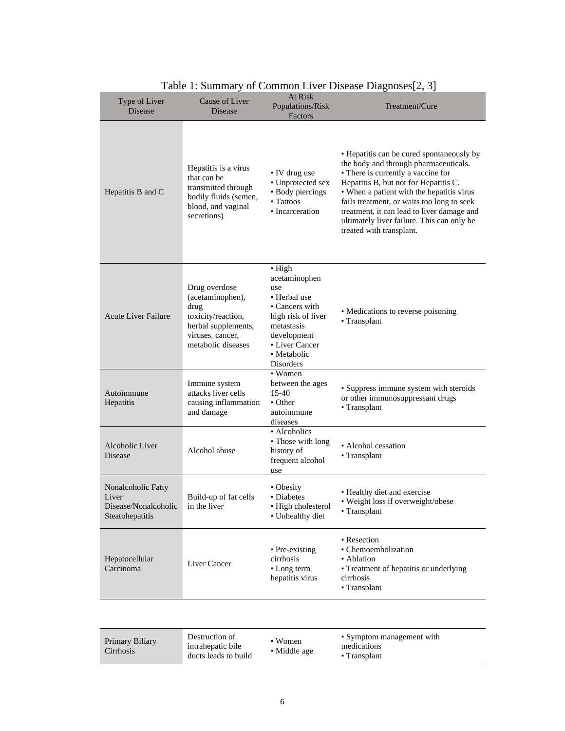Table 1: Summary of Common Liver Disease Diagnoses[2, 3]

| Type of Liver Disease | Cause of Liver Disease | At Risk Populations/Risk Factors | Treatment/Cure |
|---|---|---|---|
| Hepatitis B and C | Hepatitis is a virus that can be transmitted through bodily fluids (semen, blood, and vaginal secretions) | • IV drug use<br>• Unprotected sex<br>• Body piercings<br>• Tattoos<br>• Incarceration | • Hepatitis can be cured spontaneously by the body and through pharmaceuticals.<br>• There is currently a vaccine for Hepatitis B, but not for Hepatitis C.<br>• When a patient with the hepatitis virus fails treatment, or waits too long to seek treatment, it can lead to liver damage and ultimately liver failure. This can only be treated with transplant. |
| Acute Liver Failure | Drug overdose (acetaminophen), drug toxicity/reaction, herbal supplements, viruses, cancer, metabolic diseases | • High acetaminophen use<br>• Herbal use<br>• Cancers with high risk of liver metastasis development<br>• Liver Cancer<br>• Metabolic Disorders | • Medications to reverse poisoning<br>• Transplant |
| Autoimmune Hepatitis | Immune system attacks liver cells causing inflammation and damage | • Women between the ages 15-40<br>• Other autoimmune diseases | • Suppress immune system with steroids or other immunosuppressant drugs<br>• Transplant |
| Alcoholic Liver Disease | Alcohol abuse | • Alcoholics<br>• Those with long history of frequent alcohol use | • Alcohol cessation<br>• Transplant |
| Nonalcoholic Fatty Liver Disease/Nonalcoholic Steatohepatitis | Build-up of fat cells in the liver | • Obesity<br>• Diabetes<br>• High cholesterol<br>• Unhealthy diet | • Healthy diet and exercise<br>• Weight loss if overweight/obese<br>• Transplant |
| Hepatocellular Carcinoma | Liver Cancer | • Pre-existing cirrhosis<br>• Long term hepatitis virus | • Resection<br>• Chemoembolization<br>• Ablation<br>• Treatment of hepatitis or underlying cirrhosis<br>• Transplant |
| Primary Biliary Cirrhosis | Destruction of intrahepatic bile ducts leads to build | • Women<br>• Middle age | • Symptom management with medications<br>• Transplant |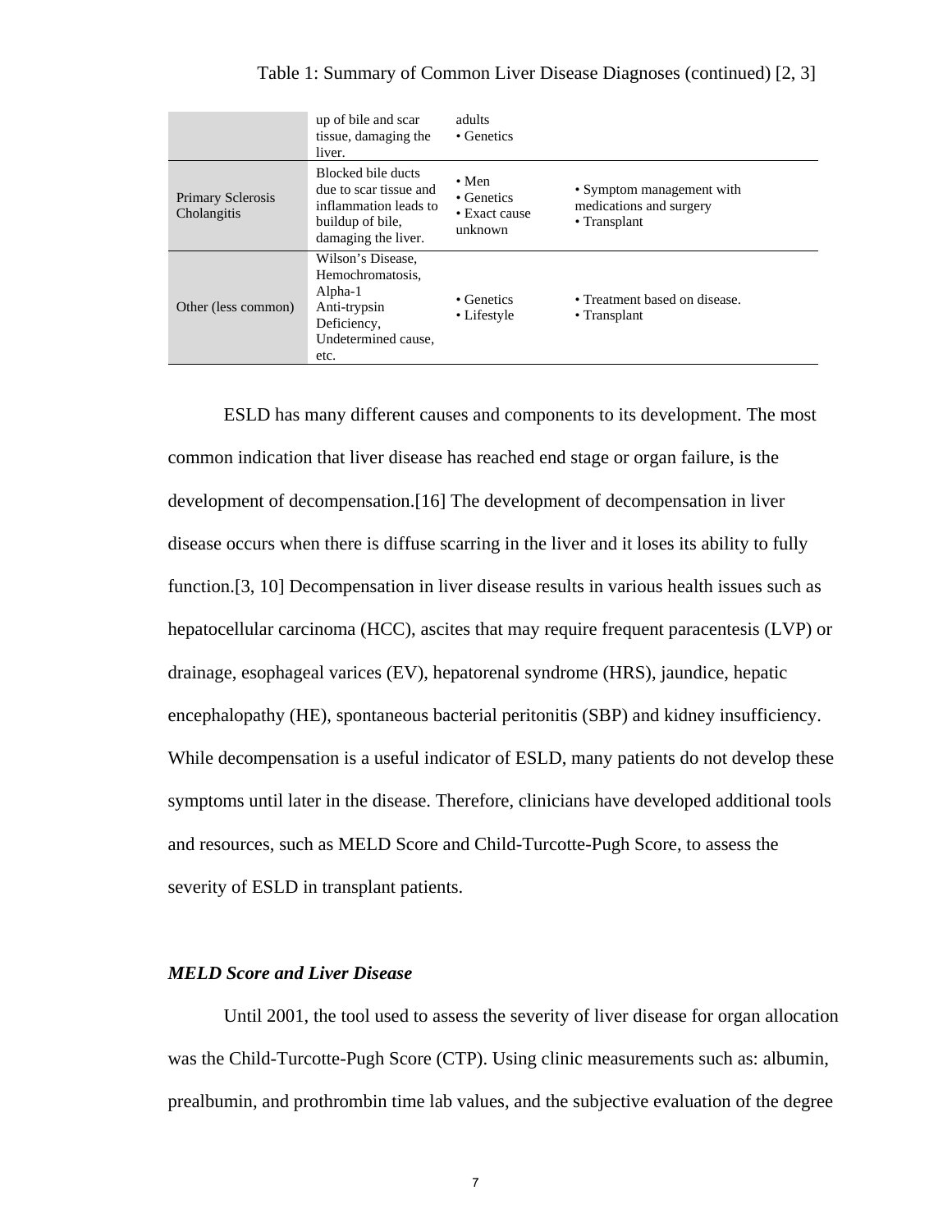Table 1: Summary of Common Liver Disease Diagnoses (continued) [2, 3]

| | | | |
|---|---|---|---|
| | up of bile and scar tissue, damaging the liver. | adults • Genetics | |
| Primary Sclerosis Cholangitis | Blocked bile ducts due to scar tissue and inflammation leads to buildup of bile, damaging the liver. | • Men • Genetics • Exact cause unknown | • Symptom management with medications and surgery • Transplant |
| Other (less common) | Wilson's Disease, Hemochromatosis, Alpha-1 Anti-trypsin Deficiency, Undetermined cause, etc. | • Genetics • Lifestyle | • Treatment based on disease. • Transplant |

ESLD has many different causes and components to its development. The most common indication that liver disease has reached end stage or organ failure, is the development of decompensation.[16] The development of decompensation in liver disease occurs when there is diffuse scarring in the liver and it loses its ability to fully function.[3, 10] Decompensation in liver disease results in various health issues such as hepatocellular carcinoma (HCC), ascites that may require frequent paracentesis (LVP) or drainage, esophageal varices (EV), hepatorenal syndrome (HRS), jaundice, hepatic encephalopathy (HE), spontaneous bacterial peritonitis (SBP) and kidney insufficiency. While decompensation is a useful indicator of ESLD, many patients do not develop these symptoms until later in the disease. Therefore, clinicians have developed additional tools and resources, such as MELD Score and Child-Turcotte-Pugh Score, to assess the severity of ESLD in transplant patients.

### *MELD Score and Liver Disease*

Until 2001, the tool used to assess the severity of liver disease for organ allocation was the Child-Turcotte-Pugh Score (CTP). Using clinic measurements such as: albumin, prealbumin, and prothrombin time lab values, and the subjective evaluation of the degree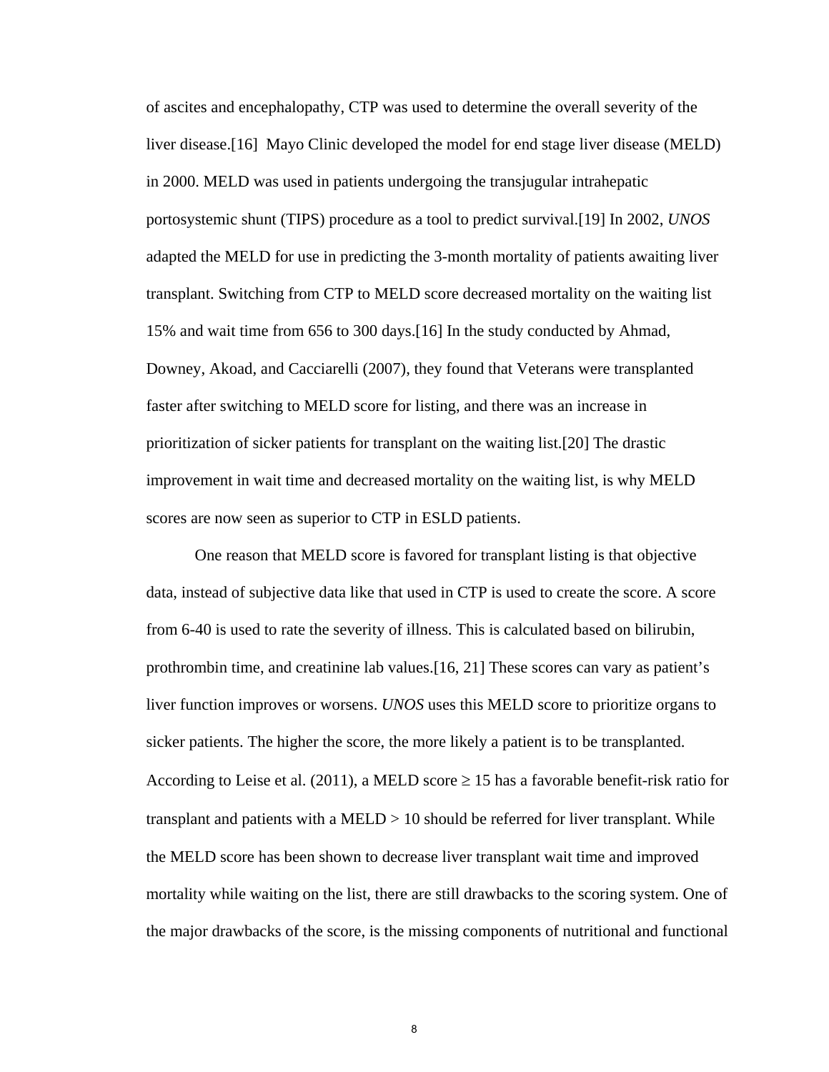of ascites and encephalopathy, CTP was used to determine the overall severity of the liver disease.[16]  Mayo Clinic developed the model for end stage liver disease (MELD) in 2000. MELD was used in patients undergoing the transjugular intrahepatic portosystemic shunt (TIPS) procedure as a tool to predict survival.[19] In 2002, *UNOS* adapted the MELD for use in predicting the 3-month mortality of patients awaiting liver transplant. Switching from CTP to MELD score decreased mortality on the waiting list 15% and wait time from 656 to 300 days.[16] In the study conducted by Ahmad, Downey, Akoad, and Cacciarelli (2007), they found that Veterans were transplanted faster after switching to MELD score for listing, and there was an increase in prioritization of sicker patients for transplant on the waiting list.[20] The drastic improvement in wait time and decreased mortality on the waiting list, is why MELD scores are now seen as superior to CTP in ESLD patients.

One reason that MELD score is favored for transplant listing is that objective data, instead of subjective data like that used in CTP is used to create the score. A score from 6-40 is used to rate the severity of illness. This is calculated based on bilirubin, prothrombin time, and creatinine lab values.[16, 21] These scores can vary as patient's liver function improves or worsens. *UNOS* uses this MELD score to prioritize organs to sicker patients. The higher the score, the more likely a patient is to be transplanted. According to Leise et al. (2011), a MELD score ≥ 15 has a favorable benefit-risk ratio for transplant and patients with a MELD > 10 should be referred for liver transplant. While the MELD score has been shown to decrease liver transplant wait time and improved mortality while waiting on the list, there are still drawbacks to the scoring system. One of the major drawbacks of the score, is the missing components of nutritional and functional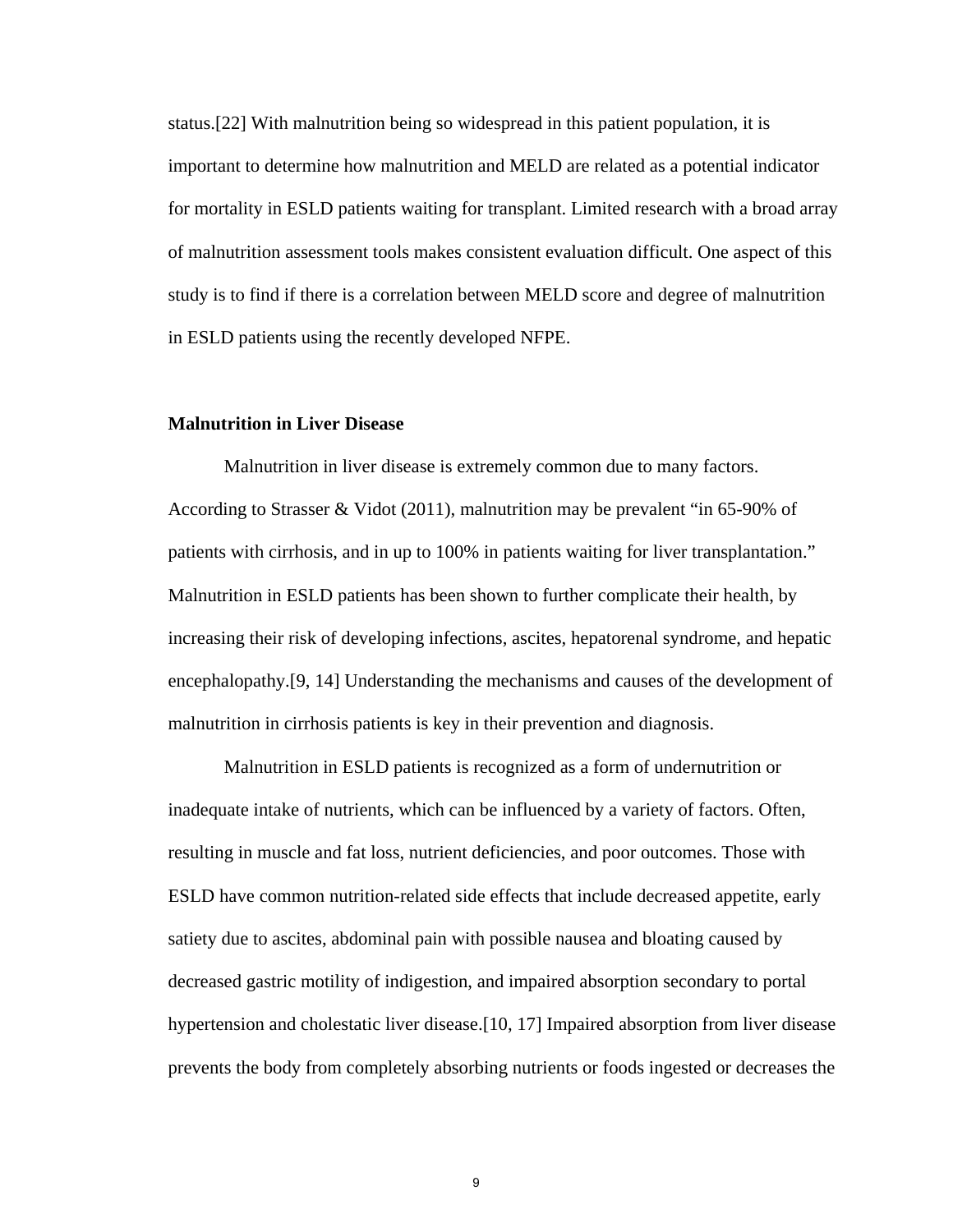status.[22] With malnutrition being so widespread in this patient population, it is important to determine how malnutrition and MELD are related as a potential indicator for mortality in ESLD patients waiting for transplant. Limited research with a broad array of malnutrition assessment tools makes consistent evaluation difficult. One aspect of this study is to find if there is a correlation between MELD score and degree of malnutrition in ESLD patients using the recently developed NFPE.

**Malnutrition in Liver Disease**

Malnutrition in liver disease is extremely common due to many factors. According to Strasser & Vidot (2011), malnutrition may be prevalent "in 65-90% of patients with cirrhosis, and in up to 100% in patients waiting for liver transplantation." Malnutrition in ESLD patients has been shown to further complicate their health, by increasing their risk of developing infections, ascites, hepatorenal syndrome, and hepatic encephalopathy.[9, 14] Understanding the mechanisms and causes of the development of malnutrition in cirrhosis patients is key in their prevention and diagnosis.

Malnutrition in ESLD patients is recognized as a form of undernutrition or inadequate intake of nutrients, which can be influenced by a variety of factors. Often, resulting in muscle and fat loss, nutrient deficiencies, and poor outcomes. Those with ESLD have common nutrition-related side effects that include decreased appetite, early satiety due to ascites, abdominal pain with possible nausea and bloating caused by decreased gastric motility of indigestion, and impaired absorption secondary to portal hypertension and cholestatic liver disease.[10, 17] Impaired absorption from liver disease prevents the body from completely absorbing nutrients or foods ingested or decreases the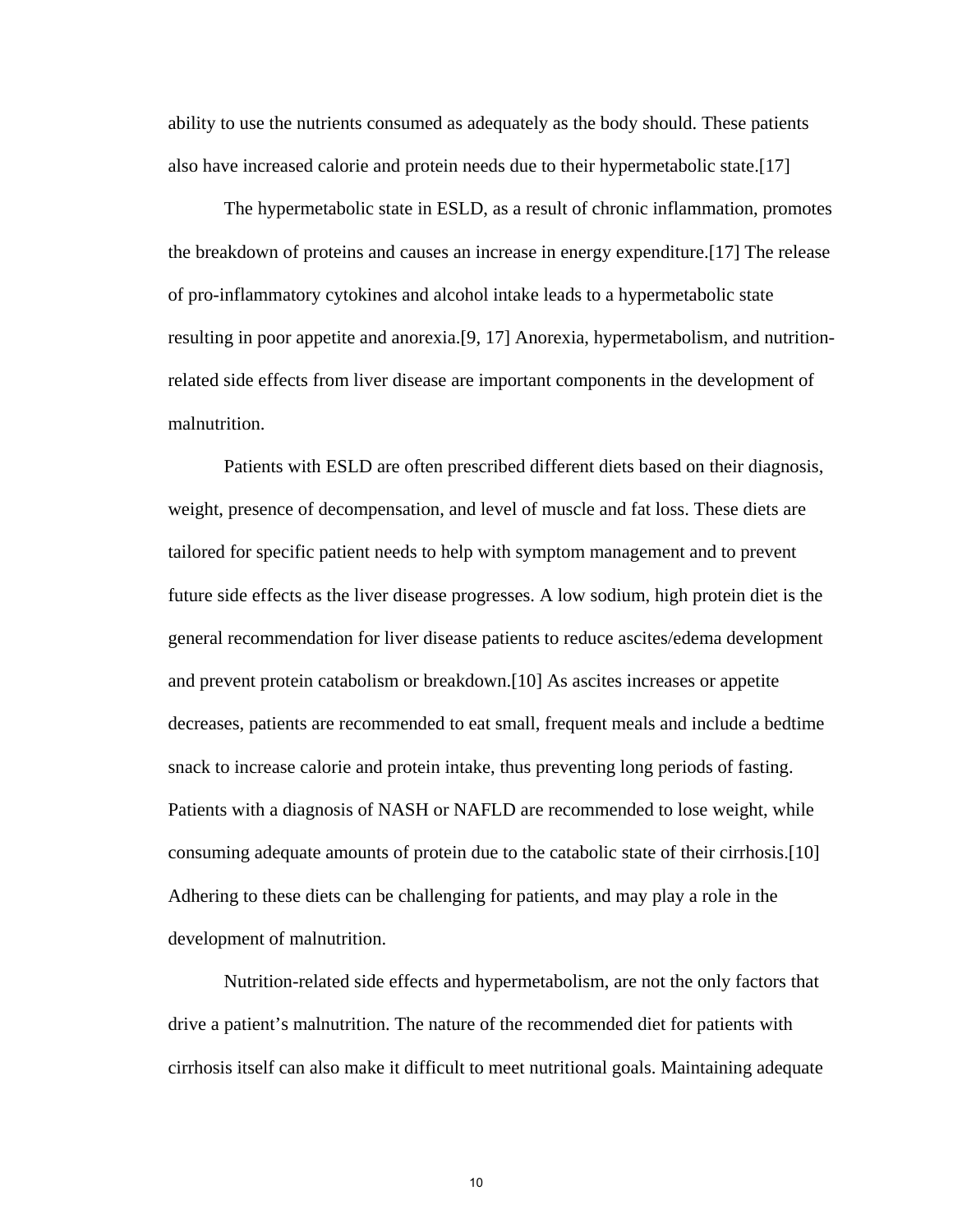ability to use the nutrients consumed as adequately as the body should. These patients also have increased calorie and protein needs due to their hypermetabolic state.[17]

The hypermetabolic state in ESLD, as a result of chronic inflammation, promotes the breakdown of proteins and causes an increase in energy expenditure.[17] The release of pro-inflammatory cytokines and alcohol intake leads to a hypermetabolic state resulting in poor appetite and anorexia.[9, 17] Anorexia, hypermetabolism, and nutrition-related side effects from liver disease are important components in the development of malnutrition.

Patients with ESLD are often prescribed different diets based on their diagnosis, weight, presence of decompensation, and level of muscle and fat loss. These diets are tailored for specific patient needs to help with symptom management and to prevent future side effects as the liver disease progresses. A low sodium, high protein diet is the general recommendation for liver disease patients to reduce ascites/edema development and prevent protein catabolism or breakdown.[10] As ascites increases or appetite decreases, patients are recommended to eat small, frequent meals and include a bedtime snack to increase calorie and protein intake, thus preventing long periods of fasting. Patients with a diagnosis of NASH or NAFLD are recommended to lose weight, while consuming adequate amounts of protein due to the catabolic state of their cirrhosis.[10] Adhering to these diets can be challenging for patients, and may play a role in the development of malnutrition.

Nutrition-related side effects and hypermetabolism, are not the only factors that drive a patient's malnutrition. The nature of the recommended diet for patients with cirrhosis itself can also make it difficult to meet nutritional goals. Maintaining adequate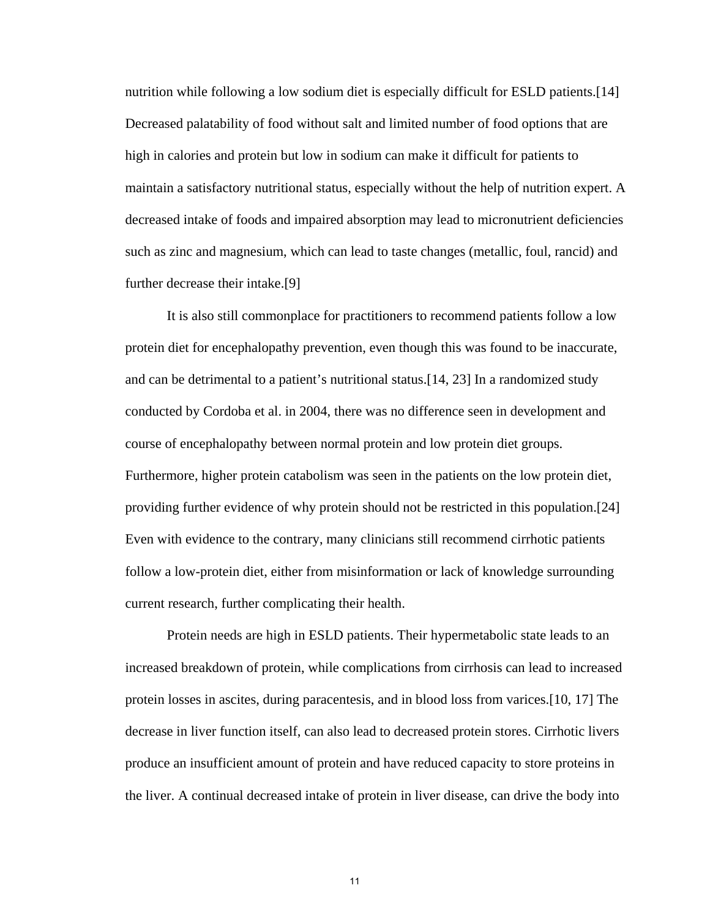nutrition while following a low sodium diet is especially difficult for ESLD patients.[14] Decreased palatability of food without salt and limited number of food options that are high in calories and protein but low in sodium can make it difficult for patients to maintain a satisfactory nutritional status, especially without the help of nutrition expert. A decreased intake of foods and impaired absorption may lead to micronutrient deficiencies such as zinc and magnesium, which can lead to taste changes (metallic, foul, rancid) and further decrease their intake.[9]

It is also still commonplace for practitioners to recommend patients follow a low protein diet for encephalopathy prevention, even though this was found to be inaccurate, and can be detrimental to a patient's nutritional status.[14, 23] In a randomized study conducted by Cordoba et al. in 2004, there was no difference seen in development and course of encephalopathy between normal protein and low protein diet groups. Furthermore, higher protein catabolism was seen in the patients on the low protein diet, providing further evidence of why protein should not be restricted in this population.[24] Even with evidence to the contrary, many clinicians still recommend cirrhotic patients follow a low-protein diet, either from misinformation or lack of knowledge surrounding current research, further complicating their health.

Protein needs are high in ESLD patients. Their hypermetabolic state leads to an increased breakdown of protein, while complications from cirrhosis can lead to increased protein losses in ascites, during paracentesis, and in blood loss from varices.[10, 17] The decrease in liver function itself, can also lead to decreased protein stores. Cirrhotic livers produce an insufficient amount of protein and have reduced capacity to store proteins in the liver. A continual decreased intake of protein in liver disease, can drive the body into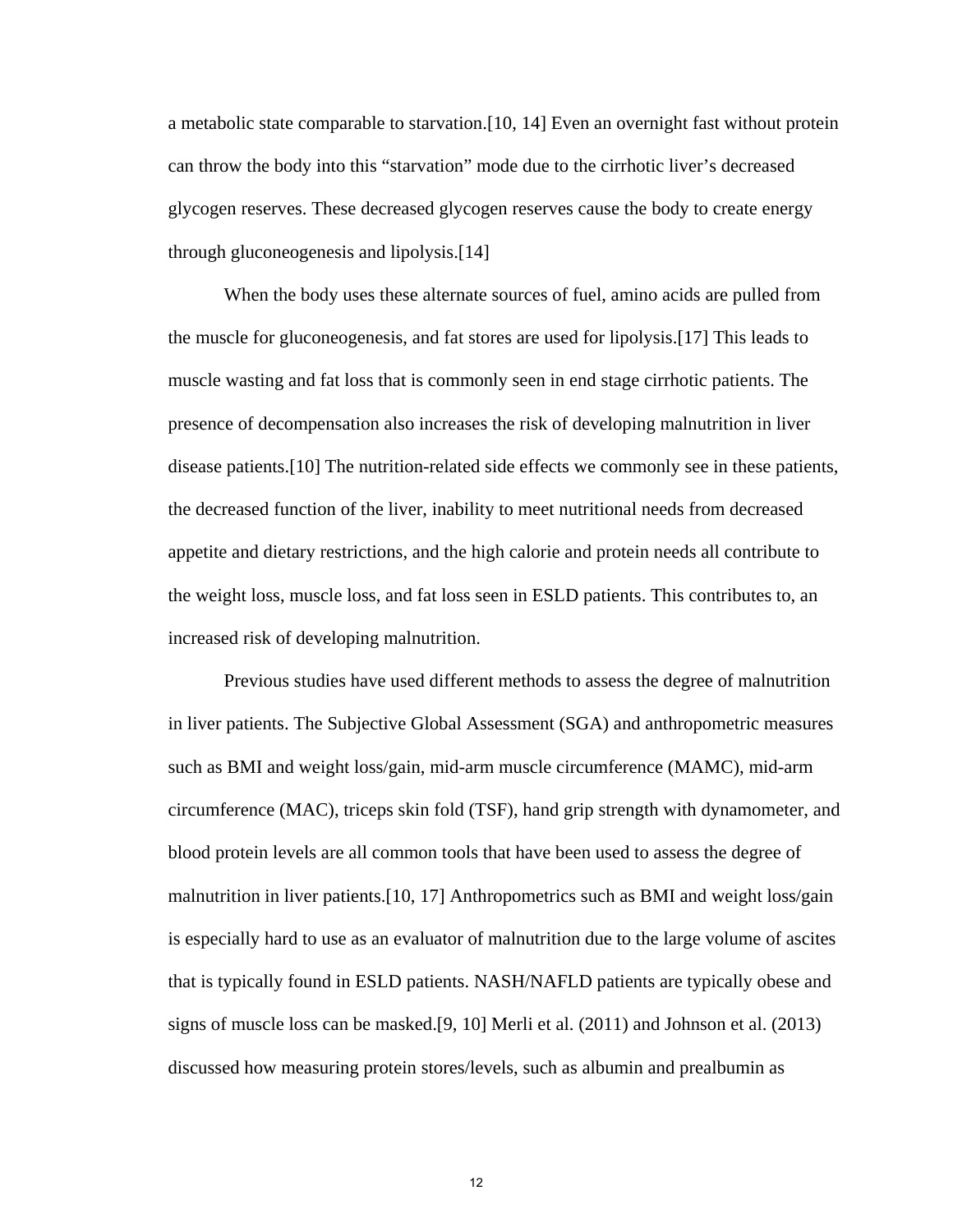a metabolic state comparable to starvation.[10, 14] Even an overnight fast without protein can throw the body into this “starvation” mode due to the cirrhotic liver’s decreased glycogen reserves. These decreased glycogen reserves cause the body to create energy through gluconeogenesis and lipolysis.[14]

When the body uses these alternate sources of fuel, amino acids are pulled from the muscle for gluconeogenesis, and fat stores are used for lipolysis.[17] This leads to muscle wasting and fat loss that is commonly seen in end stage cirrhotic patients. The presence of decompensation also increases the risk of developing malnutrition in liver disease patients.[10] The nutrition-related side effects we commonly see in these patients, the decreased function of the liver, inability to meet nutritional needs from decreased appetite and dietary restrictions, and the high calorie and protein needs all contribute to the weight loss, muscle loss, and fat loss seen in ESLD patients. This contributes to, an increased risk of developing malnutrition.

Previous studies have used different methods to assess the degree of malnutrition in liver patients. The Subjective Global Assessment (SGA) and anthropometric measures such as BMI and weight loss/gain, mid-arm muscle circumference (MAMC), mid-arm circumference (MAC), triceps skin fold (TSF), hand grip strength with dynamometer, and blood protein levels are all common tools that have been used to assess the degree of malnutrition in liver patients.[10, 17] Anthropometrics such as BMI and weight loss/gain is especially hard to use as an evaluator of malnutrition due to the large volume of ascites that is typically found in ESLD patients. NASH/NAFLD patients are typically obese and signs of muscle loss can be masked.[9, 10] Merli et al. (2011) and Johnson et al. (2013) discussed how measuring protein stores/levels, such as albumin and prealbumin as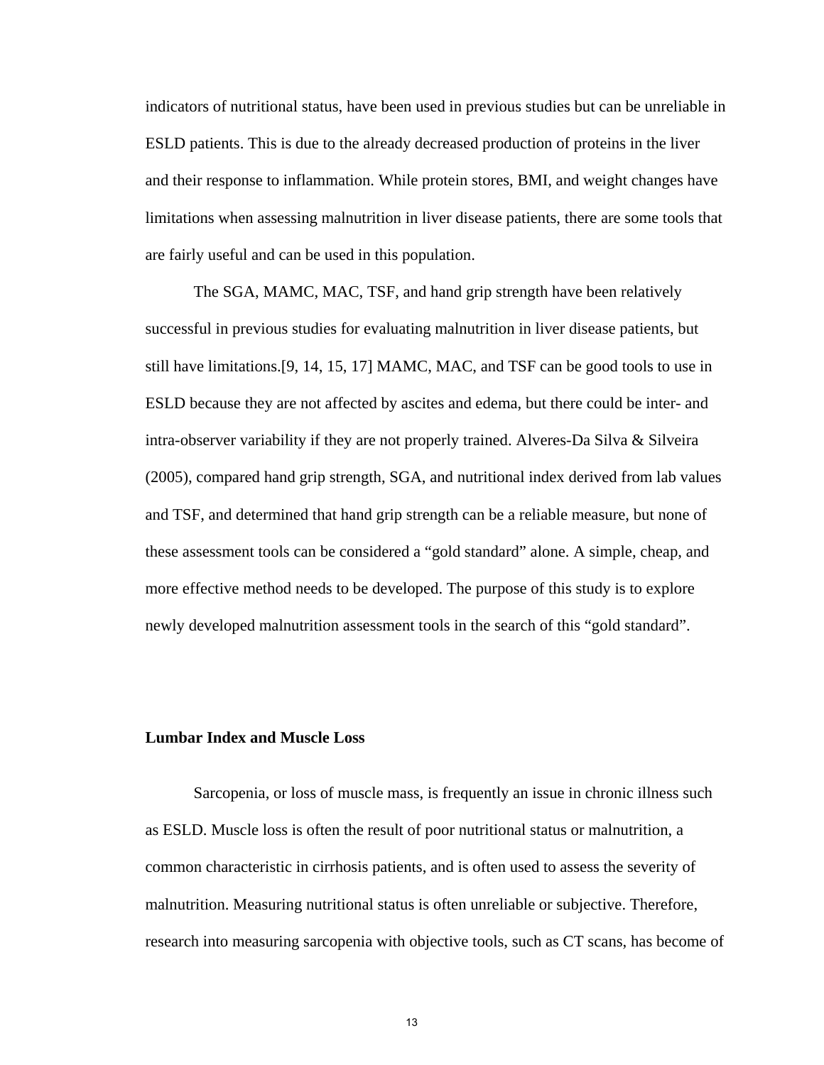indicators of nutritional status, have been used in previous studies but can be unreliable in ESLD patients. This is due to the already decreased production of proteins in the liver and their response to inflammation. While protein stores, BMI, and weight changes have limitations when assessing malnutrition in liver disease patients, there are some tools that are fairly useful and can be used in this population.

The SGA, MAMC, MAC, TSF, and hand grip strength have been relatively successful in previous studies for evaluating malnutrition in liver disease patients, but still have limitations.[9, 14, 15, 17] MAMC, MAC, and TSF can be good tools to use in ESLD because they are not affected by ascites and edema, but there could be inter- and intra-observer variability if they are not properly trained. Alveres-Da Silva & Silveira (2005), compared hand grip strength, SGA, and nutritional index derived from lab values and TSF, and determined that hand grip strength can be a reliable measure, but none of these assessment tools can be considered a "gold standard" alone. A simple, cheap, and more effective method needs to be developed. The purpose of this study is to explore newly developed malnutrition assessment tools in the search of this "gold standard".

**Lumbar Index and Muscle Loss**

Sarcopenia, or loss of muscle mass, is frequently an issue in chronic illness such as ESLD. Muscle loss is often the result of poor nutritional status or malnutrition, a common characteristic in cirrhosis patients, and is often used to assess the severity of malnutrition. Measuring nutritional status is often unreliable or subjective. Therefore, research into measuring sarcopenia with objective tools, such as CT scans, has become of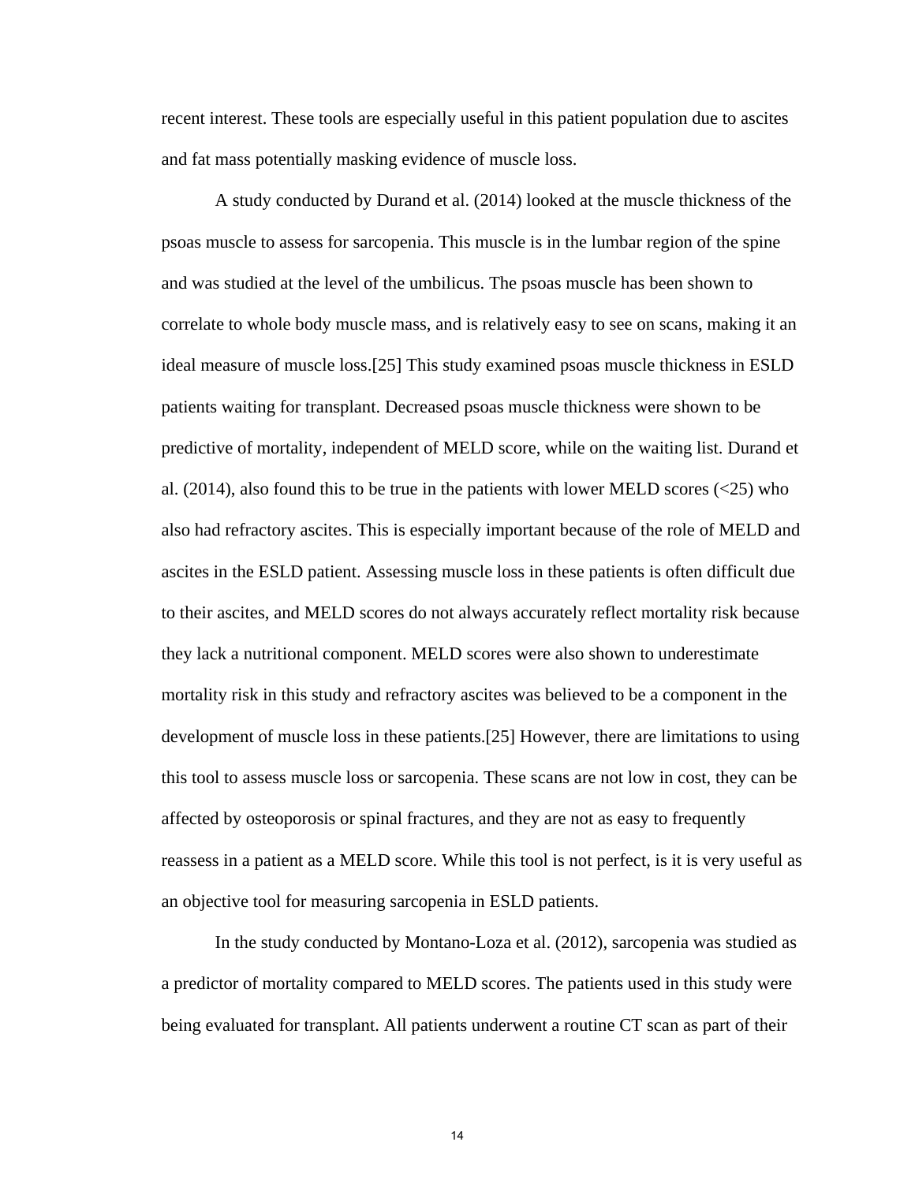recent interest. These tools are especially useful in this patient population due to ascites and fat mass potentially masking evidence of muscle loss.

A study conducted by Durand et al. (2014) looked at the muscle thickness of the psoas muscle to assess for sarcopenia. This muscle is in the lumbar region of the spine and was studied at the level of the umbilicus. The psoas muscle has been shown to correlate to whole body muscle mass, and is relatively easy to see on scans, making it an ideal measure of muscle loss.[25] This study examined psoas muscle thickness in ESLD patients waiting for transplant. Decreased psoas muscle thickness were shown to be predictive of mortality, independent of MELD score, while on the waiting list. Durand et al. (2014), also found this to be true in the patients with lower MELD scores (<25) who also had refractory ascites. This is especially important because of the role of MELD and ascites in the ESLD patient. Assessing muscle loss in these patients is often difficult due to their ascites, and MELD scores do not always accurately reflect mortality risk because they lack a nutritional component. MELD scores were also shown to underestimate mortality risk in this study and refractory ascites was believed to be a component in the development of muscle loss in these patients.[25] However, there are limitations to using this tool to assess muscle loss or sarcopenia. These scans are not low in cost, they can be affected by osteoporosis or spinal fractures, and they are not as easy to frequently reassess in a patient as a MELD score. While this tool is not perfect, is it is very useful as an objective tool for measuring sarcopenia in ESLD patients.

In the study conducted by Montano-Loza et al. (2012), sarcopenia was studied as a predictor of mortality compared to MELD scores. The patients used in this study were being evaluated for transplant. All patients underwent a routine CT scan as part of their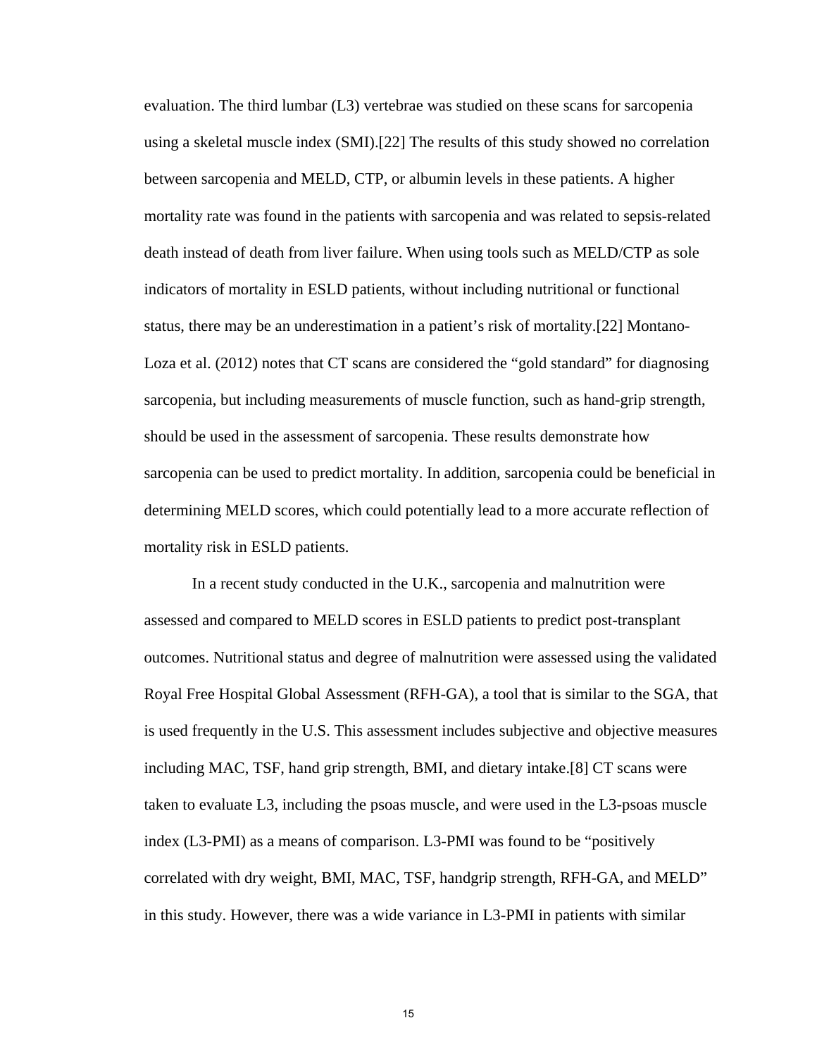evaluation. The third lumbar (L3) vertebrae was studied on these scans for sarcopenia using a skeletal muscle index (SMI).[22] The results of this study showed no correlation between sarcopenia and MELD, CTP, or albumin levels in these patients. A higher mortality rate was found in the patients with sarcopenia and was related to sepsis-related death instead of death from liver failure. When using tools such as MELD/CTP as sole indicators of mortality in ESLD patients, without including nutritional or functional status, there may be an underestimation in a patient's risk of mortality.[22] Montano-Loza et al. (2012) notes that CT scans are considered the "gold standard" for diagnosing sarcopenia, but including measurements of muscle function, such as hand-grip strength, should be used in the assessment of sarcopenia. These results demonstrate how sarcopenia can be used to predict mortality. In addition, sarcopenia could be beneficial in determining MELD scores, which could potentially lead to a more accurate reflection of mortality risk in ESLD patients.

In a recent study conducted in the U.K., sarcopenia and malnutrition were assessed and compared to MELD scores in ESLD patients to predict post-transplant outcomes. Nutritional status and degree of malnutrition were assessed using the validated Royal Free Hospital Global Assessment (RFH-GA), a tool that is similar to the SGA, that is used frequently in the U.S. This assessment includes subjective and objective measures including MAC, TSF, hand grip strength, BMI, and dietary intake.[8] CT scans were taken to evaluate L3, including the psoas muscle, and were used in the L3-psoas muscle index (L3-PMI) as a means of comparison. L3-PMI was found to be "positively correlated with dry weight, BMI, MAC, TSF, handgrip strength, RFH-GA, and MELD" in this study. However, there was a wide variance in L3-PMI in patients with similar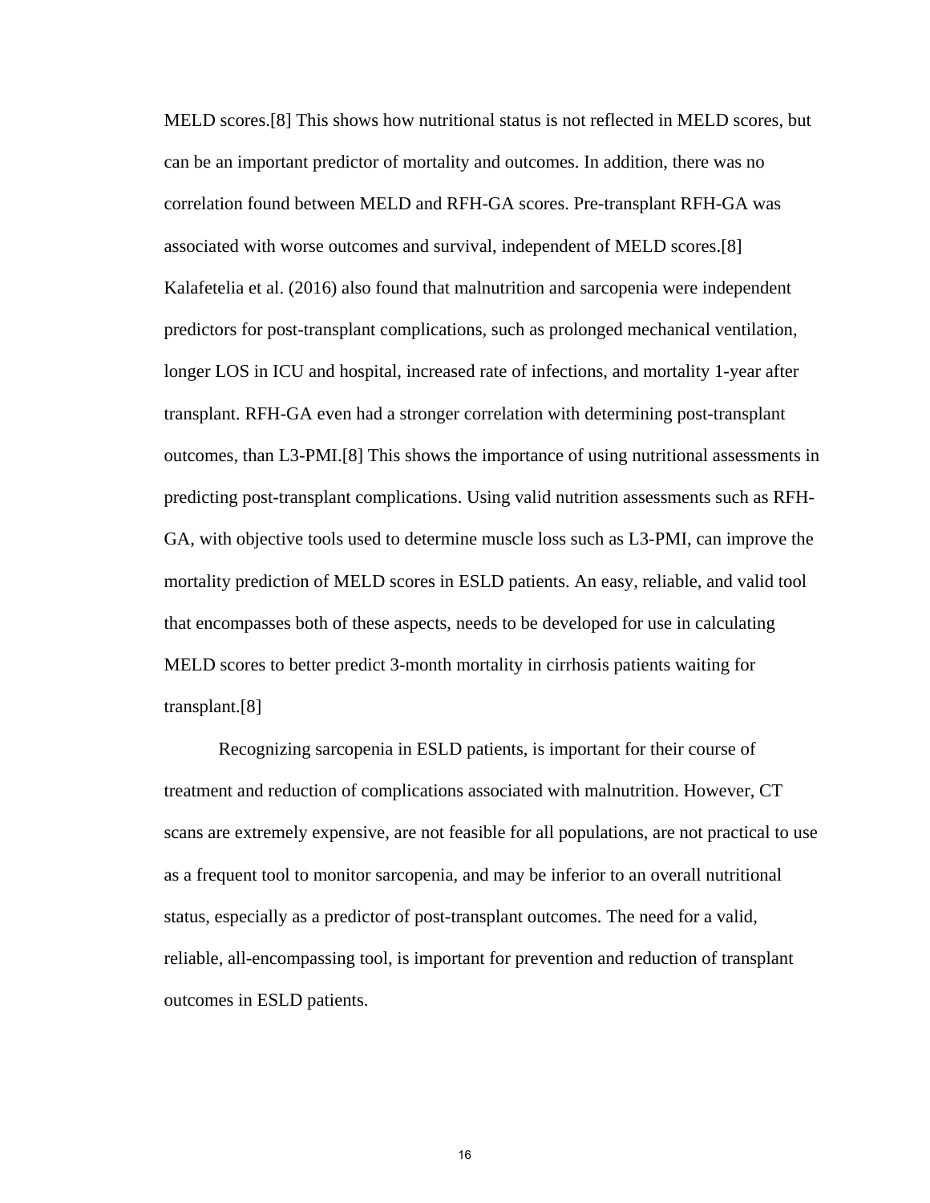MELD scores.[8] This shows how nutritional status is not reflected in MELD scores, but can be an important predictor of mortality and outcomes. In addition, there was no correlation found between MELD and RFH-GA scores. Pre-transplant RFH-GA was associated with worse outcomes and survival, independent of MELD scores.[8] Kalafetelia et al. (2016) also found that malnutrition and sarcopenia were independent predictors for post-transplant complications, such as prolonged mechanical ventilation, longer LOS in ICU and hospital, increased rate of infections, and mortality 1-year after transplant. RFH-GA even had a stronger correlation with determining post-transplant outcomes, than L3-PMI.[8] This shows the importance of using nutritional assessments in predicting post-transplant complications. Using valid nutrition assessments such as RFH-GA, with objective tools used to determine muscle loss such as L3-PMI, can improve the mortality prediction of MELD scores in ESLD patients. An easy, reliable, and valid tool that encompasses both of these aspects, needs to be developed for use in calculating MELD scores to better predict 3-month mortality in cirrhosis patients waiting for transplant.[8]

Recognizing sarcopenia in ESLD patients, is important for their course of treatment and reduction of complications associated with malnutrition. However, CT scans are extremely expensive, are not feasible for all populations, are not practical to use as a frequent tool to monitor sarcopenia, and may be inferior to an overall nutritional status, especially as a predictor of post-transplant outcomes. The need for a valid, reliable, all-encompassing tool, is important for prevention and reduction of transplant outcomes in ESLD patients.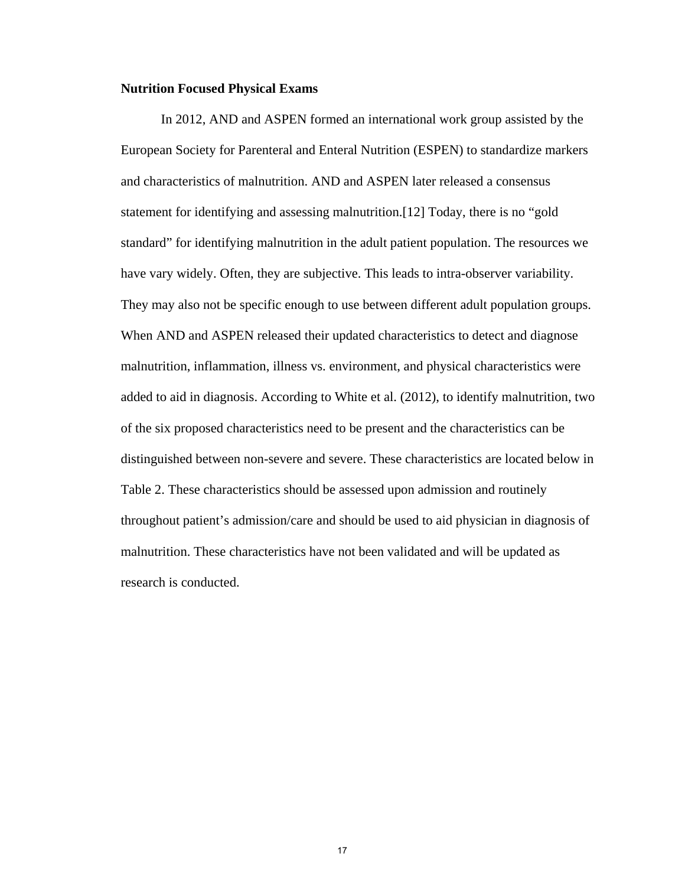**Nutrition Focused Physical Exams**

In 2012, AND and ASPEN formed an international work group assisted by the European Society for Parenteral and Enteral Nutrition (ESPEN) to standardize markers and characteristics of malnutrition. AND and ASPEN later released a consensus statement for identifying and assessing malnutrition.[12] Today, there is no "gold standard" for identifying malnutrition in the adult patient population. The resources we have vary widely. Often, they are subjective. This leads to intra-observer variability. They may also not be specific enough to use between different adult population groups. When AND and ASPEN released their updated characteristics to detect and diagnose malnutrition, inflammation, illness vs. environment, and physical characteristics were added to aid in diagnosis. According to White et al. (2012), to identify malnutrition, two of the six proposed characteristics need to be present and the characteristics can be distinguished between non-severe and severe. These characteristics are located below in Table 2. These characteristics should be assessed upon admission and routinely throughout patient's admission/care and should be used to aid physician in diagnosis of malnutrition. These characteristics have not been validated and will be updated as research is conducted.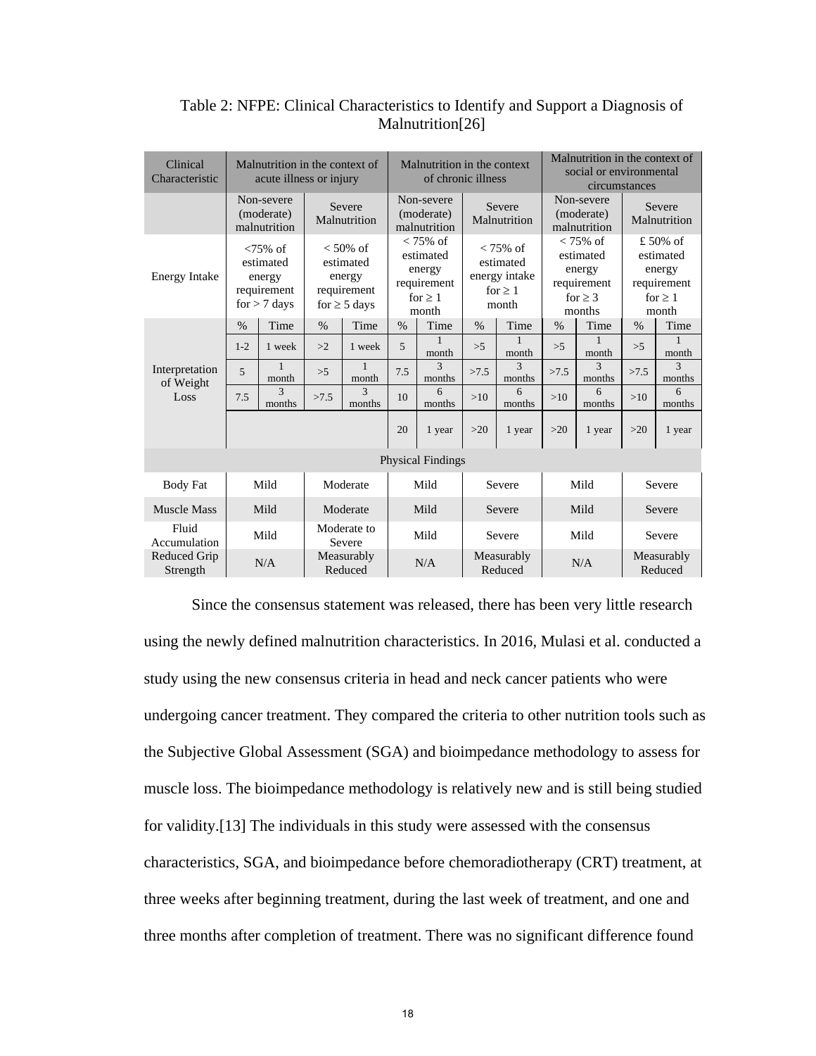Table 2: NFPE: Clinical Characteristics to Identify and Support a Diagnosis of Malnutrition[26]

| Clinical Characteristic | Malnutrition in the context of acute illness or injury | | | | Malnutrition in the context of chronic illness | | | | Malnutrition in the context of social or environmental circumstances | | | |
|---|---|---|---|---|---|---|---|---|---|---|---|---|
| | Non-severe (moderate) malnutrition | | Severe Malnutrition | | Non-severe (moderate) malnutrition | | Severe Malnutrition | | Non-severe (moderate) malnutrition | | Severe Malnutrition | |
| Energy Intake | <75% of estimated energy requirement for > 7 days | | < 50% of estimated energy requirement for ≥ 5 days | | < 75% of estimated energy requirement for ≥ 1 month | | < 75% of estimated energy intake for ≥ 1 month | | < 75% of estimated energy requirement for ≥ 3 months | | £ 50% of estimated energy requirement for ≥ 1 month | |
| Interpretation of Weight Loss | % | Time | % | Time | % | Time | % | Time | % | Time | % | Time |
| | 1-2 | 1 week | >2 | 1 week | 5 | 1 month | >5 | 1 month | >5 | 1 month | >5 | 1 month |
| | 5 | 1 month | >5 | 1 month | 7.5 | 3 months | >7.5 | 3 months | >7.5 | 3 months | >7.5 | 3 months |
| | 7.5 | 3 months | >7.5 | 3 months | 10 | 6 months | >10 | 6 months | >10 | 6 months | >10 | 6 months |
| | | | | | 20 | 1 year | >20 | 1 year | >20 | 1 year | >20 | 1 year |
| Physical Findings | | | | | | | | | | | | |
| Body Fat | Mild | | Moderate | | Mild | | Severe | | Mild | | Severe | |
| Muscle Mass | Mild | | Moderate | | Mild | | Severe | | Mild | | Severe | |
| Fluid Accumulation | Mild | | Moderate to Severe | | Mild | | Severe | | Mild | | Severe | |
| Reduced Grip Strength | N/A | | Measurably Reduced | | N/A | | Measurably Reduced | | N/A | | Measurably Reduced | |

Since the consensus statement was released, there has been very little research using the newly defined malnutrition characteristics. In 2016, Mulasi et al. conducted a study using the new consensus criteria in head and neck cancer patients who were undergoing cancer treatment. They compared the criteria to other nutrition tools such as the Subjective Global Assessment (SGA) and bioimpedance methodology to assess for muscle loss. The bioimpedance methodology is relatively new and is still being studied for validity.[13] The individuals in this study were assessed with the consensus characteristics, SGA, and bioimpedance before chemoradiotherapy (CRT) treatment, at three weeks after beginning treatment, during the last week of treatment, and one and three months after completion of treatment. There was no significant difference found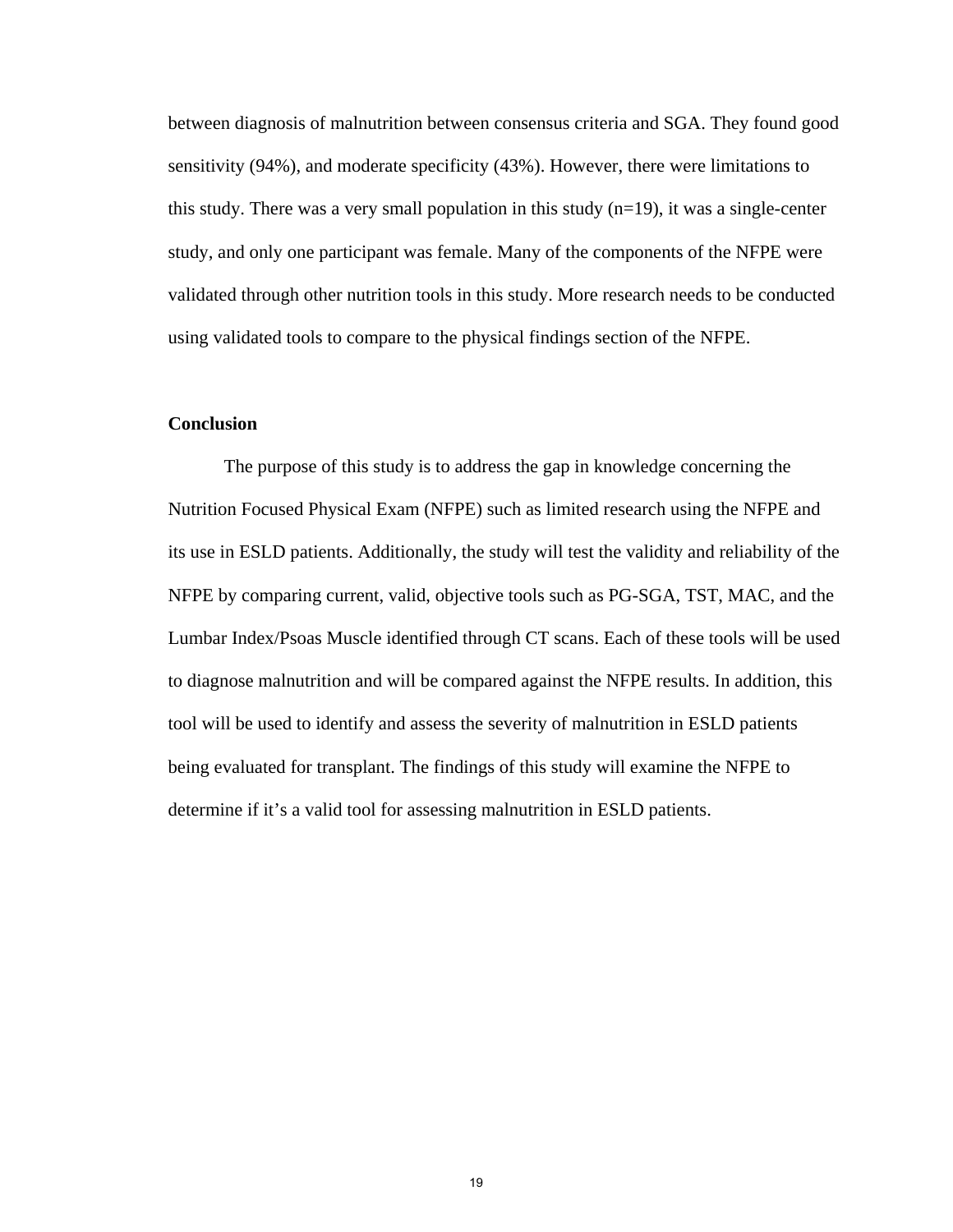between diagnosis of malnutrition between consensus criteria and SGA. They found good sensitivity (94%), and moderate specificity (43%). However, there were limitations to this study. There was a very small population in this study (n=19), it was a single-center study, and only one participant was female. Many of the components of the NFPE were validated through other nutrition tools in this study. More research needs to be conducted using validated tools to compare to the physical findings section of the NFPE.

## Conclusion

The purpose of this study is to address the gap in knowledge concerning the Nutrition Focused Physical Exam (NFPE) such as limited research using the NFPE and its use in ESLD patients. Additionally, the study will test the validity and reliability of the NFPE by comparing current, valid, objective tools such as PG-SGA, TST, MAC, and the Lumbar Index/Psoas Muscle identified through CT scans. Each of these tools will be used to diagnose malnutrition and will be compared against the NFPE results. In addition, this tool will be used to identify and assess the severity of malnutrition in ESLD patients being evaluated for transplant. The findings of this study will examine the NFPE to determine if it’s a valid tool for assessing malnutrition in ESLD patients.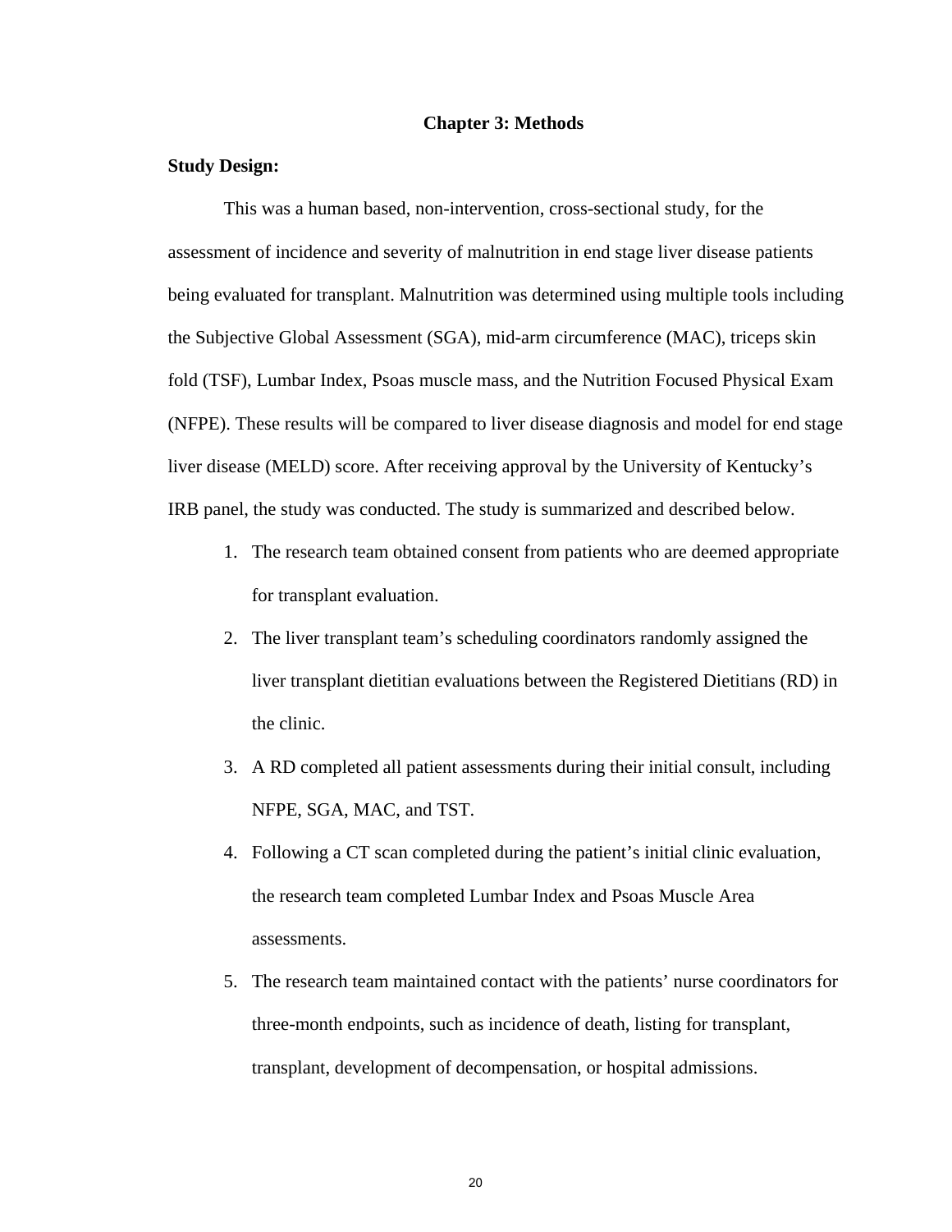## Chapter 3: Methods

**Study Design:**

This was a human based, non-intervention, cross-sectional study, for the assessment of incidence and severity of malnutrition in end stage liver disease patients being evaluated for transplant. Malnutrition was determined using multiple tools including the Subjective Global Assessment (SGA), mid-arm circumference (MAC), triceps skin fold (TSF), Lumbar Index, Psoas muscle mass, and the Nutrition Focused Physical Exam (NFPE). These results will be compared to liver disease diagnosis and model for end stage liver disease (MELD) score. After receiving approval by the University of Kentucky's IRB panel, the study was conducted. The study is summarized and described below.

1. The research team obtained consent from patients who are deemed appropriate for transplant evaluation.
2. The liver transplant team's scheduling coordinators randomly assigned the liver transplant dietitian evaluations between the Registered Dietitians (RD) in the clinic.
3. A RD completed all patient assessments during their initial consult, including NFPE, SGA, MAC, and TST.
4. Following a CT scan completed during the patient's initial clinic evaluation, the research team completed Lumbar Index and Psoas Muscle Area assessments.
5. The research team maintained contact with the patients' nurse coordinators for three-month endpoints, such as incidence of death, listing for transplant, transplant, development of decompensation, or hospital admissions.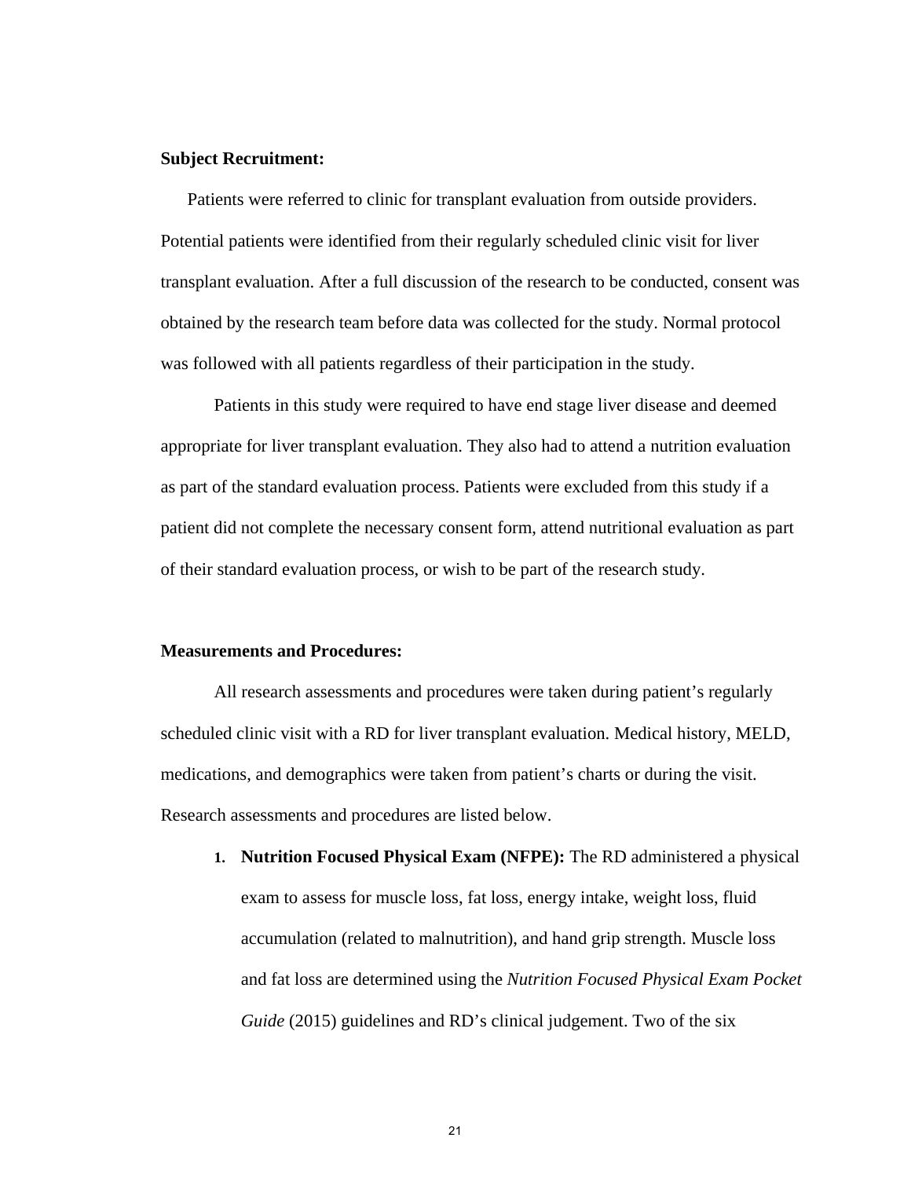**Subject Recruitment:**

Patients were referred to clinic for transplant evaluation from outside providers. Potential patients were identified from their regularly scheduled clinic visit for liver transplant evaluation. After a full discussion of the research to be conducted, consent was obtained by the research team before data was collected for the study. Normal protocol was followed with all patients regardless of their participation in the study.

Patients in this study were required to have end stage liver disease and deemed appropriate for liver transplant evaluation. They also had to attend a nutrition evaluation as part of the standard evaluation process. Patients were excluded from this study if a patient did not complete the necessary consent form, attend nutritional evaluation as part of their standard evaluation process, or wish to be part of the research study.

**Measurements and Procedures:**

All research assessments and procedures were taken during patient's regularly scheduled clinic visit with a RD for liver transplant evaluation. Medical history, MELD, medications, and demographics were taken from patient's charts or during the visit. Research assessments and procedures are listed below.

1. **Nutrition Focused Physical Exam (NFPE):** The RD administered a physical exam to assess for muscle loss, fat loss, energy intake, weight loss, fluid accumulation (related to malnutrition), and hand grip strength. Muscle loss and fat loss are determined using the *Nutrition Focused Physical Exam Pocket Guide* (2015) guidelines and RD's clinical judgement. Two of the six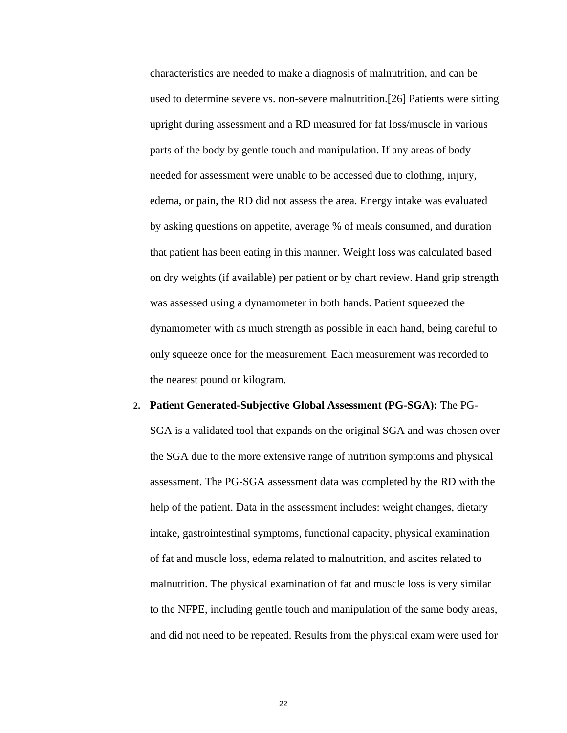characteristics are needed to make a diagnosis of malnutrition, and can be used to determine severe vs. non-severe malnutrition.[26] Patients were sitting upright during assessment and a RD measured for fat loss/muscle in various parts of the body by gentle touch and manipulation. If any areas of body needed for assessment were unable to be accessed due to clothing, injury, edema, or pain, the RD did not assess the area. Energy intake was evaluated by asking questions on appetite, average % of meals consumed, and duration that patient has been eating in this manner. Weight loss was calculated based on dry weights (if available) per patient or by chart review. Hand grip strength was assessed using a dynamometer in both hands. Patient squeezed the dynamometer with as much strength as possible in each hand, being careful to only squeeze once for the measurement. Each measurement was recorded to the nearest pound or kilogram.

2. **Patient Generated-Subjective Global Assessment (PG-SGA):** The PG-SGA is a validated tool that expands on the original SGA and was chosen over the SGA due to the more extensive range of nutrition symptoms and physical assessment. The PG-SGA assessment data was completed by the RD with the help of the patient. Data in the assessment includes: weight changes, dietary intake, gastrointestinal symptoms, functional capacity, physical examination of fat and muscle loss, edema related to malnutrition, and ascites related to malnutrition. The physical examination of fat and muscle loss is very similar to the NFPE, including gentle touch and manipulation of the same body areas, and did not need to be repeated. Results from the physical exam were used for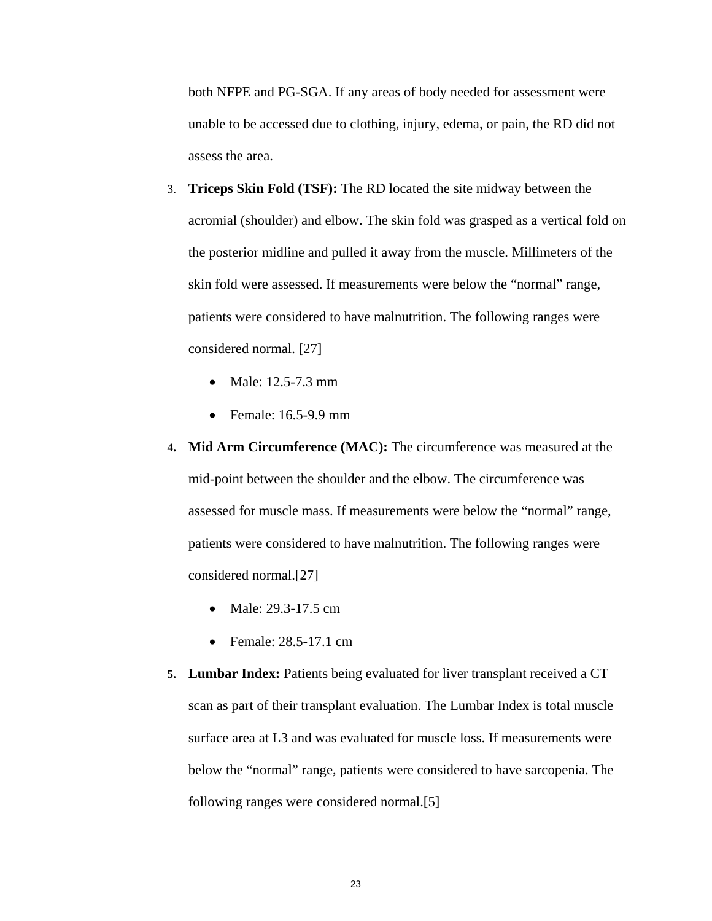both NFPE and PG-SGA. If any areas of body needed for assessment were unable to be accessed due to clothing, injury, edema, or pain, the RD did not assess the area.

3. **Triceps Skin Fold (TSF):** The RD located the site midway between the acromial (shoulder) and elbow. The skin fold was grasped as a vertical fold on the posterior midline and pulled it away from the muscle. Millimeters of the skin fold were assessed. If measurements were below the "normal" range, patients were considered to have malnutrition. The following ranges were considered normal. [27]
   - Male: 12.5-7.3 mm
   - Female: 16.5-9.9 mm
4. **Mid Arm Circumference (MAC):** The circumference was measured at the mid-point between the shoulder and the elbow. The circumference was assessed for muscle mass. If measurements were below the "normal" range, patients were considered to have malnutrition. The following ranges were considered normal.[27]
   - Male: 29.3-17.5 cm
   - Female: 28.5-17.1 cm
5. **Lumbar Index:** Patients being evaluated for liver transplant received a CT scan as part of their transplant evaluation. The Lumbar Index is total muscle surface area at L3 and was evaluated for muscle loss. If measurements were below the "normal" range, patients were considered to have sarcopenia. The following ranges were considered normal.[5]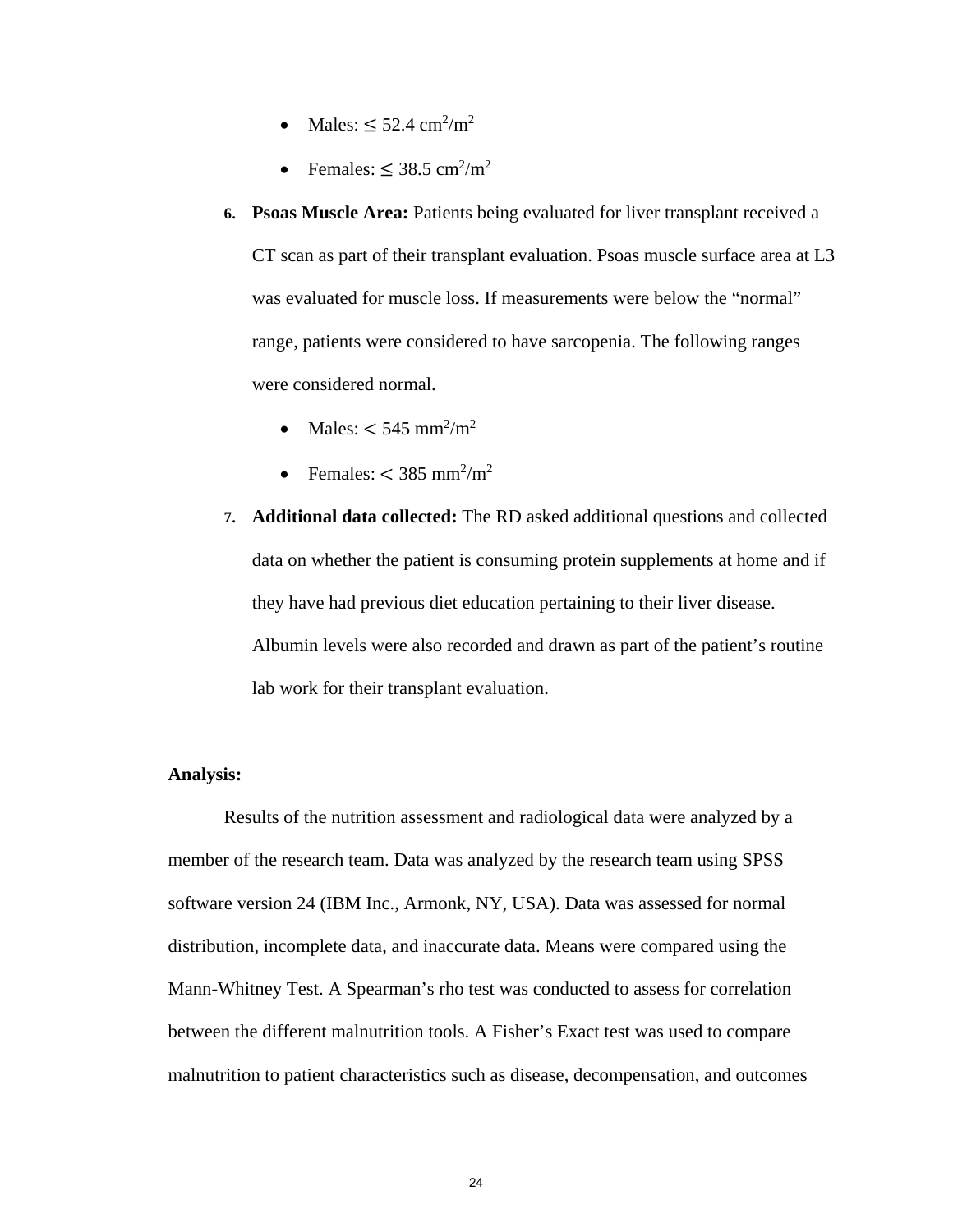- Males: $\leq$ 52.4 $cm^2/m^2$
- Females: $\leq$ 38.5 $cm^2/m^2$

6. **Psoas Muscle Area:** Patients being evaluated for liver transplant received a CT scan as part of their transplant evaluation. Psoas muscle surface area at L3 was evaluated for muscle loss. If measurements were below the "normal" range, patients were considered to have sarcopenia. The following ranges were considered normal.

   - Males: $<$ 545 $mm^2/m^2$
   - Females: $<$ 385 $mm^2/m^2$

7. **Additional data collected:** The RD asked additional questions and collected data on whether the patient is consuming protein supplements at home and if they have had previous diet education pertaining to their liver disease. Albumin levels were also recorded and drawn as part of the patient's routine lab work for their transplant evaluation.

**Analysis:**

Results of the nutrition assessment and radiological data were analyzed by a member of the research team. Data was analyzed by the research team using SPSS software version 24 (IBM Inc., Armonk, NY, USA). Data was assessed for normal distribution, incomplete data, and inaccurate data. Means were compared using the Mann-Whitney Test. A Spearman's rho test was conducted to assess for correlation between the different malnutrition tools. A Fisher's Exact test was used to compare malnutrition to patient characteristics such as disease, decompensation, and outcomes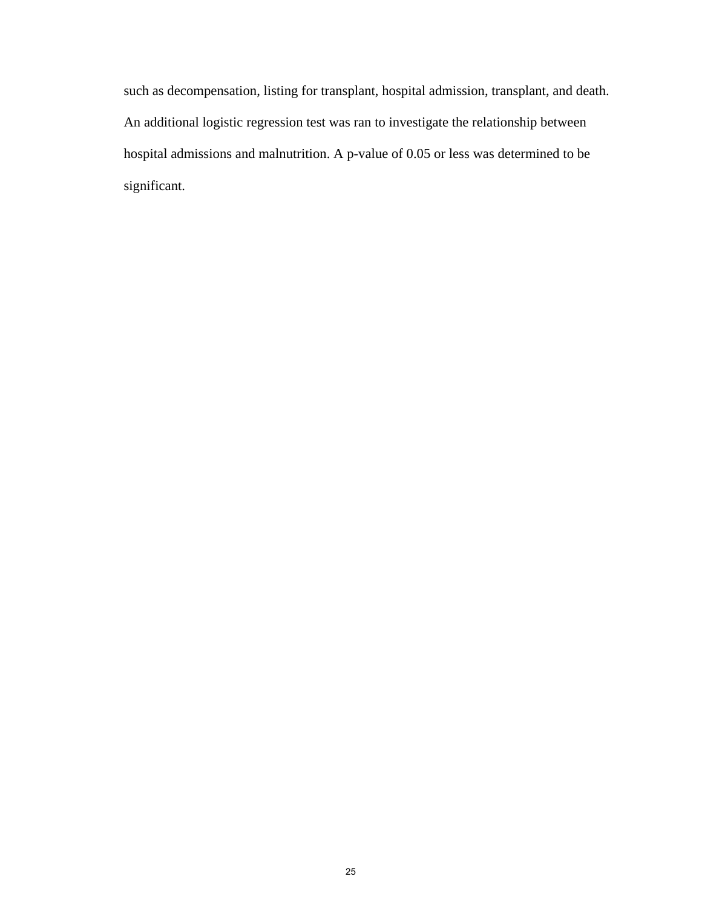such as decompensation, listing for transplant, hospital admission, transplant, and death. An additional logistic regression test was ran to investigate the relationship between hospital admissions and malnutrition. A p-value of 0.05 or less was determined to be significant.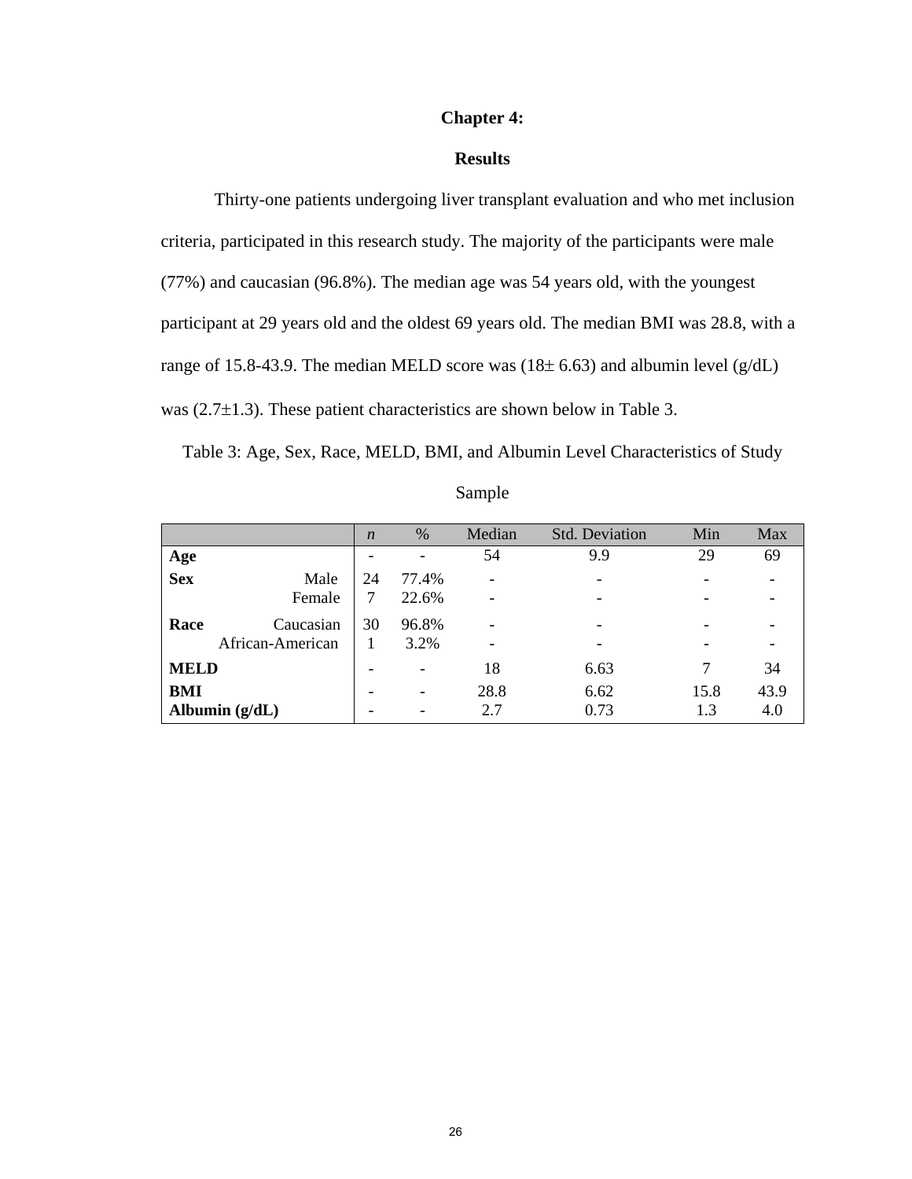# Chapter 4:

## Results

Thirty-one patients undergoing liver transplant evaluation and who met inclusion criteria, participated in this research study. The majority of the participants were male (77%) and caucasian (96.8%). The median age was 54 years old, with the youngest participant at 29 years old and the oldest 69 years old. The median BMI was 28.8, with a range of 15.8-43.9. The median MELD score was (18± 6.63) and albumin level (g/dL) was (2.7±1.3). These patient characteristics are shown below in Table 3.

Table 3: Age, Sex, Race, MELD, BMI, and Albumin Level Characteristics of Study Sample

| | | *n* | % | Median | Std. Deviation | Min | Max |
|---|---|---|---|---|---|---|---|
| **Age** | | - | - | 54 | 9.9 | 29 | 69 |
| **Sex** | Male | 24 | 77.4% | - | - | - | - |
| | Female | 7 | 22.6% | - | - | - | - |
| **Race** | Caucasian | 30 | 96.8% | - | - | - | - |
| | African-American | 1 | 3.2% | - | - | - | - |
| **MELD** | | - | - | 18 | 6.63 | 7 | 34 |
| **BMI** | | - | - | 28.8 | 6.62 | 15.8 | 43.9 |
| **Albumin (g/dL)** | | - | - | 2.7 | 0.73 | 1.3 | 4.0 |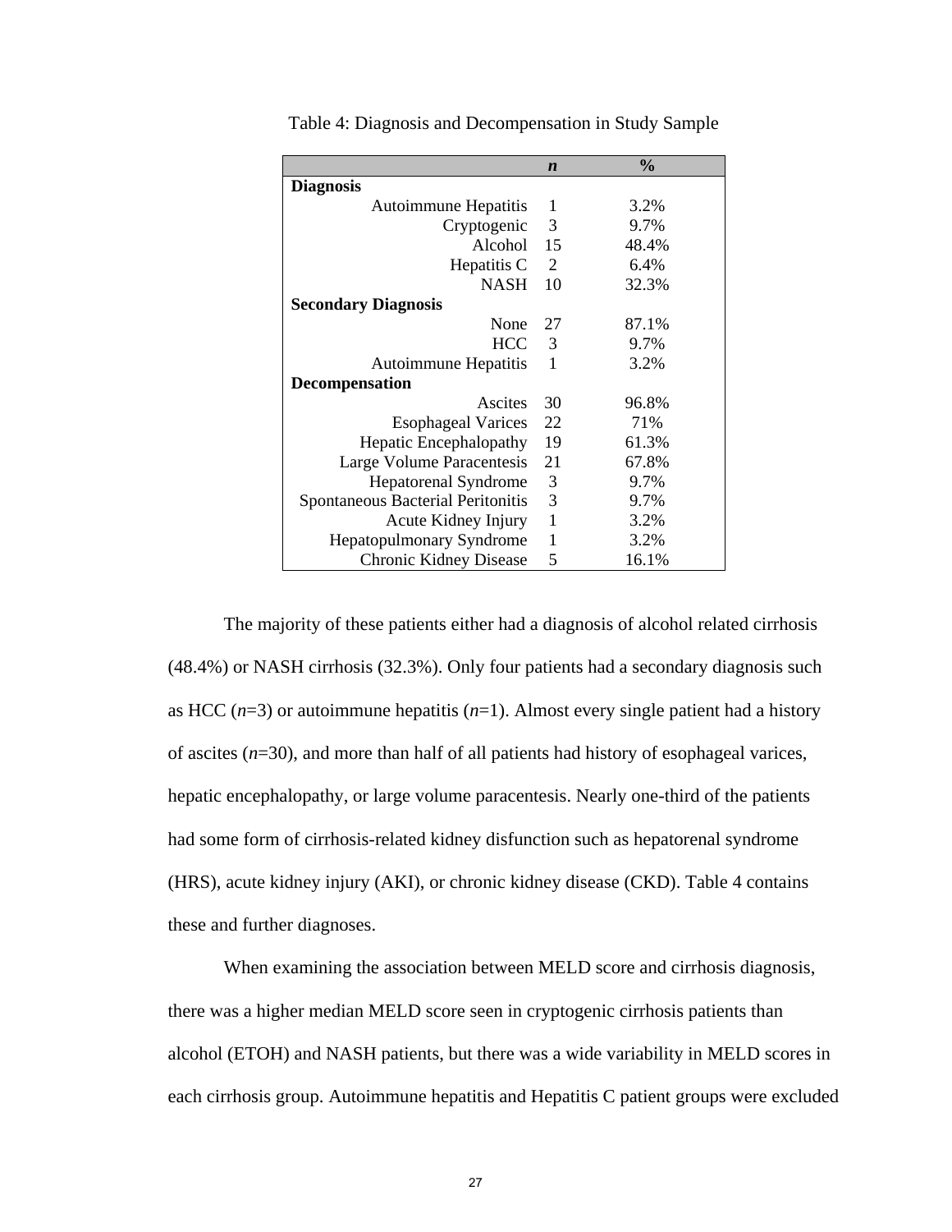Table 4: Diagnosis and Decompensation in Study Sample

| | *n* | % |
|---|---|---|
| **Diagnosis** | | |
| Autoimmune Hepatitis | 1 | 3.2% |
| Cryptogenic | 3 | 9.7% |
| Alcohol | 15 | 48.4% |
| Hepatitis C | 2 | 6.4% |
| NASH | 10 | 32.3% |
| **Secondary Diagnosis** | | |
| None | 27 | 87.1% |
| HCC | 3 | 9.7% |
| Autoimmune Hepatitis | 1 | 3.2% |
| **Decompensation** | | |
| Ascites | 30 | 96.8% |
| Esophageal Varices | 22 | 71% |
| Hepatic Encephalopathy | 19 | 61.3% |
| Large Volume Paracentesis | 21 | 67.8% |
| Hepatorenal Syndrome | 3 | 9.7% |
| Spontaneous Bacterial Peritonitis | 3 | 9.7% |
| Acute Kidney Injury | 1 | 3.2% |
| Hepatopulmonary Syndrome | 1 | 3.2% |
| Chronic Kidney Disease | 5 | 16.1% |

The majority of these patients either had a diagnosis of alcohol related cirrhosis (48.4%) or NASH cirrhosis (32.3%). Only four patients had a secondary diagnosis such as HCC (*n*=3) or autoimmune hepatitis (*n*=1). Almost every single patient had a history of ascites (*n*=30), and more than half of all patients had history of esophageal varices, hepatic encephalopathy, or large volume paracentesis. Nearly one-third of the patients had some form of cirrhosis-related kidney disfunction such as hepatorenal syndrome (HRS), acute kidney injury (AKI), or chronic kidney disease (CKD). Table 4 contains these and further diagnoses.

When examining the association between MELD score and cirrhosis diagnosis, there was a higher median MELD score seen in cryptogenic cirrhosis patients than alcohol (ETOH) and NASH patients, but there was a wide variability in MELD scores in each cirrhosis group. Autoimmune hepatitis and Hepatitis C patient groups were excluded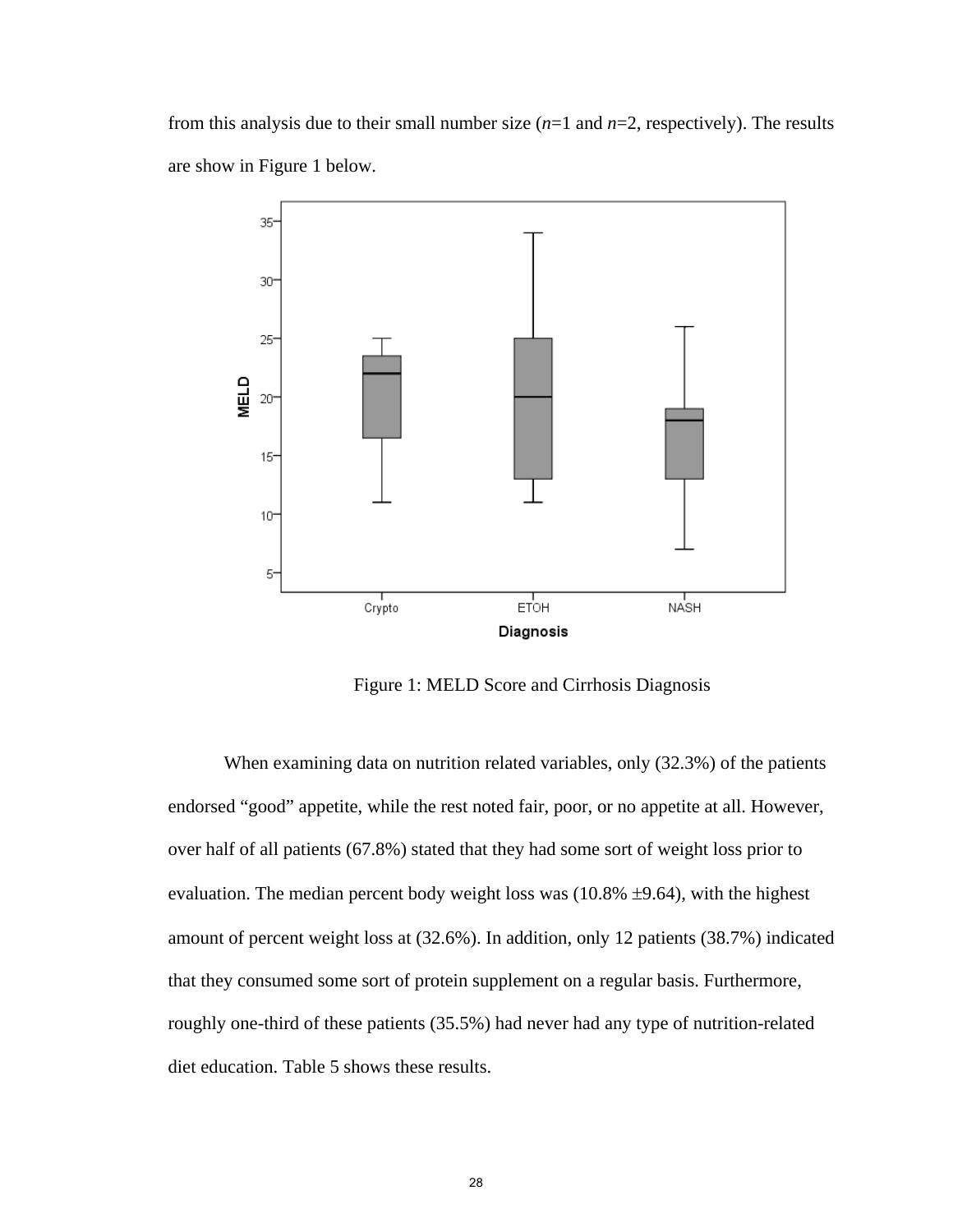from this analysis due to their small number size (*n*=1 and *n*=2, respectively). The results are show in Figure 1 below.

Figure 1: MELD Score and Cirrhosis Diagnosis

When examining data on nutrition related variables, only (32.3%) of the patients endorsed “good” appetite, while the rest noted fair, poor, or no appetite at all. However, over half of all patients (67.8%) stated that they had some sort of weight loss prior to evaluation. The median percent body weight loss was (10.8% ±9.64), with the highest amount of percent weight loss at (32.6%). In addition, only 12 patients (38.7%) indicated that they consumed some sort of protein supplement on a regular basis. Furthermore, roughly one-third of these patients (35.5%) had never had any type of nutrition-related diet education. Table 5 shows these results.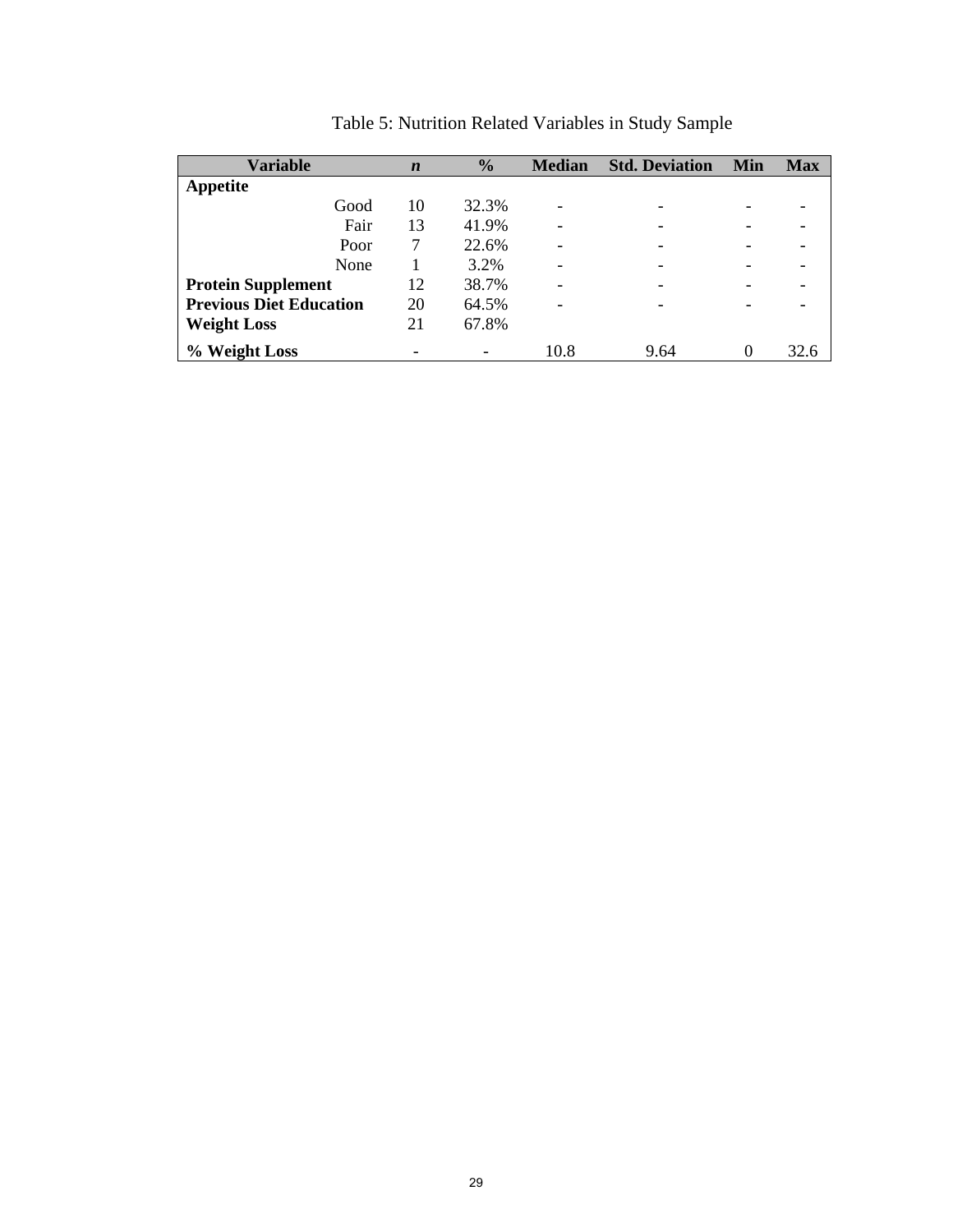Table 5: Nutrition Related Variables in Study Sample

| Variable | *n* | % | Median | Std. Deviation | Min | Max |
|---|---|---|---|---|---|---|
| **Appetite** | | | | | | |
| Good | 10 | 32.3% | - | - | - | - |
| Fair | 13 | 41.9% | - | - | - | - |
| Poor | 7 | 22.6% | - | - | - | - |
| None | 1 | 3.2% | - | - | - | - |
| **Protein Supplement** | 12 | 38.7% | - | - | - | - |
| **Previous Diet Education** | 20 | 64.5% | - | - | - | - |
| **Weight Loss** | 21 | 67.8% | | | | |
| **% Weight Loss** | - | - | 10.8 | 9.64 | 0 | 32.6 |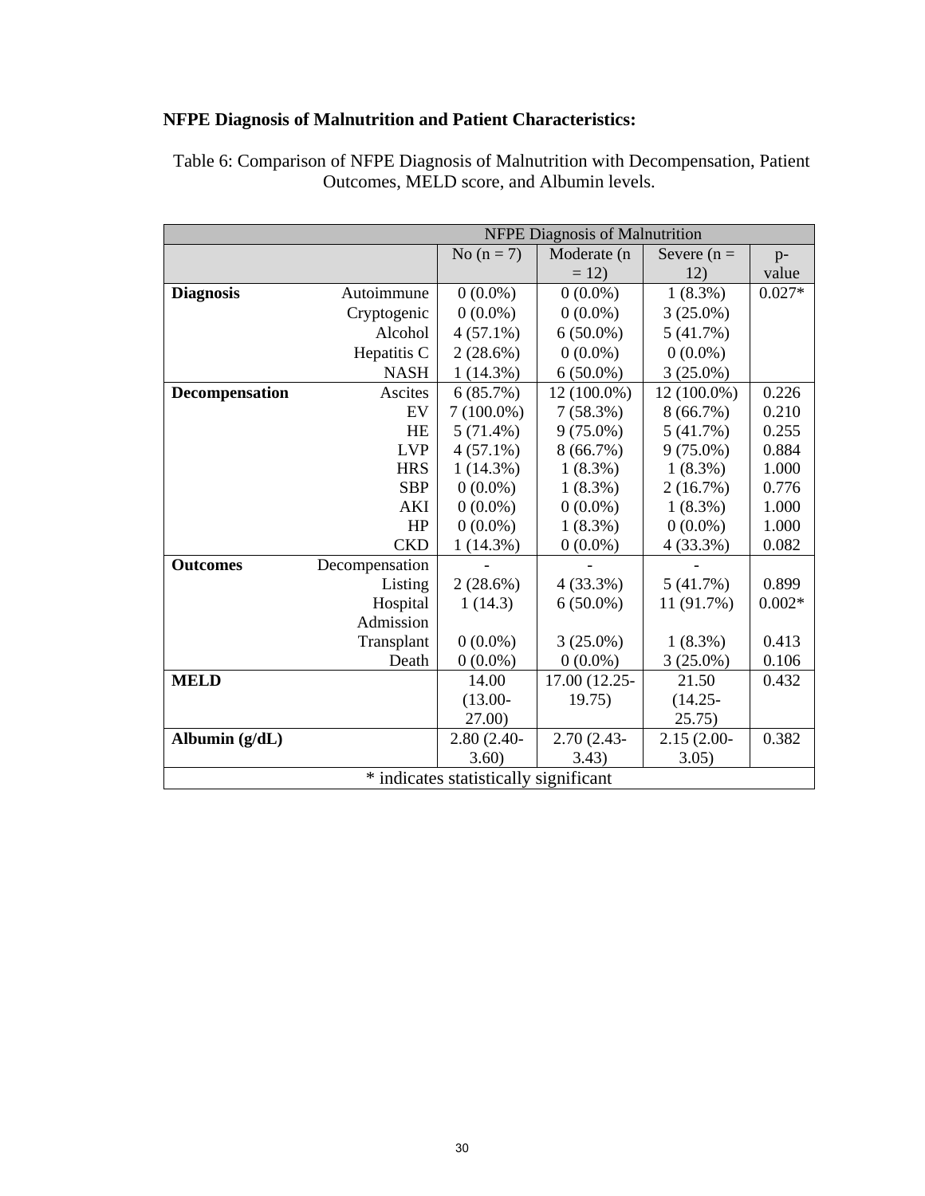**NFPE Diagnosis of Malnutrition and Patient Characteristics:**

Table 6: Comparison of NFPE Diagnosis of Malnutrition with Decompensation, Patient Outcomes, MELD score, and Albumin levels.

| | | NFPE Diagnosis of Malnutrition | | | |
|---|---|---|---|---|---|
| | | No (n = 7) | Moderate (n = 12) | Severe (n = 12) | p-value |
| **Diagnosis** | Autoimmune | 0 (0.0%) | 0 (0.0%) | 1 (8.3%) | 0.027* |
| | Cryptogenic | 0 (0.0%) | 0 (0.0%) | 3 (25.0%) | |
| | Alcohol | 4 (57.1%) | 6 (50.0%) | 5 (41.7%) | |
| | Hepatitis C | 2 (28.6%) | 0 (0.0%) | 0 (0.0%) | |
| | NASH | 1 (14.3%) | 6 (50.0%) | 3 (25.0%) | |
| **Decompensation** | Ascites | 6 (85.7%) | 12 (100.0%) | 12 (100.0%) | 0.226 |
| | EV | 7 (100.0%) | 7 (58.3%) | 8 (66.7%) | 0.210 |
| | HE | 5 (71.4%) | 9 (75.0%) | 5 (41.7%) | 0.255 |
| | LVP | 4 (57.1%) | 8 (66.7%) | 9 (75.0%) | 0.884 |
| | HRS | 1 (14.3%) | 1 (8.3%) | 1 (8.3%) | 1.000 |
| | SBP | 0 (0.0%) | 1 (8.3%) | 2 (16.7%) | 0.776 |
| | AKI | 0 (0.0%) | 0 (0.0%) | 1 (8.3%) | 1.000 |
| | HP | 0 (0.0%) | 1 (8.3%) | 0 (0.0%) | 1.000 |
| | CKD | 1 (14.3%) | 0 (0.0%) | 4 (33.3%) | 0.082 |
| **Outcomes** | Decompensation | - | - | - | |
| | Listing | 2 (28.6%) | 4 (33.3%) | 5 (41.7%) | 0.899 |
| | Hospital Admission | 1 (14.3) | 6 (50.0%) | 11 (91.7%) | 0.002* |
| | Transplant | 0 (0.0%) | 3 (25.0%) | 1 (8.3%) | 0.413 |
| | Death | 0 (0.0%) | 0 (0.0%) | 3 (25.0%) | 0.106 |
| **MELD** | | 14.00 (13.00-27.00) | 17.00 (12.25-19.75) | 21.50 (14.25-25.75) | 0.432 |
| **Albumin (g/dL)** | | 2.80 (2.40-3.60) | 2.70 (2.43-3.43) | 2.15 (2.00-3.05) | 0.382 |
| * indicates statistically significant | | | | | |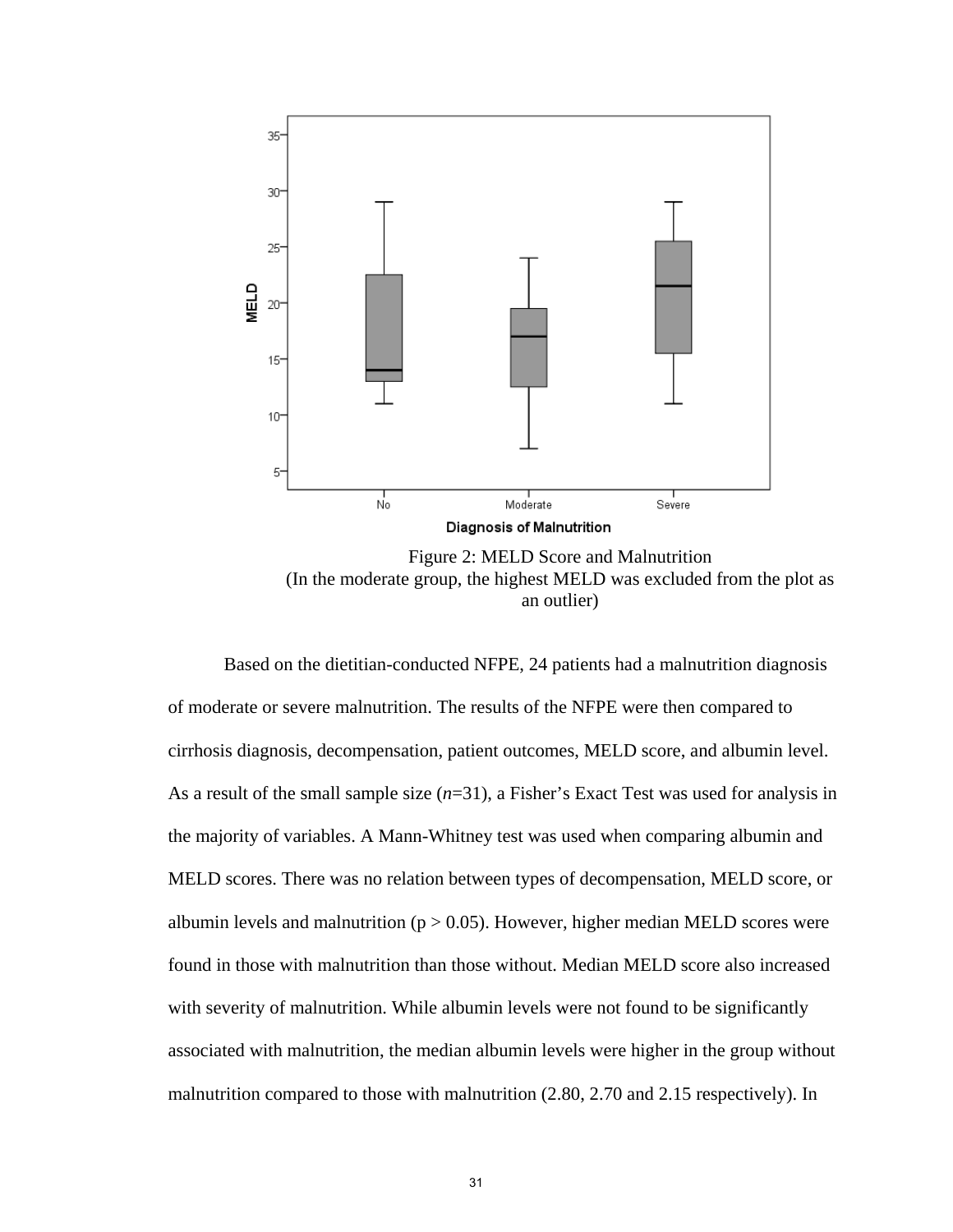Figure 2: MELD Score and Malnutrition
(In the moderate group, the highest MELD was excluded from the plot as an outlier)

Based on the dietitian-conducted NFPE, 24 patients had a malnutrition diagnosis of moderate or severe malnutrition. The results of the NFPE were then compared to cirrhosis diagnosis, decompensation, patient outcomes, MELD score, and albumin level. As a result of the small sample size (*n*=31), a Fisher's Exact Test was used for analysis in the majority of variables. A Mann-Whitney test was used when comparing albumin and MELD scores. There was no relation between types of decompensation, MELD score, or albumin levels and malnutrition ($p > 0.05$). However, higher median MELD scores were found in those with malnutrition than those without. Median MELD score also increased with severity of malnutrition. While albumin levels were not found to be significantly associated with malnutrition, the median albumin levels were higher in the group without malnutrition compared to those with malnutrition (2.80, 2.70 and 2.15 respectively). In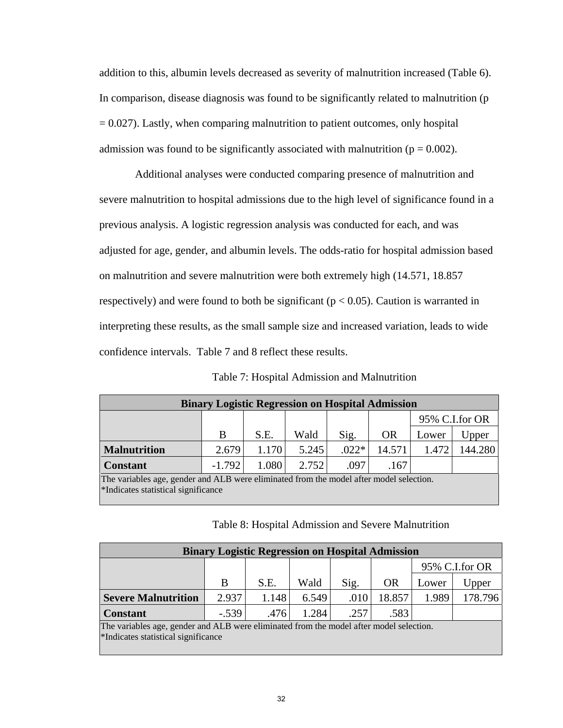addition to this, albumin levels decreased as severity of malnutrition increased (Table 6). In comparison, disease diagnosis was found to be significantly related to malnutrition ($p = 0.027$). Lastly, when comparing malnutrition to patient outcomes, only hospital admission was found to be significantly associated with malnutrition ($p = 0.002$).

Additional analyses were conducted comparing presence of malnutrition and severe malnutrition to hospital admissions due to the high level of significance found in a previous analysis. A logistic regression analysis was conducted for each, and was adjusted for age, gender, and albumin levels. The odds-ratio for hospital admission based on malnutrition and severe malnutrition were both extremely high (14.571, 18.857 respectively) and were found to both be significant ($p < 0.05$). Caution is warranted in interpreting these results, as the small sample size and increased variation, leads to wide confidence intervals. Table 7 and 8 reflect these results.

Table 7: Hospital Admission and Malnutrition

| Binary Logistic Regression on Hospital Admission | | | | | | | |
|---|---|---|---|---|---|---|---|
| | | | | | | 95% C.I.for OR | |
| | B | S.E. | Wald | Sig. | OR | Lower | Upper |
| **Malnutrition** | 2.679 | 1.170 | 5.245 | .022* | 14.571 | 1.472 | 144.280 |
| **Constant** | -1.792 | 1.080 | 2.752 | .097 | .167 | | |

The variables age, gender and ALB were eliminated from the model after model selection.
*Indicates statistical significance

Table 8: Hospital Admission and Severe Malnutrition

| Binary Logistic Regression on Hospital Admission | | | | | | | |
|---|---|---|---|---|---|---|---|
| | | | | | | 95% C.I.for OR | |
| | B | S.E. | Wald | Sig. | OR | Lower | Upper |
| **Severe Malnutrition** | 2.937 | 1.148 | 6.549 | .010 | 18.857 | 1.989 | 178.796 |
| **Constant** | -.539 | .476 | 1.284 | .257 | .583 | | |

The variables age, gender and ALB were eliminated from the model after model selection.
*Indicates statistical significance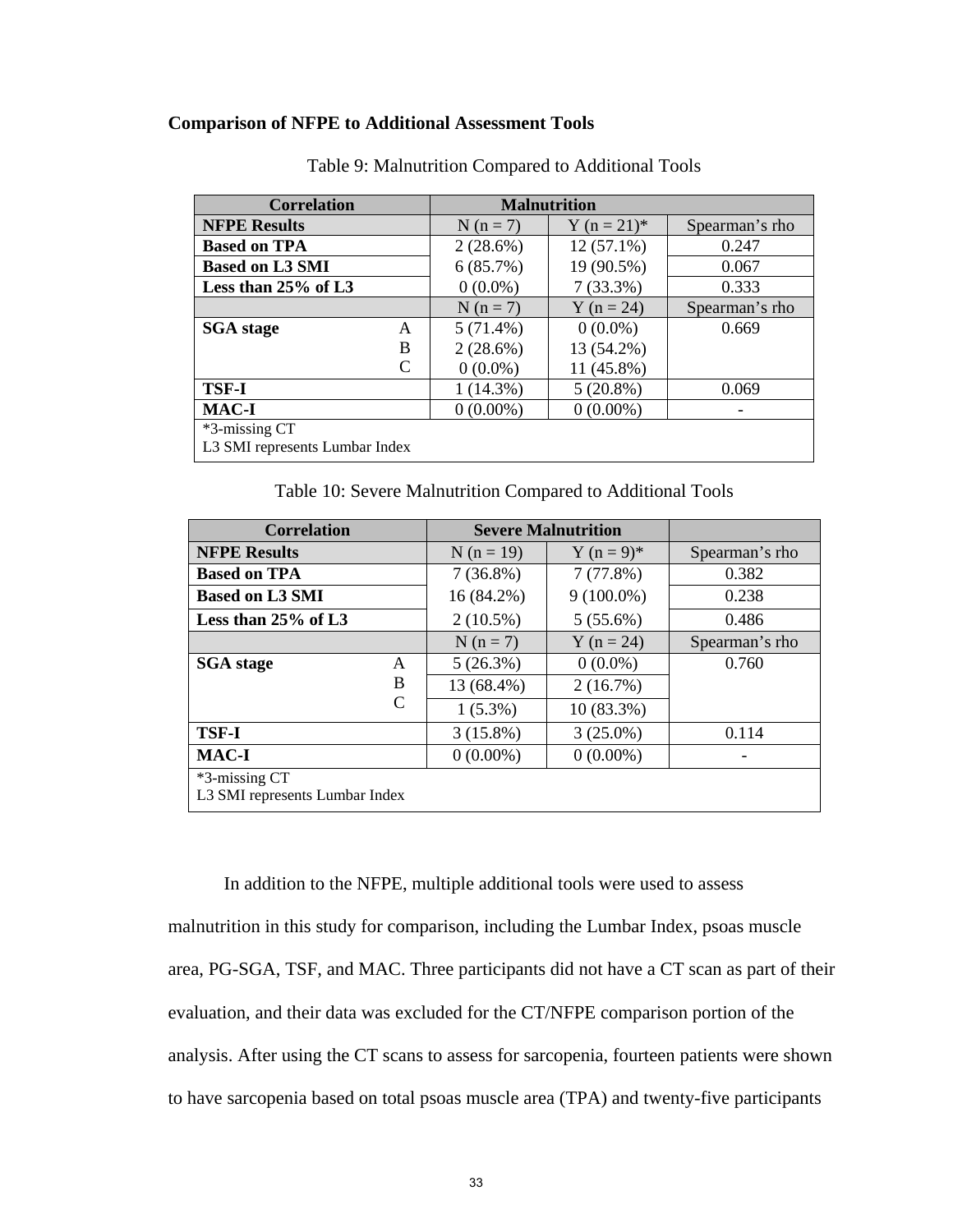**Comparison of NFPE to Additional Assessment Tools**

Table 9: Malnutrition Compared to Additional Tools

| Correlation | | Malnutrition | | |
|---|---|---|---|---|
| **NFPE Results** | | N (n = 7) | Y (n = 21)* | Spearman's rho |
| **Based on TPA** | | 2 (28.6%) | 12 (57.1%) | 0.247 |
| **Based on L3 SMI** | | 6 (85.7%) | 19 (90.5%) | 0.067 |
| **Less than 25% of L3** | | 0 (0.0%) | 7 (33.3%) | 0.333 |
| | | N (n = 7) | Y (n = 24) | Spearman's rho |
| **SGA stage** | A | 5 (71.4%) | 0 (0.0%) | 0.669 |
| | B | 2 (28.6%) | 13 (54.2%) | |
| | C | 0 (0.0%) | 11 (45.8%) | |
| **TSF-I** | | 1 (14.3%) | 5 (20.8%) | 0.069 |
| **MAC-I** | | 0 (0.00%) | 0 (0.00%) | - |
| *3-missing CT<br>L3 SMI represents Lumbar Index | | | | |

Table 10: Severe Malnutrition Compared to Additional Tools

| Correlation | | Severe Malnutrition | | |
|---|---|---|---|---|
| **NFPE Results** | | N (n = 19) | Y (n = 9)* | Spearman's rho |
| **Based on TPA** | | 7 (36.8%) | 7 (77.8%) | 0.382 |
| **Based on L3 SMI** | | 16 (84.2%) | 9 (100.0%) | 0.238 |
| **Less than 25% of L3** | | 2 (10.5%) | 5 (55.6%) | 0.486 |
| | | N (n = 7) | Y (n = 24) | Spearman's rho |
| **SGA stage** | A | 5 (26.3%) | 0 (0.0%) | 0.760 |
| | B | 13 (68.4%) | 2 (16.7%) | |
| | C | 1 (5.3%) | 10 (83.3%) | |
| **TSF-I** | | 3 (15.8%) | 3 (25.0%) | 0.114 |
| **MAC-I** | | 0 (0.00%) | 0 (0.00%) | - |
| *3-missing CT<br>L3 SMI represents Lumbar Index | | | | |

In addition to the NFPE, multiple additional tools were used to assess malnutrition in this study for comparison, including the Lumbar Index, psoas muscle area, PG-SGA, TSF, and MAC. Three participants did not have a CT scan as part of their evaluation, and their data was excluded for the CT/NFPE comparison portion of the analysis. After using the CT scans to assess for sarcopenia, fourteen patients were shown to have sarcopenia based on total psoas muscle area (TPA) and twenty-five participants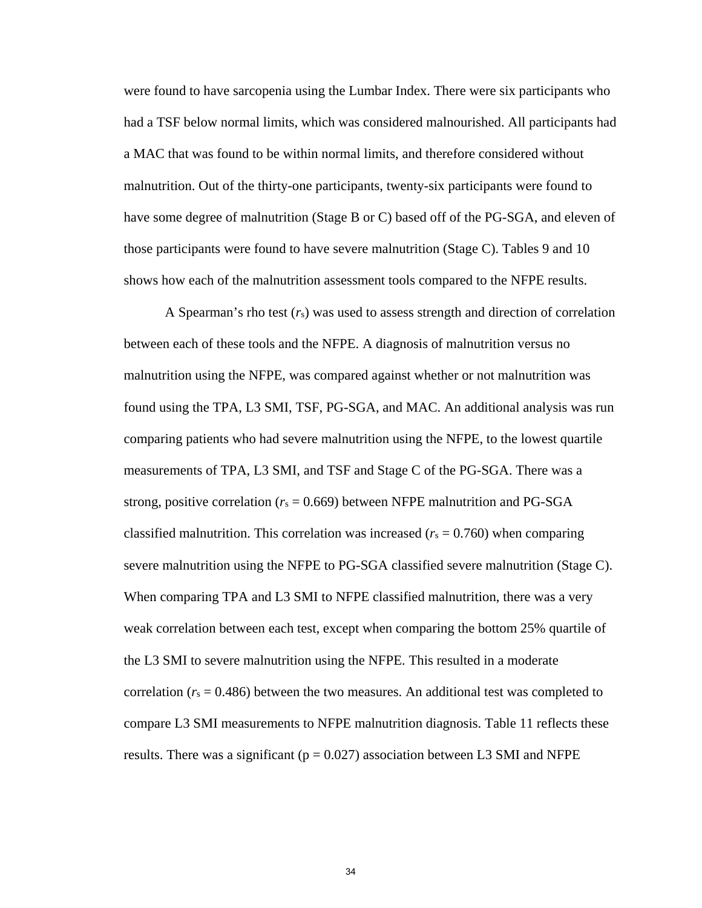were found to have sarcopenia using the Lumbar Index. There were six participants who had a TSF below normal limits, which was considered malnourished. All participants had a MAC that was found to be within normal limits, and therefore considered without malnutrition. Out of the thirty-one participants, twenty-six participants were found to have some degree of malnutrition (Stage B or C) based off of the PG-SGA, and eleven of those participants were found to have severe malnutrition (Stage C). Tables 9 and 10 shows how each of the malnutrition assessment tools compared to the NFPE results.

A Spearman's rho test ($r_s$) was used to assess strength and direction of correlation between each of these tools and the NFPE. A diagnosis of malnutrition versus no malnutrition using the NFPE, was compared against whether or not malnutrition was found using the TPA, L3 SMI, TSF, PG-SGA, and MAC. An additional analysis was run comparing patients who had severe malnutrition using the NFPE, to the lowest quartile measurements of TPA, L3 SMI, and TSF and Stage C of the PG-SGA. There was a strong, positive correlation ($r_s = 0.669$) between NFPE malnutrition and PG-SGA classified malnutrition. This correlation was increased ($r_s = 0.760$) when comparing severe malnutrition using the NFPE to PG-SGA classified severe malnutrition (Stage C). When comparing TPA and L3 SMI to NFPE classified malnutrition, there was a very weak correlation between each test, except when comparing the bottom 25% quartile of the L3 SMI to severe malnutrition using the NFPE. This resulted in a moderate correlation ($r_s = 0.486$) between the two measures. An additional test was completed to compare L3 SMI measurements to NFPE malnutrition diagnosis. Table 11 reflects these results. There was a significant ($p = 0.027$) association between L3 SMI and NFPE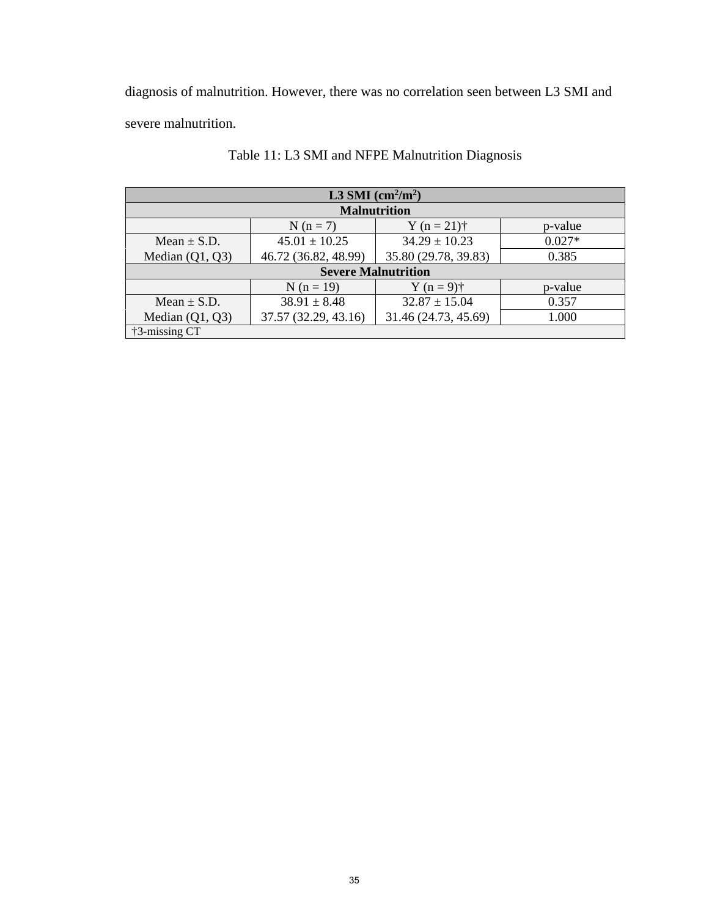diagnosis of malnutrition. However, there was no correlation seen between L3 SMI and severe malnutrition.

Table 11: L3 SMI and NFPE Malnutrition Diagnosis

| L3 SMI ($cm^2/m^2$) | | | |
|---|---|---|---|
| **Malnutrition** | | | |
| | N (n = 7) | Y (n = 21)† | p-value |
| Mean ± S.D. | 45.01 ± 10.25 | 34.29 ± 10.23 | 0.027* |
| Median (Q1, Q3) | 46.72 (36.82, 48.99) | 35.80 (29.78, 39.83) | 0.385 |
| **Severe Malnutrition** | | | |
| | N (n = 19) | Y (n = 9)† | p-value |
| Mean ± S.D. | 38.91 ± 8.48 | 32.87 ± 15.04 | 0.357 |
| Median (Q1, Q3) | 37.57 (32.29, 43.16) | 31.46 (24.73, 45.69) | 1.000 |
| †3-missing CT | | | |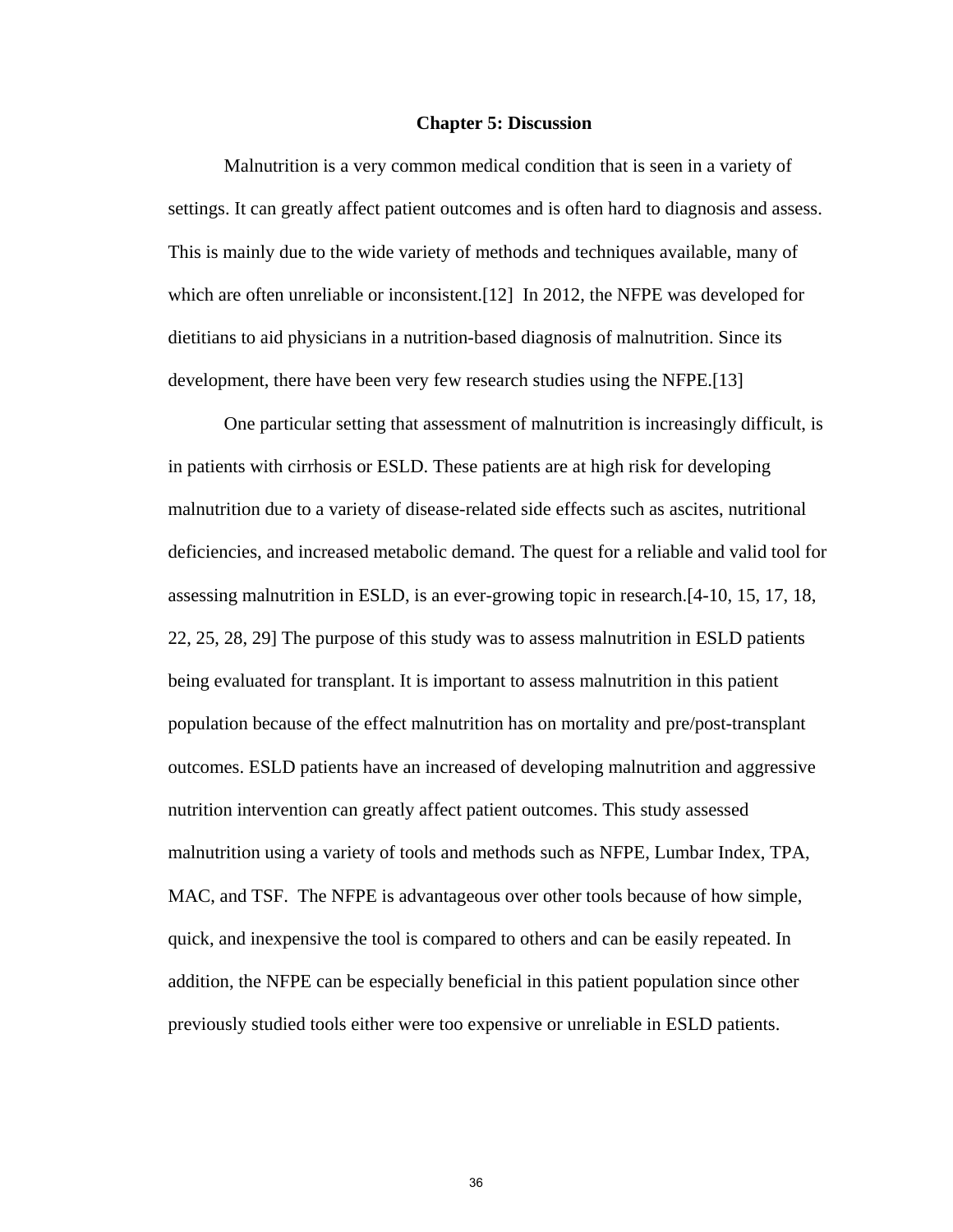# Chapter 5: Discussion

Malnutrition is a very common medical condition that is seen in a variety of settings. It can greatly affect patient outcomes and is often hard to diagnosis and assess. This is mainly due to the wide variety of methods and techniques available, many of which are often unreliable or inconsistent.[12] In 2012, the NFPE was developed for dietitians to aid physicians in a nutrition-based diagnosis of malnutrition. Since its development, there have been very few research studies using the NFPE.[13]

One particular setting that assessment of malnutrition is increasingly difficult, is in patients with cirrhosis or ESLD. These patients are at high risk for developing malnutrition due to a variety of disease-related side effects such as ascites, nutritional deficiencies, and increased metabolic demand. The quest for a reliable and valid tool for assessing malnutrition in ESLD, is an ever-growing topic in research.[4-10, 15, 17, 18, 22, 25, 28, 29] The purpose of this study was to assess malnutrition in ESLD patients being evaluated for transplant. It is important to assess malnutrition in this patient population because of the effect malnutrition has on mortality and pre/post-transplant outcomes. ESLD patients have an increased of developing malnutrition and aggressive nutrition intervention can greatly affect patient outcomes. This study assessed malnutrition using a variety of tools and methods such as NFPE, Lumbar Index, TPA, MAC, and TSF. The NFPE is advantageous over other tools because of how simple, quick, and inexpensive the tool is compared to others and can be easily repeated. In addition, the NFPE can be especially beneficial in this patient population since other previously studied tools either were too expensive or unreliable in ESLD patients.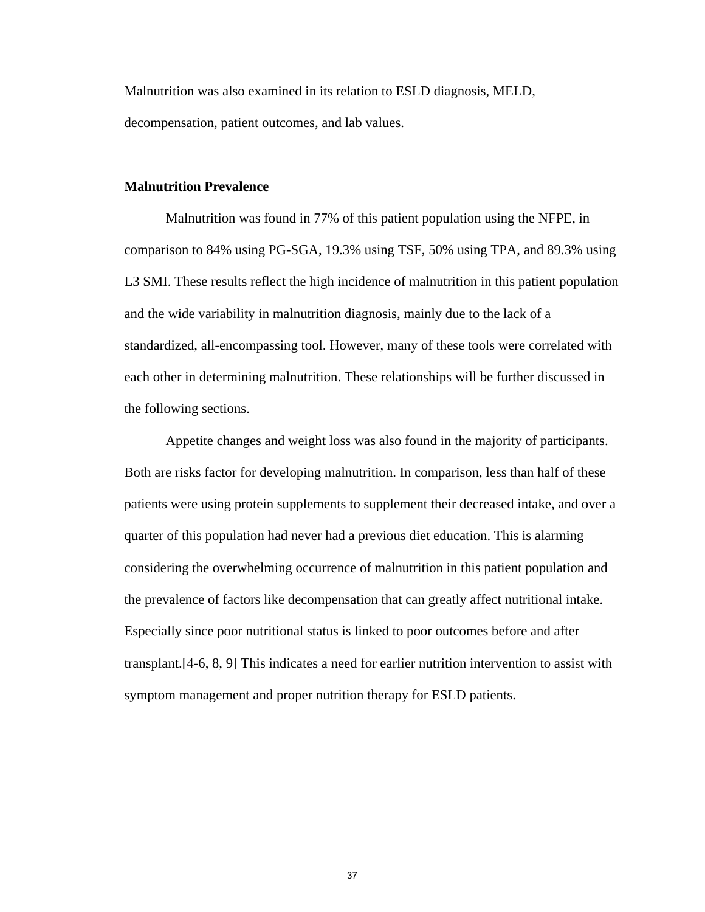Malnutrition was also examined in its relation to ESLD diagnosis, MELD, decompensation, patient outcomes, and lab values.

**Malnutrition Prevalence**

Malnutrition was found in 77% of this patient population using the NFPE, in comparison to 84% using PG-SGA, 19.3% using TSF, 50% using TPA, and 89.3% using L3 SMI. These results reflect the high incidence of malnutrition in this patient population and the wide variability in malnutrition diagnosis, mainly due to the lack of a standardized, all-encompassing tool. However, many of these tools were correlated with each other in determining malnutrition. These relationships will be further discussed in the following sections.

Appetite changes and weight loss was also found in the majority of participants. Both are risks factor for developing malnutrition. In comparison, less than half of these patients were using protein supplements to supplement their decreased intake, and over a quarter of this population had never had a previous diet education. This is alarming considering the overwhelming occurrence of malnutrition in this patient population and the prevalence of factors like decompensation that can greatly affect nutritional intake. Especially since poor nutritional status is linked to poor outcomes before and after transplant.[4-6, 8, 9] This indicates a need for earlier nutrition intervention to assist with symptom management and proper nutrition therapy for ESLD patients.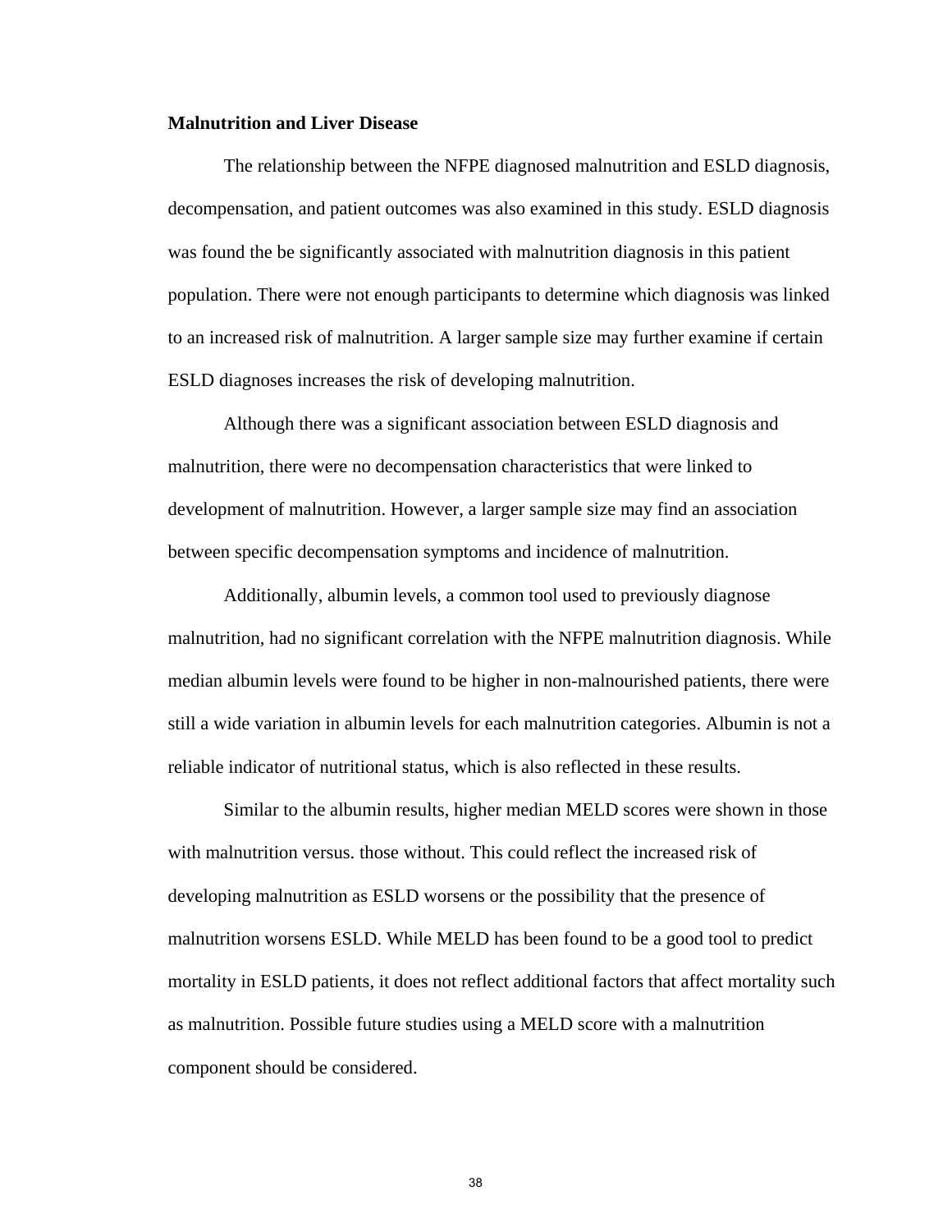**Malnutrition and Liver Disease**

The relationship between the NFPE diagnosed malnutrition and ESLD diagnosis, decompensation, and patient outcomes was also examined in this study. ESLD diagnosis was found the be significantly associated with malnutrition diagnosis in this patient population. There were not enough participants to determine which diagnosis was linked to an increased risk of malnutrition. A larger sample size may further examine if certain ESLD diagnoses increases the risk of developing malnutrition.

Although there was a significant association between ESLD diagnosis and malnutrition, there were no decompensation characteristics that were linked to development of malnutrition. However, a larger sample size may find an association between specific decompensation symptoms and incidence of malnutrition.

Additionally, albumin levels, a common tool used to previously diagnose malnutrition, had no significant correlation with the NFPE malnutrition diagnosis. While median albumin levels were found to be higher in non-malnourished patients, there were still a wide variation in albumin levels for each malnutrition categories. Albumin is not a reliable indicator of nutritional status, which is also reflected in these results.

Similar to the albumin results, higher median MELD scores were shown in those with malnutrition versus. those without. This could reflect the increased risk of developing malnutrition as ESLD worsens or the possibility that the presence of malnutrition worsens ESLD. While MELD has been found to be a good tool to predict mortality in ESLD patients, it does not reflect additional factors that affect mortality such as malnutrition. Possible future studies using a MELD score with a malnutrition component should be considered.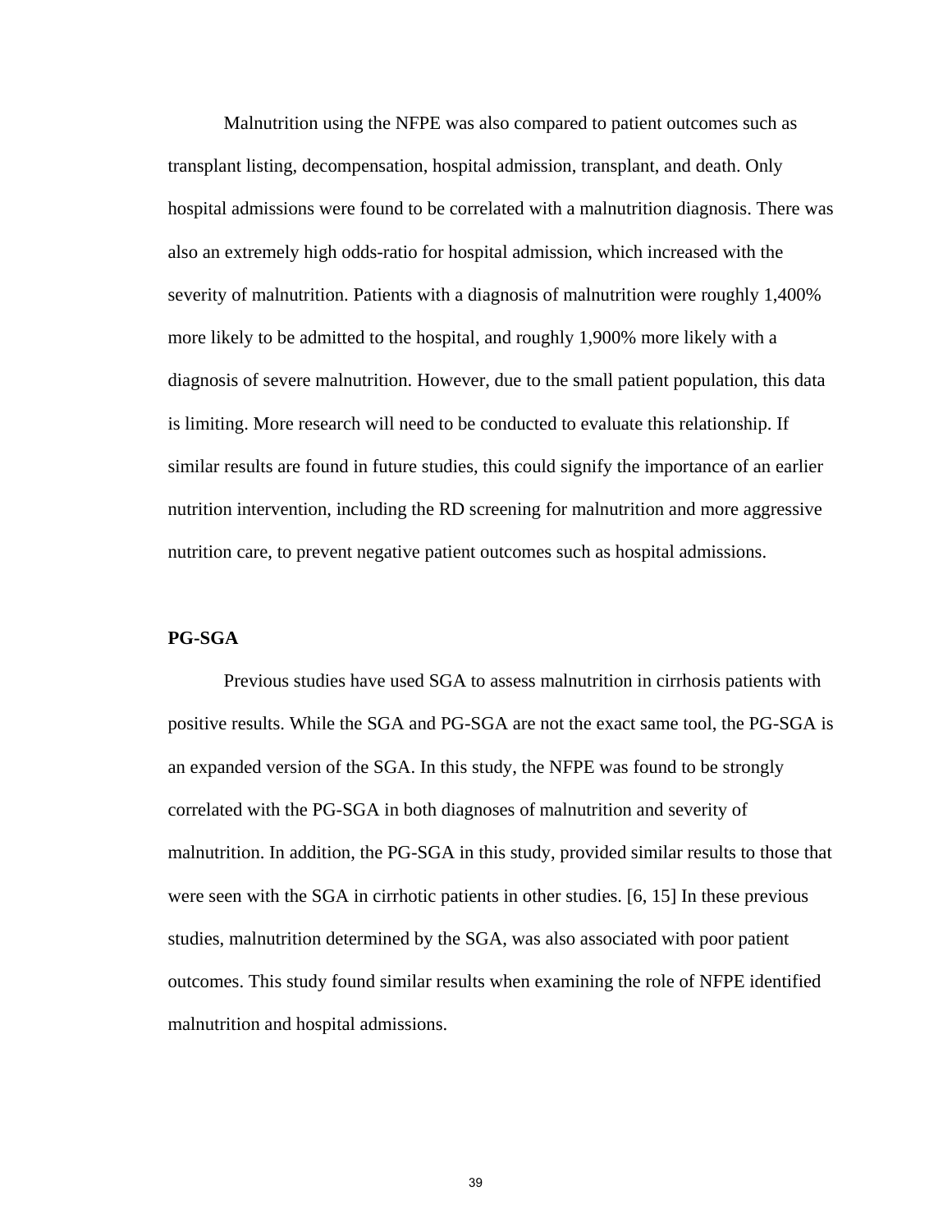Malnutrition using the NFPE was also compared to patient outcomes such as transplant listing, decompensation, hospital admission, transplant, and death. Only hospital admissions were found to be correlated with a malnutrition diagnosis. There was also an extremely high odds-ratio for hospital admission, which increased with the severity of malnutrition. Patients with a diagnosis of malnutrition were roughly 1,400% more likely to be admitted to the hospital, and roughly 1,900% more likely with a diagnosis of severe malnutrition. However, due to the small patient population, this data is limiting. More research will need to be conducted to evaluate this relationship. If similar results are found in future studies, this could signify the importance of an earlier nutrition intervention, including the RD screening for malnutrition and more aggressive nutrition care, to prevent negative patient outcomes such as hospital admissions.

**PG-SGA**

Previous studies have used SGA to assess malnutrition in cirrhosis patients with positive results. While the SGA and PG-SGA are not the exact same tool, the PG-SGA is an expanded version of the SGA. In this study, the NFPE was found to be strongly correlated with the PG-SGA in both diagnoses of malnutrition and severity of malnutrition. In addition, the PG-SGA in this study, provided similar results to those that were seen with the SGA in cirrhotic patients in other studies. [6, 15] In these previous studies, malnutrition determined by the SGA, was also associated with poor patient outcomes. This study found similar results when examining the role of NFPE identified malnutrition and hospital admissions.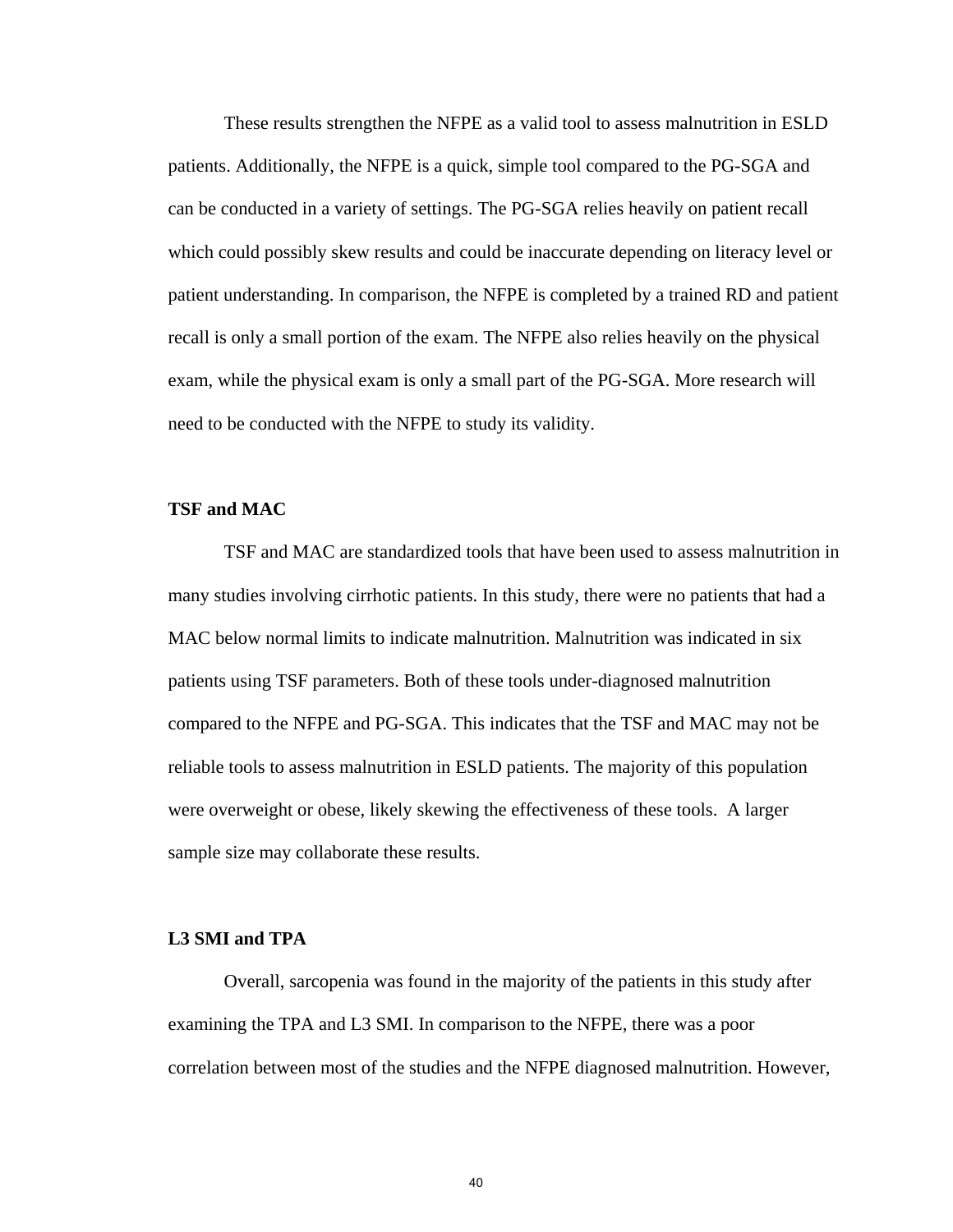These results strengthen the NFPE as a valid tool to assess malnutrition in ESLD patients. Additionally, the NFPE is a quick, simple tool compared to the PG-SGA and can be conducted in a variety of settings. The PG-SGA relies heavily on patient recall which could possibly skew results and could be inaccurate depending on literacy level or patient understanding. In comparison, the NFPE is completed by a trained RD and patient recall is only a small portion of the exam. The NFPE also relies heavily on the physical exam, while the physical exam is only a small part of the PG-SGA. More research will need to be conducted with the NFPE to study its validity.

### TSF and MAC

TSF and MAC are standardized tools that have been used to assess malnutrition in many studies involving cirrhotic patients. In this study, there were no patients that had a MAC below normal limits to indicate malnutrition. Malnutrition was indicated in six patients using TSF parameters. Both of these tools under-diagnosed malnutrition compared to the NFPE and PG-SGA. This indicates that the TSF and MAC may not be reliable tools to assess malnutrition in ESLD patients. The majority of this population were overweight or obese, likely skewing the effectiveness of these tools.  A larger sample size may collaborate these results.

### L3 SMI and TPA

Overall, sarcopenia was found in the majority of the patients in this study after examining the TPA and L3 SMI. In comparison to the NFPE, there was a poor correlation between most of the studies and the NFPE diagnosed malnutrition. However,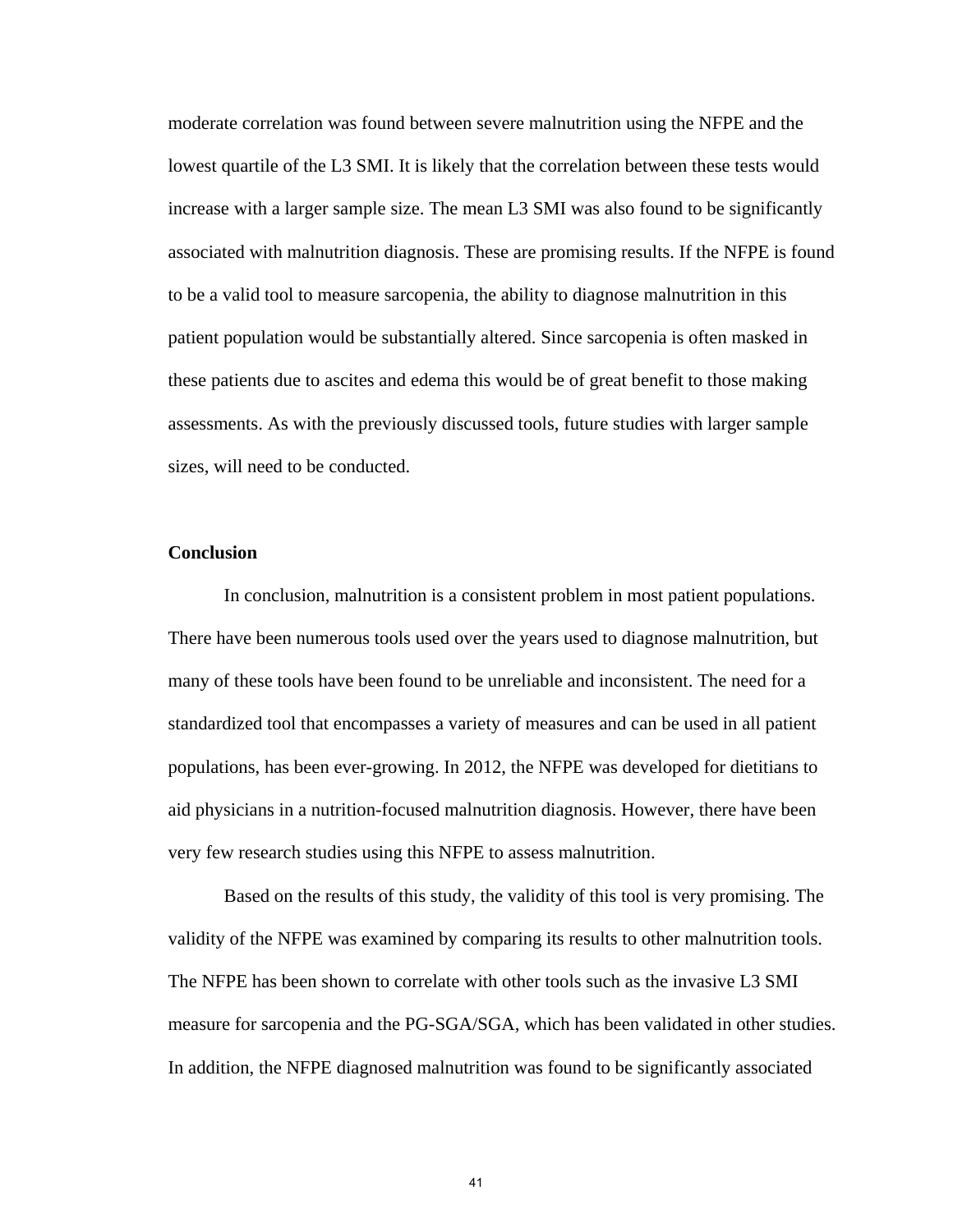moderate correlation was found between severe malnutrition using the NFPE and the lowest quartile of the L3 SMI. It is likely that the correlation between these tests would increase with a larger sample size. The mean L3 SMI was also found to be significantly associated with malnutrition diagnosis. These are promising results. If the NFPE is found to be a valid tool to measure sarcopenia, the ability to diagnose malnutrition in this patient population would be substantially altered. Since sarcopenia is often masked in these patients due to ascites and edema this would be of great benefit to those making assessments. As with the previously discussed tools, future studies with larger sample sizes, will need to be conducted.

**Conclusion**

In conclusion, malnutrition is a consistent problem in most patient populations. There have been numerous tools used over the years used to diagnose malnutrition, but many of these tools have been found to be unreliable and inconsistent. The need for a standardized tool that encompasses a variety of measures and can be used in all patient populations, has been ever-growing. In 2012, the NFPE was developed for dietitians to aid physicians in a nutrition-focused malnutrition diagnosis. However, there have been very few research studies using this NFPE to assess malnutrition.

Based on the results of this study, the validity of this tool is very promising. The validity of the NFPE was examined by comparing its results to other malnutrition tools. The NFPE has been shown to correlate with other tools such as the invasive L3 SMI measure for sarcopenia and the PG-SGA/SGA, which has been validated in other studies. In addition, the NFPE diagnosed malnutrition was found to be significantly associated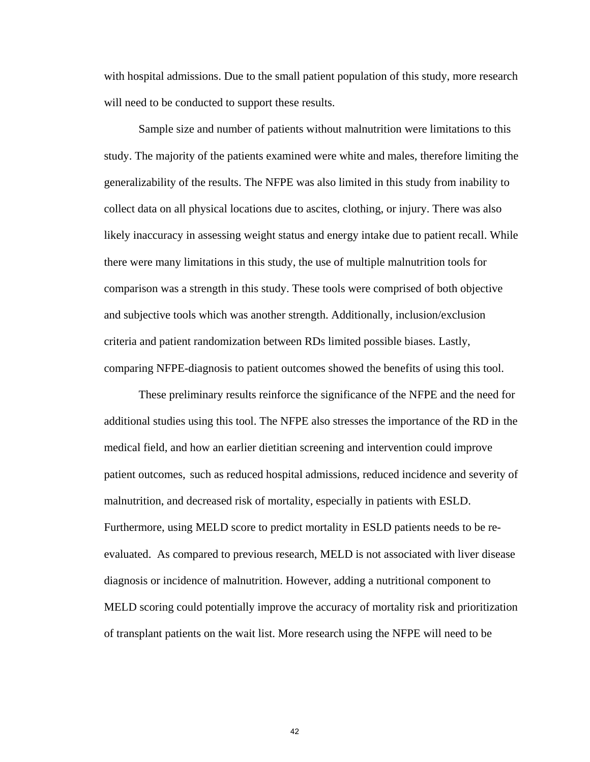with hospital admissions. Due to the small patient population of this study, more research will need to be conducted to support these results.

Sample size and number of patients without malnutrition were limitations to this study. The majority of the patients examined were white and males, therefore limiting the generalizability of the results. The NFPE was also limited in this study from inability to collect data on all physical locations due to ascites, clothing, or injury. There was also likely inaccuracy in assessing weight status and energy intake due to patient recall. While there were many limitations in this study, the use of multiple malnutrition tools for comparison was a strength in this study. These tools were comprised of both objective and subjective tools which was another strength. Additionally, inclusion/exclusion criteria and patient randomization between RDs limited possible biases. Lastly, comparing NFPE-diagnosis to patient outcomes showed the benefits of using this tool.

These preliminary results reinforce the significance of the NFPE and the need for additional studies using this tool. The NFPE also stresses the importance of the RD in the medical field, and how an earlier dietitian screening and intervention could improve patient outcomes, such as reduced hospital admissions, reduced incidence and severity of malnutrition, and decreased risk of mortality, especially in patients with ESLD. Furthermore, using MELD score to predict mortality in ESLD patients needs to be re-evaluated. As compared to previous research, MELD is not associated with liver disease diagnosis or incidence of malnutrition. However, adding a nutritional component to MELD scoring could potentially improve the accuracy of mortality risk and prioritization of transplant patients on the wait list. More research using the NFPE will need to be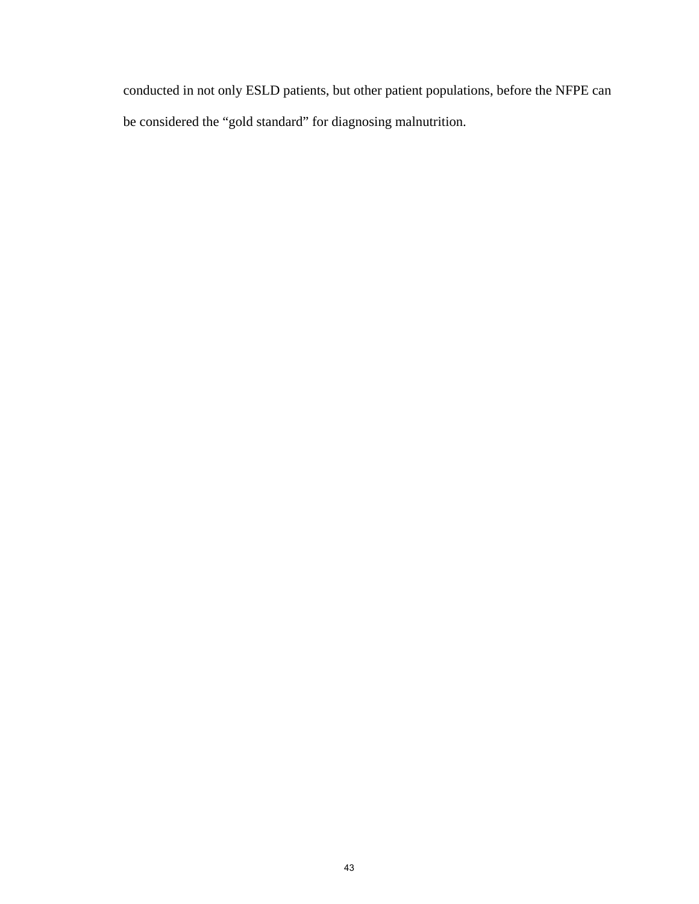conducted in not only ESLD patients, but other patient populations, before the NFPE can be considered the “gold standard” for diagnosing malnutrition.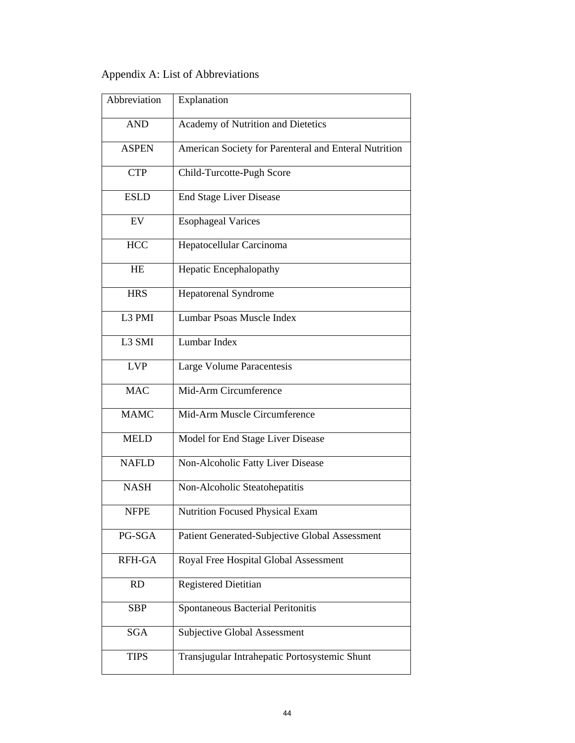# Appendix A: List of Abbreviations

| Abbreviation | Explanation |
|---|---|
| AND | Academy of Nutrition and Dietetics |
| ASPEN | American Society for Parenteral and Enteral Nutrition |
| CTP | Child-Turcotte-Pugh Score |
| ESLD | End Stage Liver Disease |
| EV | Esophageal Varices |
| HCC | Hepatocellular Carcinoma |
| HE | Hepatic Encephalopathy |
| HRS | Hepatorenal Syndrome |
| L3 PMI | Lumbar Psoas Muscle Index |
| L3 SMI | Lumbar Index |
| LVP | Large Volume Paracentesis |
| MAC | Mid-Arm Circumference |
| MAMC | Mid-Arm Muscle Circumference |
| MELD | Model for End Stage Liver Disease |
| NAFLD | Non-Alcoholic Fatty Liver Disease |
| NASH | Non-Alcoholic Steatohepatitis |
| NFPE | Nutrition Focused Physical Exam |
| PG-SGA | Patient Generated-Subjective Global Assessment |
| RFH-GA | Royal Free Hospital Global Assessment |
| RD | Registered Dietitian |
| SBP | Spontaneous Bacterial Peritonitis |
| SGA | Subjective Global Assessment |
| TIPS | Transjugular Intrahepatic Portosystemic Shunt |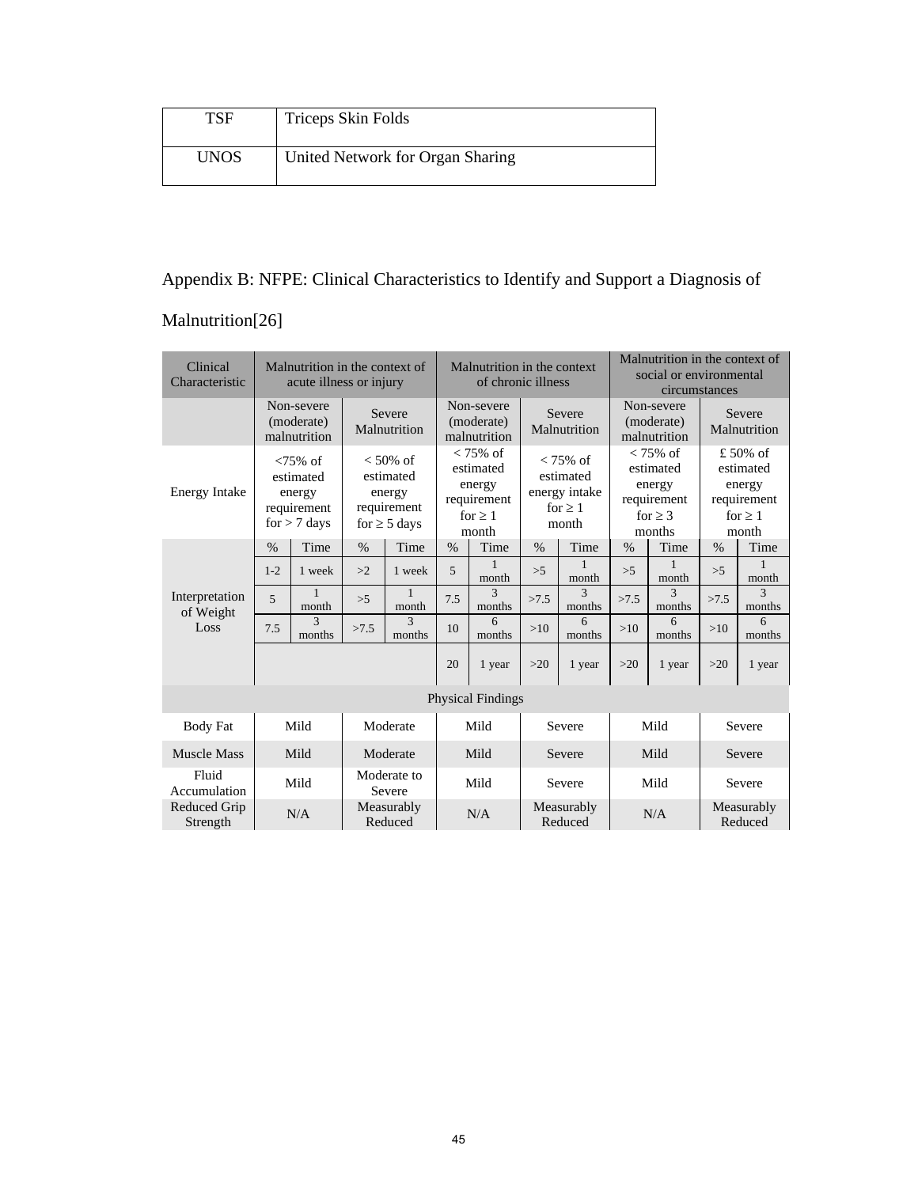| TSF | Triceps Skin Folds |
|---|---|
| UNOS | United Network for Organ Sharing |

## Appendix B: NFPE: Clinical Characteristics to Identify and Support a Diagnosis of Malnutrition[26]

| Clinical Characteristic | Malnutrition in the context of acute illness or injury | | | | Malnutrition in the context of chronic illness | | | | Malnutrition in the context of social or environmental circumstances | | | |
|---|---|---|---|---|---|---|---|---|---|---|---|---|
| | Non-severe (moderate) malnutrition | | Severe Malnutrition | | Non-severe (moderate) malnutrition | | Severe Malnutrition | | Non-severe (moderate) malnutrition | | Severe Malnutrition | |
| Energy Intake | <75% of estimated energy requirement for > 7 days | | < 50% of estimated energy requirement for ≥ 5 days | | < 75% of estimated energy requirement for ≥ 1 month | | < 75% of estimated energy intake for ≥ 1 month | | < 75% of estimated energy requirement for ≥ 3 months | | £ 50% of estimated energy requirement for ≥ 1 month | |
| Interpretation of Weight Loss | % | Time | % | Time | % | Time | % | Time | % | Time | % | Time |
| | 1-2 | 1 week | >2 | 1 week | 5 | 1 month | >5 | 1 month | >5 | 1 month | >5 | 1 month |
| | 5 | 1 month | >5 | 1 month | 7.5 | 3 months | >7.5 | 3 months | >7.5 | 3 months | >7.5 | 3 months |
| | 7.5 | 3 months | >7.5 | 3 months | 10 | 6 months | >10 | 6 months | >10 | 6 months | >10 | 6 months |
| | | | | | 20 | 1 year | >20 | 1 year | >20 | 1 year | >20 | 1 year |
| Physical Findings | | | | | | | | | | | | |
| Body Fat | Mild | | Moderate | | Mild | | Severe | | Mild | | Severe | |
| Muscle Mass | Mild | | Moderate | | Mild | | Severe | | Mild | | Severe | |
| Fluid Accumulation | Mild | | Moderate to Severe | | Mild | | Severe | | Mild | | Severe | |
| Reduced Grip Strength | N/A | | Measurably Reduced | | N/A | | Measurably Reduced | | N/A | | Measurably Reduced | |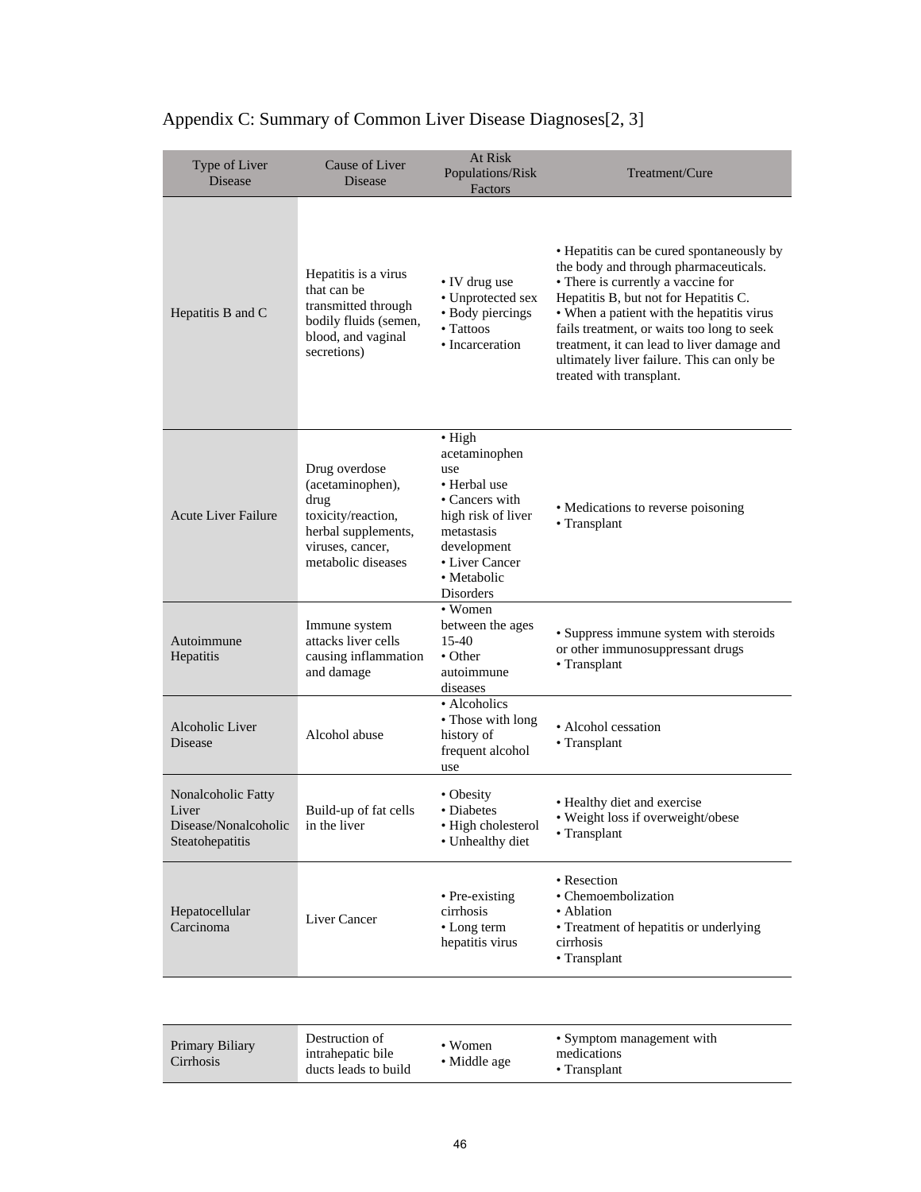## Appendix C: Summary of Common Liver Disease Diagnoses[2, 3]

| Type of Liver Disease | Cause of Liver Disease | At Risk Populations/Risk Factors | Treatment/Cure |
|---|---|---|---|
| Hepatitis B and C | Hepatitis is a virus that can be transmitted through bodily fluids (semen, blood, and vaginal secretions) | • IV drug use<br>• Unprotected sex<br>• Body piercings<br>• Tattoos<br>• Incarceration | • Hepatitis can be cured spontaneously by the body and through pharmaceuticals.<br>• There is currently a vaccine for Hepatitis B, but not for Hepatitis C.<br>• When a patient with the hepatitis virus fails treatment, or waits too long to seek treatment, it can lead to liver damage and ultimately liver failure. This can only be treated with transplant. |
| Acute Liver Failure | Drug overdose (acetaminophen), drug toxicity/reaction, herbal supplements, viruses, cancer, metabolic diseases | • High acetaminophen use<br>• Herbal use<br>• Cancers with high risk of liver metastasis development<br>• Liver Cancer<br>• Metabolic Disorders | • Medications to reverse poisoning<br>• Transplant |
| Autoimmune Hepatitis | Immune system attacks liver cells causing inflammation and damage | • Women between the ages 15-40<br>• Other autoimmune diseases | • Suppress immune system with steroids or other immunosuppressant drugs<br>• Transplant |
| Alcoholic Liver Disease | Alcohol abuse | • Alcoholics<br>• Those with long history of frequent alcohol use | • Alcohol cessation<br>• Transplant |
| Nonalcoholic Fatty Liver Disease/Nonalcoholic Steatohepatitis | Build-up of fat cells in the liver | • Obesity<br>• Diabetes<br>• High cholesterol<br>• Unhealthy diet | • Healthy diet and exercise<br>• Weight loss if overweight/obese<br>• Transplant |
| Hepatocellular Carcinoma | Liver Cancer | • Pre-existing cirrhosis<br>• Long term hepatitis virus | • Resection<br>• Chemoembolization<br>• Ablation<br>• Treatment of hepatitis or underlying cirrhosis<br>• Transplant |
| Primary Biliary Cirrhosis | Destruction of intrahepatic bile ducts leads to build | • Women<br>• Middle age | • Symptom management with medications<br>• Transplant |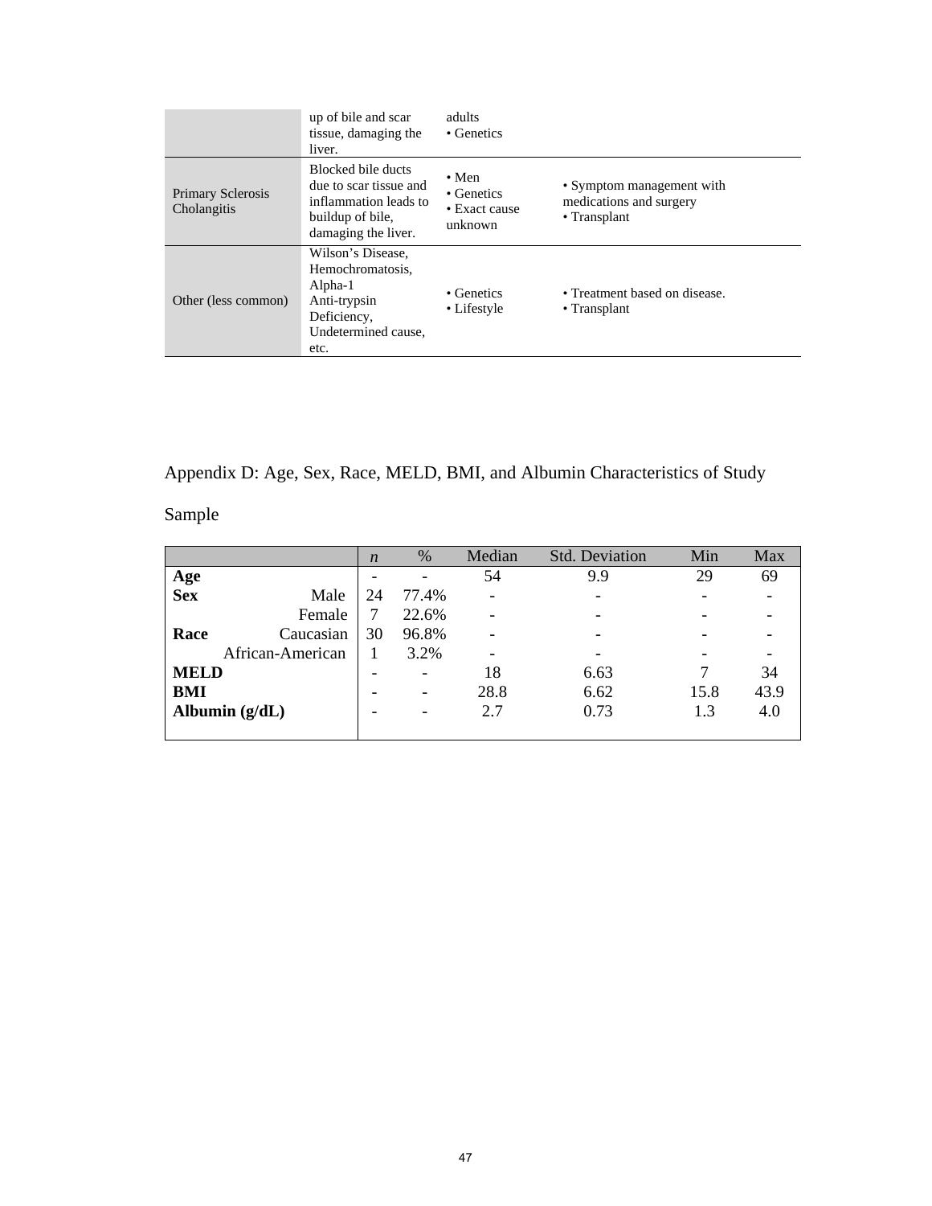| | | | |
|---|---|---|---|
| | up of bile and scar tissue, damaging the liver. | adults<br>• Genetics | |
| Primary Sclerosis Cholangitis | Blocked bile ducts due to scar tissue and inflammation leads to buildup of bile, damaging the liver. | • Men<br>• Genetics<br>• Exact cause unknown | • Symptom management with medications and surgery<br>• Transplant |
| Other (less common) | Wilson's Disease, Hemochromatosis, Alpha-1 Anti-trypsin Deficiency, Undetermined cause, etc. | • Genetics<br>• Lifestyle | • Treatment based on disease.<br>• Transplant |

Appendix D: Age, Sex, Race, MELD, BMI, and Albumin Characteristics of Study Sample

| | | *n* | % | Median | Std. Deviation | Min | Max |
|---|---|---|---|---|---|---|---|
| **Age** | | - | - | 54 | 9.9 | 29 | 69 |
| **Sex** | Male | 24 | 77.4% | - | - | - | - |
| | Female | 7 | 22.6% | - | - | - | - |
| **Race** | Caucasian | 30 | 96.8% | - | - | - | - |
| | African-American | 1 | 3.2% | - | - | - | - |
| **MELD** | | - | - | 18 | 6.63 | 7 | 34 |
| **BMI** | | - | - | 28.8 | 6.62 | 15.8 | 43.9 |
| **Albumin (g/dL)** | | - | - | 2.7 | 0.73 | 1.3 | 4.0 |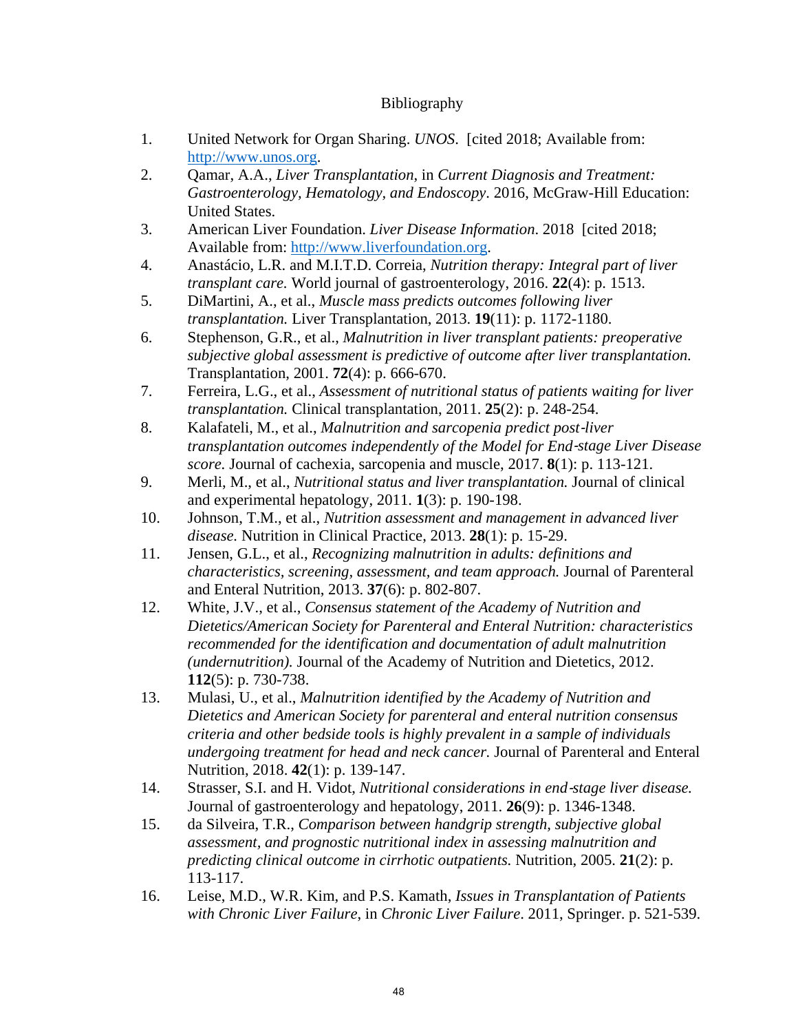# Bibliography

1. United Network for Organ Sharing. *UNOS*. [cited 2018; Available from: http://www.unos.org.
2. Qamar, A.A., *Liver Transplantation*, in *Current Diagnosis and Treatment: Gastroenterology, Hematology, and Endoscopy*. 2016, McGraw-Hill Education: United States.
3. American Liver Foundation. *Liver Disease Information*. 2018 [cited 2018; Available from: http://www.liverfoundation.org.
4. Anastácio, L.R. and M.I.T.D. Correia, *Nutrition therapy: Integral part of liver transplant care.* World journal of gastroenterology, 2016. **22**(4): p. 1513.
5. DiMartini, A., et al., *Muscle mass predicts outcomes following liver transplantation.* Liver Transplantation, 2013. **19**(11): p. 1172-1180.
6. Stephenson, G.R., et al., *Malnutrition in liver transplant patients: preoperative subjective global assessment is predictive of outcome after liver transplantation.* Transplantation, 2001. **72**(4): p. 666-670.
7. Ferreira, L.G., et al., *Assessment of nutritional status of patients waiting for liver transplantation.* Clinical transplantation, 2011. **25**(2): p. 248-254.
8. Kalafateli, M., et al., *Malnutrition and sarcopenia predict post-liver transplantation outcomes independently of the Model for End‐stage Liver Disease score.* Journal of cachexia, sarcopenia and muscle, 2017. **8**(1): p. 113-121.
9. Merli, M., et al., *Nutritional status and liver transplantation.* Journal of clinical and experimental hepatology, 2011. **1**(3): p. 190-198.
10. Johnson, T.M., et al., *Nutrition assessment and management in advanced liver disease.* Nutrition in Clinical Practice, 2013. **28**(1): p. 15-29.
11. Jensen, G.L., et al., *Recognizing malnutrition in adults: definitions and characteristics, screening, assessment, and team approach.* Journal of Parenteral and Enteral Nutrition, 2013. **37**(6): p. 802-807.
12. White, J.V., et al., *Consensus statement of the Academy of Nutrition and Dietetics/American Society for Parenteral and Enteral Nutrition: characteristics recommended for the identification and documentation of adult malnutrition (undernutrition).* Journal of the Academy of Nutrition and Dietetics, 2012. **112**(5): p. 730-738.
13. Mulasi, U., et al., *Malnutrition identified by the Academy of Nutrition and Dietetics and American Society for parenteral and enteral nutrition consensus criteria and other bedside tools is highly prevalent in a sample of individuals undergoing treatment for head and neck cancer.* Journal of Parenteral and Enteral Nutrition, 2018. **42**(1): p. 139-147.
14. Strasser, S.I. and H. Vidot, *Nutritional considerations in end‐stage liver disease.* Journal of gastroenterology and hepatology, 2011. **26**(9): p. 1346-1348.
15. da Silveira, T.R., *Comparison between handgrip strength, subjective global assessment, and prognostic nutritional index in assessing malnutrition and predicting clinical outcome in cirrhotic outpatients.* Nutrition, 2005. **21**(2): p. 113-117.
16. Leise, M.D., W.R. Kim, and P.S. Kamath, *Issues in Transplantation of Patients with Chronic Liver Failure*, in *Chronic Liver Failure*. 2011, Springer. p. 521-539.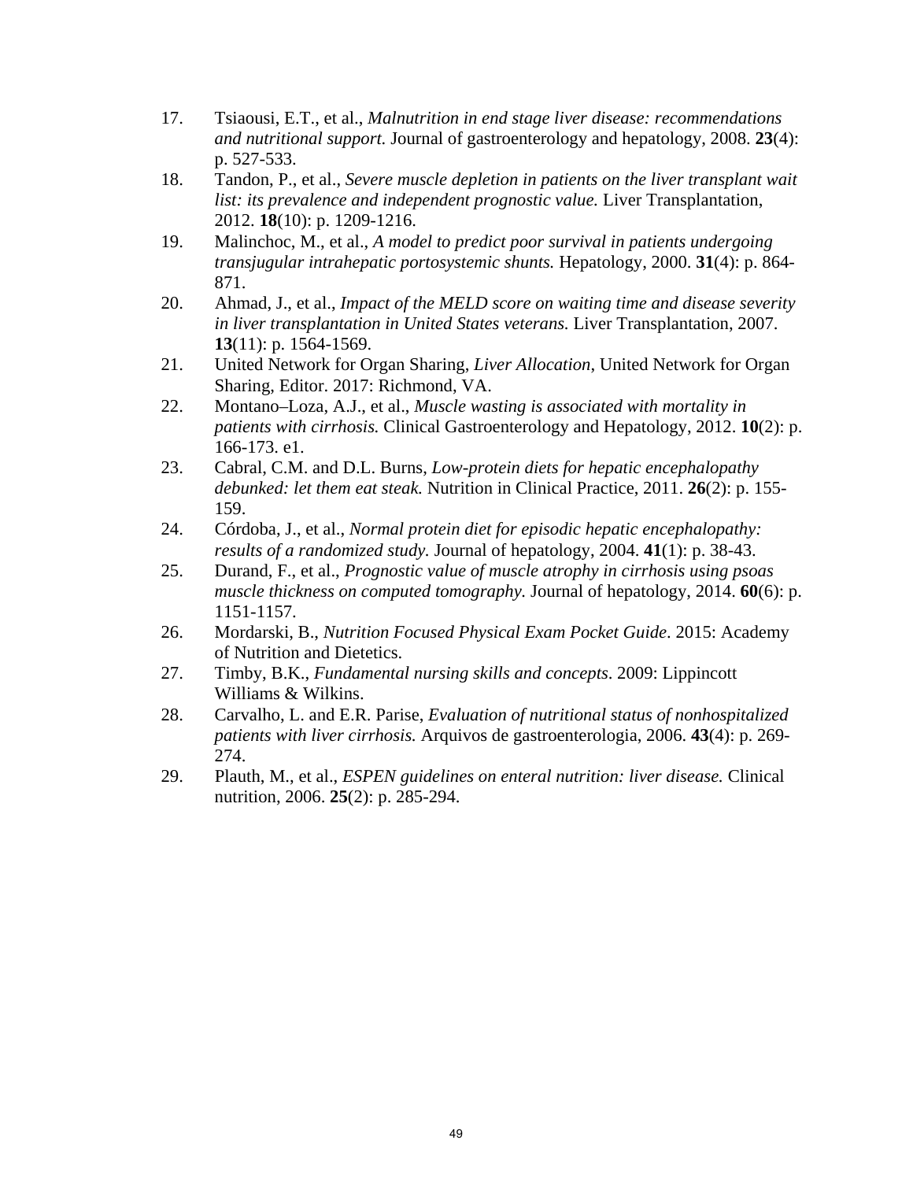17. Tsiaousi, E.T., et al., *Malnutrition in end stage liver disease: recommendations and nutritional support.* Journal of gastroenterology and hepatology, 2008. **23**(4): p. 527-533.
18. Tandon, P., et al., *Severe muscle depletion in patients on the liver transplant wait list: its prevalence and independent prognostic value.* Liver Transplantation, 2012. **18**(10): p. 1209-1216.
19. Malinchoc, M., et al., *A model to predict poor survival in patients undergoing transjugular intrahepatic portosystemic shunts.* Hepatology, 2000. **31**(4): p. 864-871.
20. Ahmad, J., et al., *Impact of the MELD score on waiting time and disease severity in liver transplantation in United States veterans.* Liver Transplantation, 2007. **13**(11): p. 1564-1569.
21. United Network for Organ Sharing, *Liver Allocation*, United Network for Organ Sharing, Editor. 2017: Richmond, VA.
22. Montano–Loza, A.J., et al., *Muscle wasting is associated with mortality in patients with cirrhosis.* Clinical Gastroenterology and Hepatology, 2012. **10**(2): p. 166-173. e1.
23. Cabral, C.M. and D.L. Burns, *Low-protein diets for hepatic encephalopathy debunked: let them eat steak.* Nutrition in Clinical Practice, 2011. **26**(2): p. 155-159.
24. Córdoba, J., et al., *Normal protein diet for episodic hepatic encephalopathy: results of a randomized study.* Journal of hepatology, 2004. **41**(1): p. 38-43.
25. Durand, F., et al., *Prognostic value of muscle atrophy in cirrhosis using psoas muscle thickness on computed tomography.* Journal of hepatology, 2014. **60**(6): p. 1151-1157.
26. Mordarski, B., *Nutrition Focused Physical Exam Pocket Guide*. 2015: Academy of Nutrition and Dietetics.
27. Timby, B.K., *Fundamental nursing skills and concepts*. 2009: Lippincott Williams & Wilkins.
28. Carvalho, L. and E.R. Parise, *Evaluation of nutritional status of nonhospitalized patients with liver cirrhosis.* Arquivos de gastroenterologia, 2006. **43**(4): p. 269-274.
29. Plauth, M., et al., *ESPEN guidelines on enteral nutrition: liver disease.* Clinical nutrition, 2006. **25**(2): p. 285-294.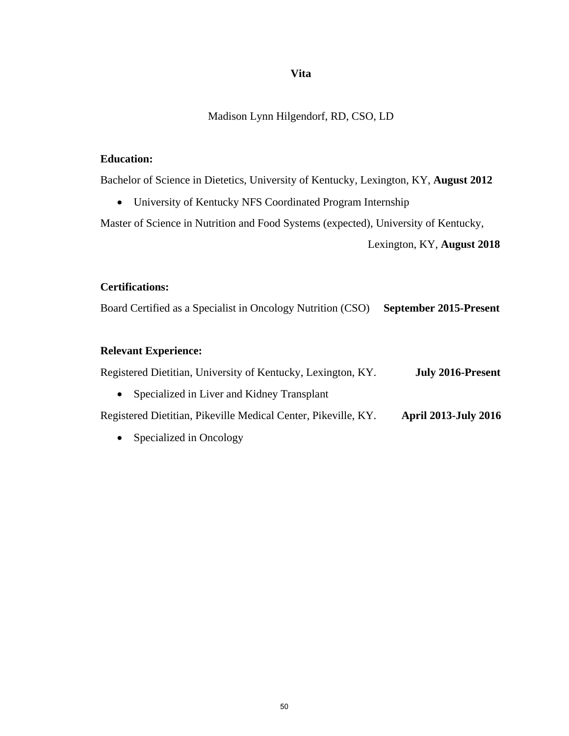# Vita

Madison Lynn Hilgendorf, RD, CSO, LD

**Education:**

Bachelor of Science in Dietetics, University of Kentucky, Lexington, KY, **August 2012**

- University of Kentucky NFS Coordinated Program Internship

Master of Science in Nutrition and Food Systems (expected), University of Kentucky, Lexington, KY, **August 2018**

**Certifications:**

Board Certified as a Specialist in Oncology Nutrition (CSO) **September 2015-Present**

**Relevant Experience:**

Registered Dietitian, University of Kentucky, Lexington, KY. **July 2016-Present**

- Specialized in Liver and Kidney Transplant

Registered Dietitian, Pikeville Medical Center, Pikeville, KY. **April 2013-July 2016**

- Specialized in Oncology